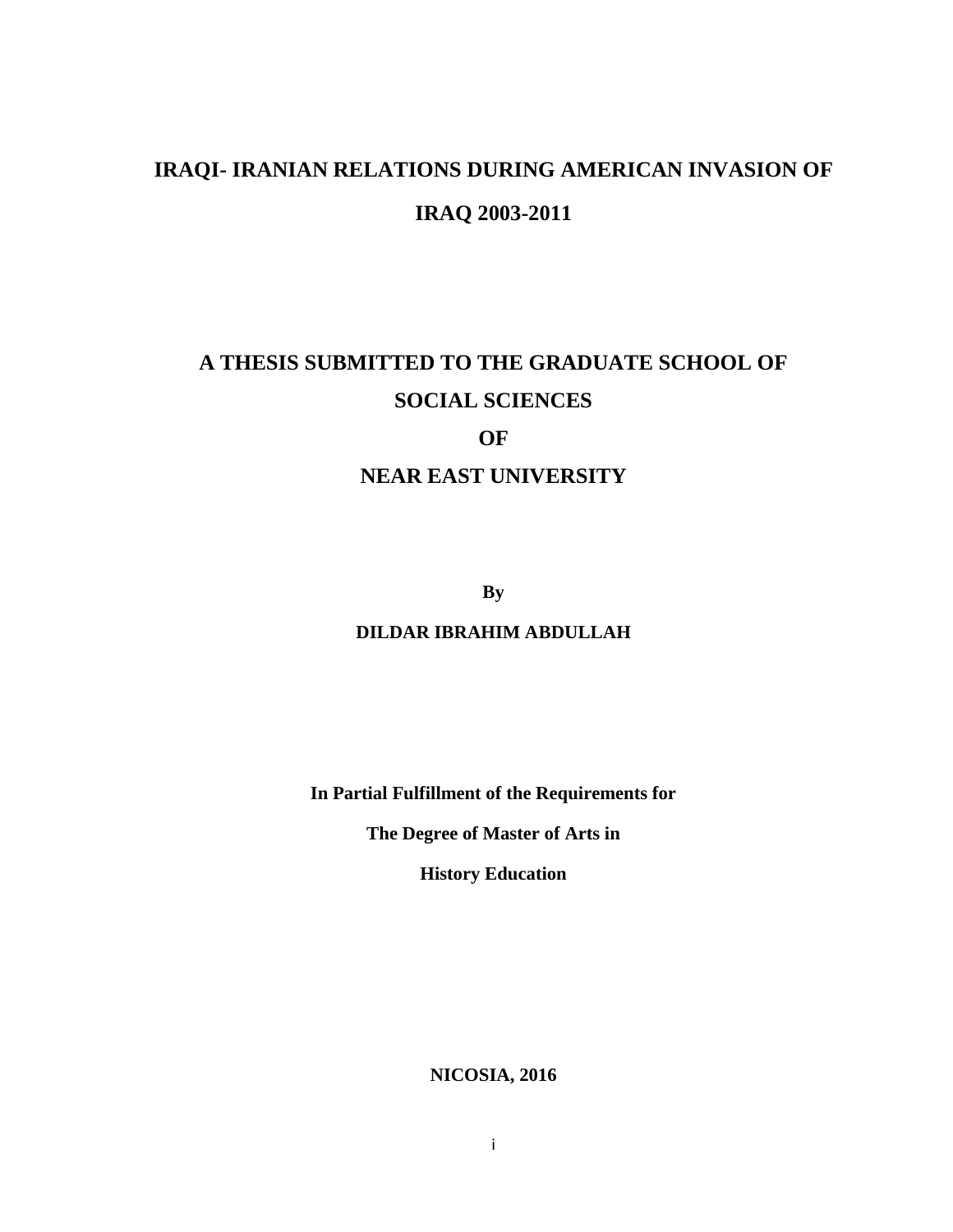# IRAQI- IRANIAN RELATIONS DURING AMERICAN INVASION OF IRAQ 2003-2011

**A THESIS SUBMITTED TO THE GRADUATE SCHOOL OF SOCIAL SCIENCES**

**OF**

**NEAR EAST UNIVERSITY**

**By**

**DILDAR IBRAHIM ABDULLAH**

**In Partial Fulfillment of the Requirements for**

**The Degree of Master of Arts in**

**History Education**

**NICOSIA, 2016**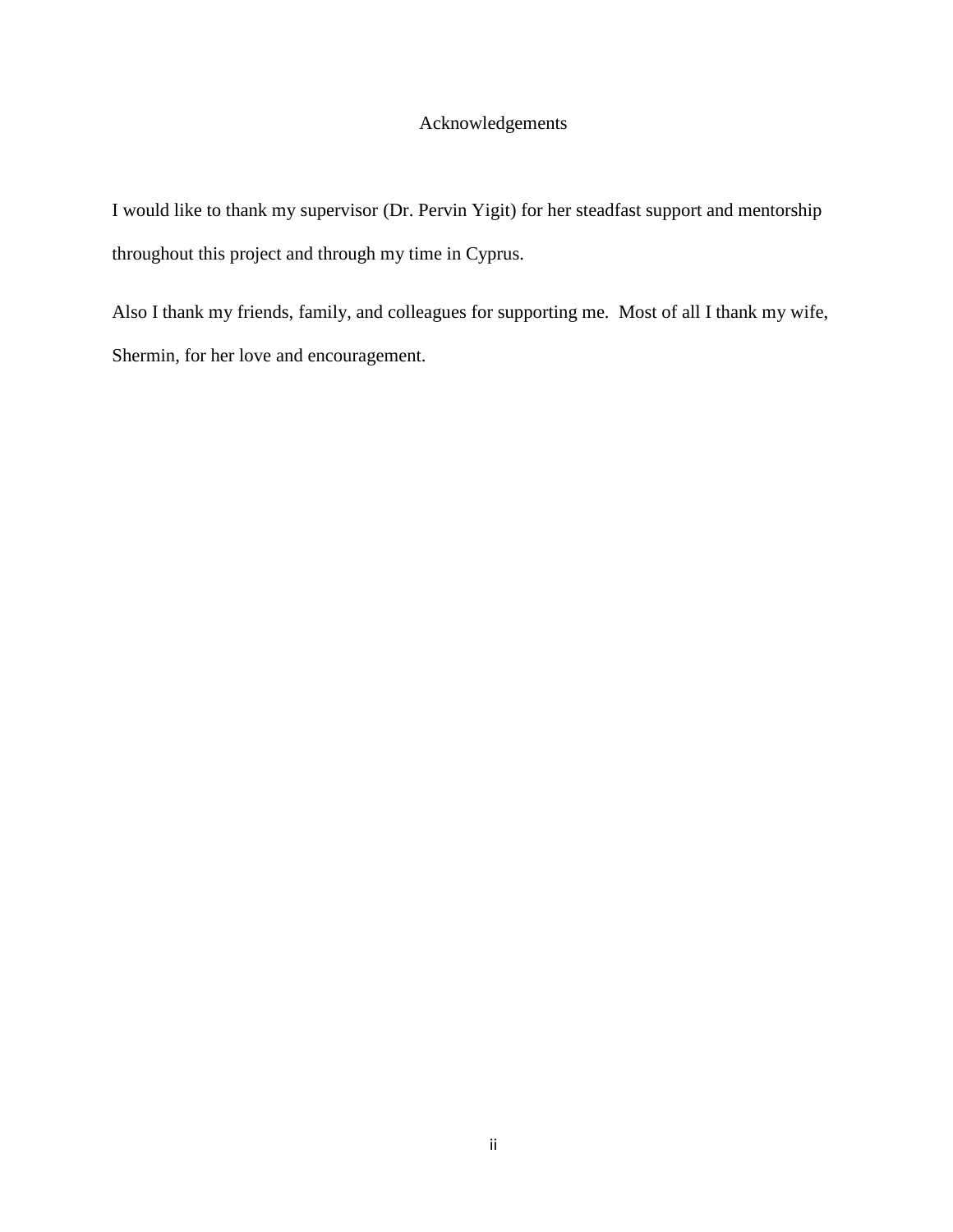# Acknowledgements

I would like to thank my supervisor (Dr. Pervin Yigit) for her steadfast support and mentorship throughout this project and through my time in Cyprus.

Also I thank my friends, family, and colleagues for supporting me. Most of all I thank my wife, Shermin, for her love and encouragement.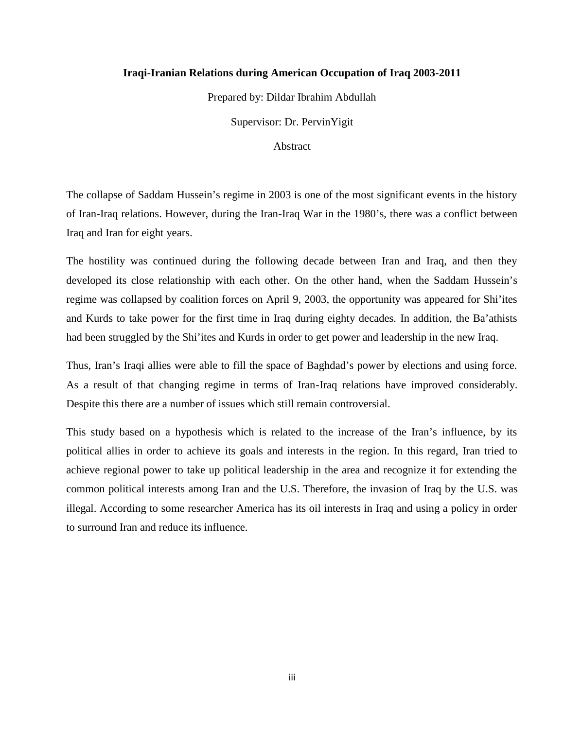**Iraqi-Iranian Relations during American Occupation of Iraq 2003-2011**

Prepared by: Dildar Ibrahim Abdullah

Supervisor: Dr. PervinYigit

Abstract

The collapse of Saddam Hussein's regime in 2003 is one of the most significant events in the history of Iran-Iraq relations. However, during the Iran-Iraq War in the 1980's, there was a conflict between Iraq and Iran for eight years.

The hostility was continued during the following decade between Iran and Iraq, and then they developed its close relationship with each other. On the other hand, when the Saddam Hussein's regime was collapsed by coalition forces on April 9, 2003, the opportunity was appeared for Shi'ites and Kurds to take power for the first time in Iraq during eighty decades. In addition, the Ba'athists had been struggled by the Shi'ites and Kurds in order to get power and leadership in the new Iraq.

Thus, Iran's Iraqi allies were able to fill the space of Baghdad's power by elections and using force. As a result of that changing regime in terms of Iran-Iraq relations have improved considerably. Despite this there are a number of issues which still remain controversial.

This study based on a hypothesis which is related to the increase of the Iran's influence, by its political allies in order to achieve its goals and interests in the region. In this regard, Iran tried to achieve regional power to take up political leadership in the area and recognize it for extending the common political interests among Iran and the U.S. Therefore, the invasion of Iraq by the U.S. was illegal. According to some researcher America has its oil interests in Iraq and using a policy in order to surround Iran and reduce its influence.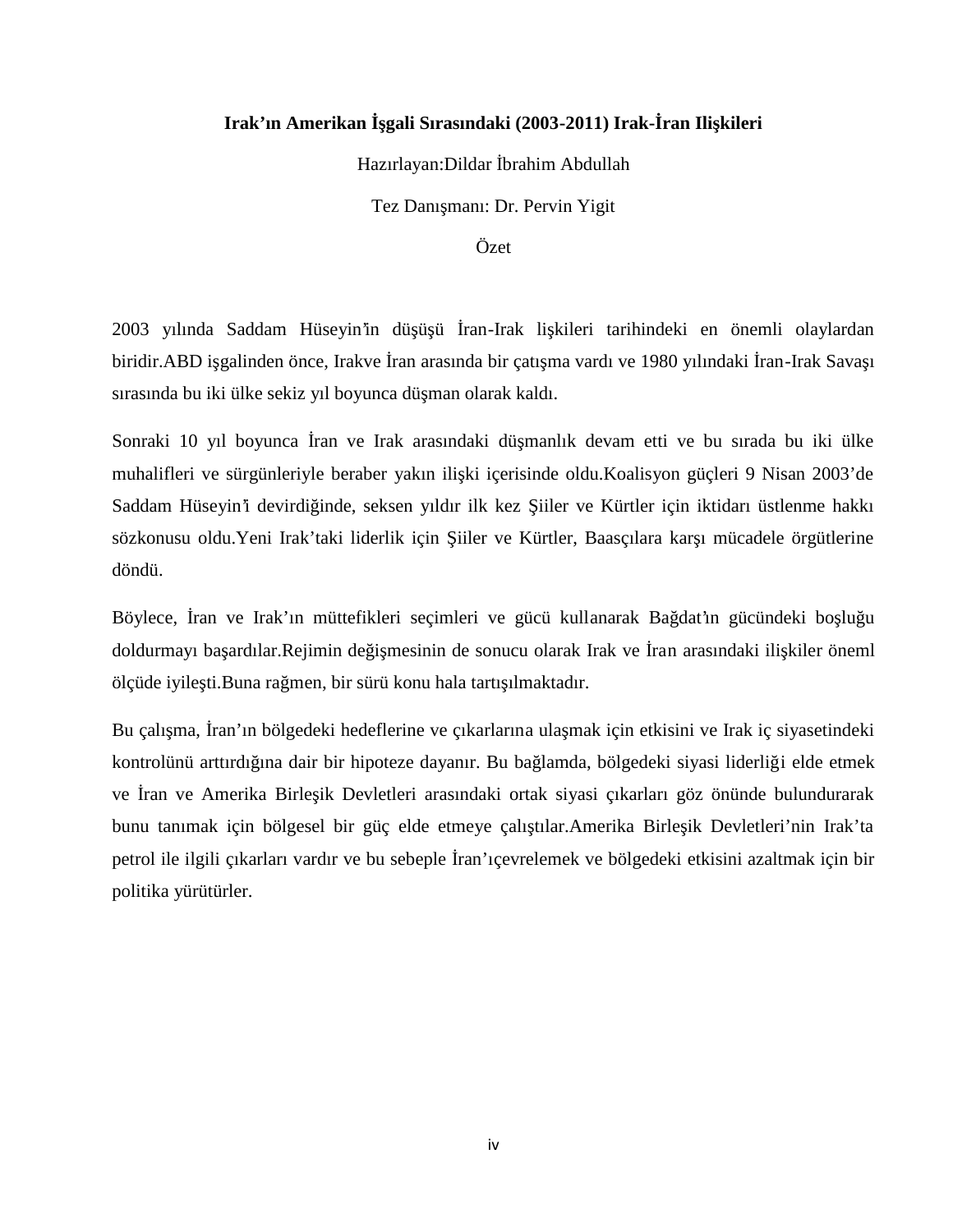**Irak'ın Amerikan İşgali Sırasındaki (2003-2011) Irak-İran Ilişkileri**

Hazırlayan:Dildar İbrahim Abdullah

Tez Danışmanı: Dr. Pervin Yigit

Özet

2003 yılında Saddam Hüseyin'in düşüşü İran-Irak lişkileri tarihindeki en önemli olaylardan biridir.ABD işgalinden önce, Irakve İran arasında bir çatışma vardı ve 1980 yılındaki İran-Irak Savaşı sırasında bu iki ülke sekiz yıl boyunca düşman olarak kaldı.

Sonraki 10 yıl boyunca İran ve Irak arasındaki düşmanlık devam etti ve bu sırada bu iki ülke muhalifleri ve sürgünleriyle beraber yakın ilişki içerisinde oldu.Koalisyon güçleri 9 Nisan 2003'de Saddam Hüseyin'i devirdiğinde, seksen yıldır ilk kez Şiiler ve Kürtler için iktidarı üstlenme hakkı sözkonusu oldu.Yeni Irak'taki liderlik için Şiiler ve Kürtler, Baasçılara karşı mücadele örgütlerine döndü.

Böylece, İran ve Irak'ın müttefikleri seçimleri ve gücü kullanarak Bağdat'ın gücündeki boşluğu doldurmayı başardılar.Rejimin değişmesinin de sonucu olarak Irak ve İran arasındaki ilişkiler öneml ölçüde iyileşti.Buna rağmen, bir sürü konu hala tartışılmaktadır.

Bu çalışma, İran'ın bölgedeki hedeflerine ve çıkarlarına ulaşmak için etkisini ve Irak iç siyasetindeki kontrolünü arttırdığına dair bir hipoteze dayanır. Bu bağlamda, bölgedeki siyasi liderliği elde etmek ve İran ve Amerika Birleşik Devletleri arasındaki ortak siyasi çıkarları göz önünde bulundurarak bunu tanımak için bölgesel bir güç elde etmeye çalıştılar.Amerika Birleşik Devletleri'nin Irak'ta petrol ile ilgili çıkarları vardır ve bu sebeple İran'ıçevrelemek ve bölgedeki etkisini azaltmak için bir politika yürütürler.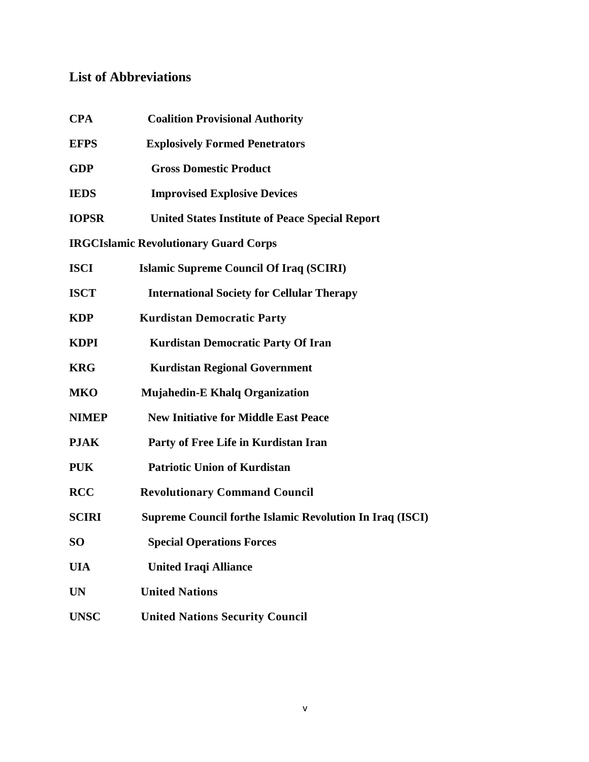## List of Abbreviations

| | |
|---|---|
| **CPA** | **Coalition Provisional Authority** |
| **EFPS** | **Explosively Formed Penetrators** |
| **GDP** | **Gross Domestic Product** |
| **IEDS** | **Improvised Explosive Devices** |
| **IOPSR** | **United States Institute of Peace Special Report** |
| **IRGC** | **Islamic Revolutionary Guard Corps** |
| **ISCI** | **Islamic Supreme Council Of Iraq (SCIRI)** |
| **ISCT** | **International Society for Cellular Therapy** |
| **KDP** | **Kurdistan Democratic Party** |
| **KDPI** | **Kurdistan Democratic Party Of Iran** |
| **KRG** | **Kurdistan Regional Government** |
| **MKO** | **Mujahedin-E Khalq Organization** |
| **NIMEP** | **New Initiative for Middle East Peace** |
| **PJAK** | **Party of Free Life in Kurdistan Iran** |
| **PUK** | **Patriotic Union of Kurdistan** |
| **RCC** | **Revolutionary Command Council** |
| **SCIRI** | **Supreme Council forthe Islamic Revolution In Iraq (ISCI)** |
| **SO** | **Special Operations Forces** |
| **UIA** | **United Iraqi Alliance** |
| **UN** | **United Nations** |
| **UNSC** | **United Nations Security Council** |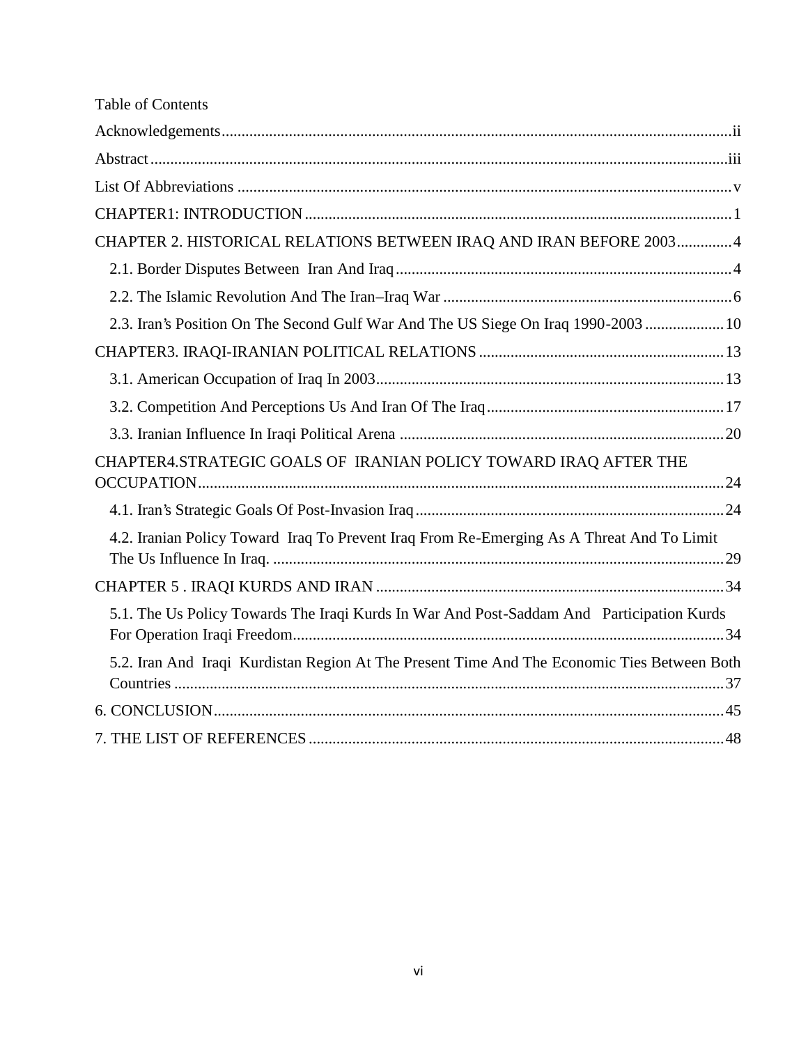# Table of Contents

Acknowledgements ..... ii

Abstract ..... iii

List Of Abbreviations ..... v

CHAPTER1: INTRODUCTION ..... 1

CHAPTER 2. HISTORICAL RELATIONS BETWEEN IRAQ AND IRAN BEFORE 2003 ..... 4

- 2.1. Border Disputes Between Iran And Iraq ..... 4
- 2.2. The Islamic Revolution And The Iran–Iraq War ..... 6
- 2.3. Iran's Position On The Second Gulf War And The US Siege On Iraq 1990-2003 ..... 10

CHAPTER3. IRAQI-IRANIAN POLITICAL RELATIONS ..... 13

- 3.1. American Occupation of Iraq In 2003 ..... 13
- 3.2. Competition And Perceptions Us And Iran Of The Iraq ..... 17
- 3.3. Iranian Influence In Iraqi Political Arena ..... 20

CHAPTER4.STRATEGIC GOALS OF IRANIAN POLICY TOWARD IRAQ AFTER THE OCCUPATION ..... 24

- 4.1. Iran's Strategic Goals Of Post-Invasion Iraq ..... 24
- 4.2. Iranian Policy Toward Iraq To Prevent Iraq From Re-Emerging As A Threat And To Limit The Us Influence In Iraq. ..... 29

CHAPTER 5 . IRAQI KURDS AND IRAN ..... 34

- 5.1. The Us Policy Towards The Iraqi Kurds In War And Post-Saddam And Participation Kurds For Operation Iraqi Freedom ..... 34
- 5.2. Iran And Iraqi Kurdistan Region At The Present Time And The Economic Ties Between Both Countries ..... 37

6. CONCLUSION ..... 45

7. THE LIST OF REFERENCES ..... 48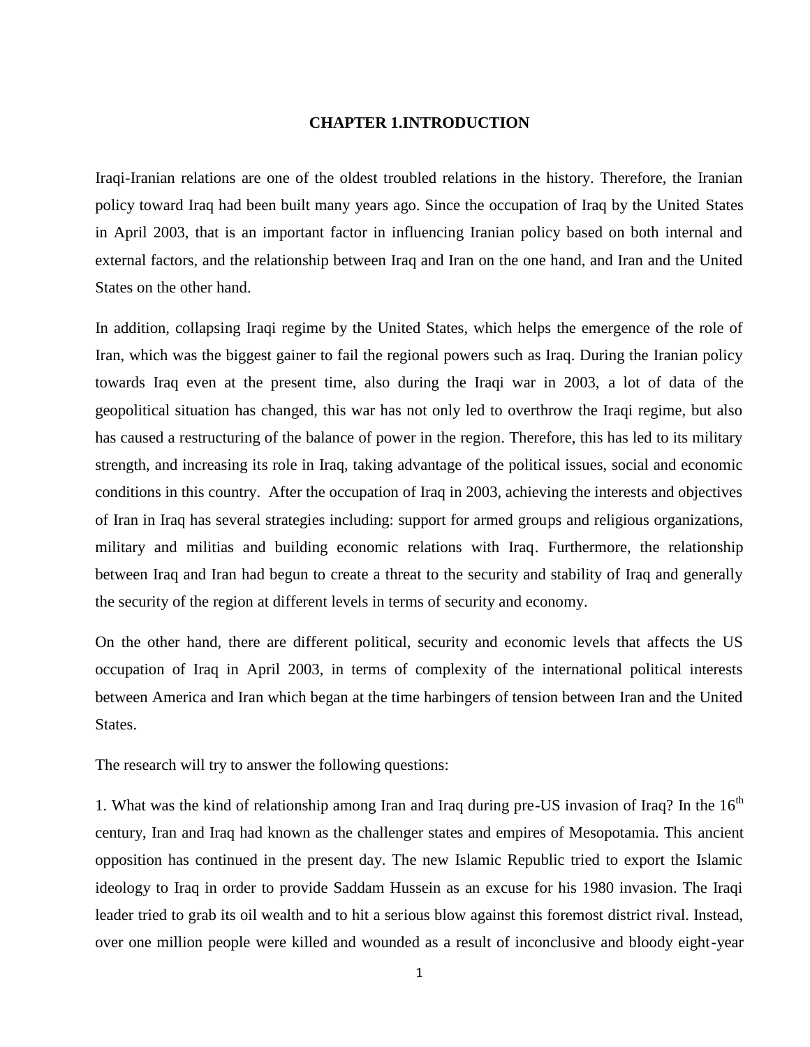# CHAPTER 1.INTRODUCTION

Iraqi-Iranian relations are one of the oldest troubled relations in the history. Therefore, the Iranian policy toward Iraq had been built many years ago. Since the occupation of Iraq by the United States in April 2003, that is an important factor in influencing Iranian policy based on both internal and external factors, and the relationship between Iraq and Iran on the one hand, and Iran and the United States on the other hand.

In addition, collapsing Iraqi regime by the United States, which helps the emergence of the role of Iran, which was the biggest gainer to fail the regional powers such as Iraq. During the Iranian policy towards Iraq even at the present time, also during the Iraqi war in 2003, a lot of data of the geopolitical situation has changed, this war has not only led to overthrow the Iraqi regime, but also has caused a restructuring of the balance of power in the region. Therefore, this has led to its military strength, and increasing its role in Iraq, taking advantage of the political issues, social and economic conditions in this country. After the occupation of Iraq in 2003, achieving the interests and objectives of Iran in Iraq has several strategies including: support for armed groups and religious organizations, military and militias and building economic relations with Iraq. Furthermore, the relationship between Iraq and Iran had begun to create a threat to the security and stability of Iraq and generally the security of the region at different levels in terms of security and economy.

On the other hand, there are different political, security and economic levels that affects the US occupation of Iraq in April 2003, in terms of complexity of the international political interests between America and Iran which began at the time harbingers of tension between Iran and the United States.

The research will try to answer the following questions:

1. What was the kind of relationship among Iran and Iraq during pre-US invasion of Iraq? In the 16th century, Iran and Iraq had known as the challenger states and empires of Mesopotamia. This ancient opposition has continued in the present day. The new Islamic Republic tried to export the Islamic ideology to Iraq in order to provide Saddam Hussein as an excuse for his 1980 invasion. The Iraqi leader tried to grab its oil wealth and to hit a serious blow against this foremost district rival. Instead, over one million people were killed and wounded as a result of inconclusive and bloody eight-year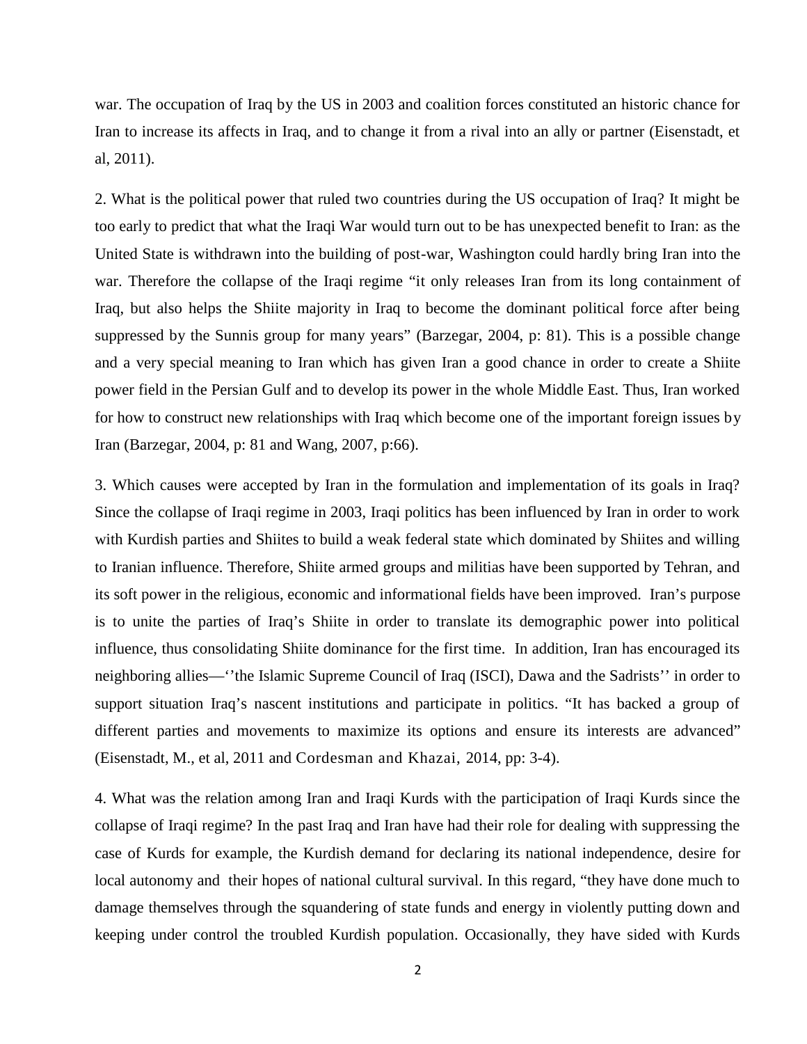war. The occupation of Iraq by the US in 2003 and coalition forces constituted an historic chance for Iran to increase its affects in Iraq, and to change it from a rival into an ally or partner (Eisenstadt, et al, 2011).

2. What is the political power that ruled two countries during the US occupation of Iraq? It might be too early to predict that what the Iraqi War would turn out to be has unexpected benefit to Iran: as the United State is withdrawn into the building of post-war, Washington could hardly bring Iran into the war. Therefore the collapse of the Iraqi regime "it only releases Iran from its long containment of Iraq, but also helps the Shiite majority in Iraq to become the dominant political force after being suppressed by the Sunnis group for many years" (Barzegar, 2004, p: 81). This is a possible change and a very special meaning to Iran which has given Iran a good chance in order to create a Shiite power field in the Persian Gulf and to develop its power in the whole Middle East. Thus, Iran worked for how to construct new relationships with Iraq which become one of the important foreign issues by Iran (Barzegar, 2004, p: 81 and Wang, 2007, p:66).

3. Which causes were accepted by Iran in the formulation and implementation of its goals in Iraq? Since the collapse of Iraqi regime in 2003, Iraqi politics has been influenced by Iran in order to work with Kurdish parties and Shiites to build a weak federal state which dominated by Shiites and willing to Iranian influence. Therefore, Shiite armed groups and militias have been supported by Tehran, and its soft power in the religious, economic and informational fields have been improved. Iran's purpose is to unite the parties of Iraq's Shiite in order to translate its demographic power into political influence, thus consolidating Shiite dominance for the first time. In addition, Iran has encouraged its neighboring allies—''the Islamic Supreme Council of Iraq (ISCI), Dawa and the Sadrists'' in order to support situation Iraq's nascent institutions and participate in politics. "It has backed a group of different parties and movements to maximize its options and ensure its interests are advanced" (Eisenstadt, M., et al, 2011 and Cordesman and Khazai, 2014, pp: 3-4).

4. What was the relation among Iran and Iraqi Kurds with the participation of Iraqi Kurds since the collapse of Iraqi regime? In the past Iraq and Iran have had their role for dealing with suppressing the case of Kurds for example, the Kurdish demand for declaring its national independence, desire for local autonomy and their hopes of national cultural survival. In this regard, "they have done much to damage themselves through the squandering of state funds and energy in violently putting down and keeping under control the troubled Kurdish population. Occasionally, they have sided with Kurds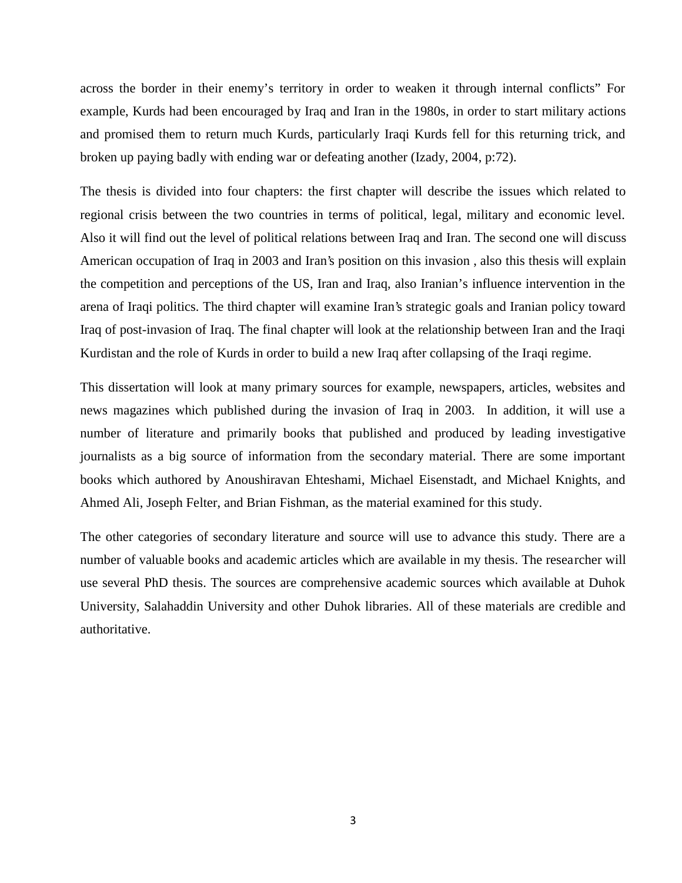across the border in their enemy's territory in order to weaken it through internal conflicts" For example, Kurds had been encouraged by Iraq and Iran in the 1980s, in order to start military actions and promised them to return much Kurds, particularly Iraqi Kurds fell for this returning trick, and broken up paying badly with ending war or defeating another (Izady, 2004, p:72).

The thesis is divided into four chapters: the first chapter will describe the issues which related to regional crisis between the two countries in terms of political, legal, military and economic level. Also it will find out the level of political relations between Iraq and Iran. The second one will discuss American occupation of Iraq in 2003 and Iran's position on this invasion , also this thesis will explain the competition and perceptions of the US, Iran and Iraq, also Iranian's influence intervention in the arena of Iraqi politics. The third chapter will examine Iran's strategic goals and Iranian policy toward Iraq of post-invasion of Iraq. The final chapter will look at the relationship between Iran and the Iraqi Kurdistan and the role of Kurds in order to build a new Iraq after collapsing of the Iraqi regime.

This dissertation will look at many primary sources for example, newspapers, articles, websites and news magazines which published during the invasion of Iraq in 2003. In addition, it will use a number of literature and primarily books that published and produced by leading investigative journalists as a big source of information from the secondary material. There are some important books which authored by Anoushiravan Ehteshami, Michael Eisenstadt, and Michael Knights, and Ahmed Ali, Joseph Felter, and Brian Fishman, as the material examined for this study.

The other categories of secondary literature and source will use to advance this study. There are a number of valuable books and academic articles which are available in my thesis. The researcher will use several PhD thesis. The sources are comprehensive academic sources which available at Duhok University, Salahaddin University and other Duhok libraries. All of these materials are credible and authoritative.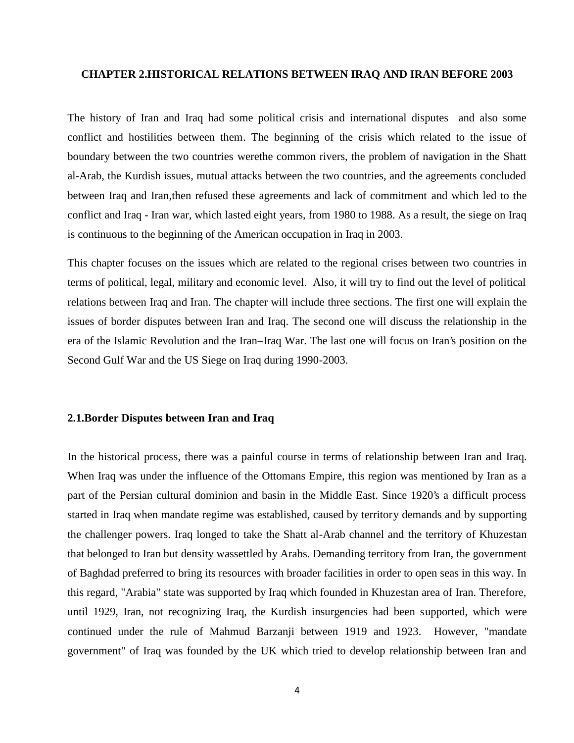# CHAPTER 2.HISTORICAL RELATIONS BETWEEN IRAQ AND IRAN BEFORE 2003

The history of Iran and Iraq had some political crisis and international disputes and also some conflict and hostilities between them. The beginning of the crisis which related to the issue of boundary between the two countries werethe common rivers, the problem of navigation in the Shatt al-Arab, the Kurdish issues, mutual attacks between the two countries, and the agreements concluded between Iraq and Iran,then refused these agreements and lack of commitment and which led to the conflict and Iraq - Iran war, which lasted eight years, from 1980 to 1988. As a result, the siege on Iraq is continuous to the beginning of the American occupation in Iraq in 2003.

This chapter focuses on the issues which are related to the regional crises between two countries in terms of political, legal, military and economic level. Also, it will try to find out the level of political relations between Iraq and Iran. The chapter will include three sections. The first one will explain the issues of border disputes between Iran and Iraq. The second one will discuss the relationship in the era of the Islamic Revolution and the Iran–Iraq War. The last one will focus on Iran's position on the Second Gulf War and the US Siege on Iraq during 1990-2003.

## 2.1.Border Disputes between Iran and Iraq

In the historical process, there was a painful course in terms of relationship between Iran and Iraq. When Iraq was under the influence of the Ottomans Empire, this region was mentioned by Iran as a part of the Persian cultural dominion and basin in the Middle East. Since 1920's a difficult process started in Iraq when mandate regime was established, caused by territory demands and by supporting the challenger powers. Iraq longed to take the Shatt al-Arab channel and the territory of Khuzestan that belonged to Iran but density wassettled by Arabs. Demanding territory from Iran, the government of Baghdad preferred to bring its resources with broader facilities in order to open seas in this way. In this regard, "Arabia" state was supported by Iraq which founded in Khuzestan area of Iran. Therefore, until 1929, Iran, not recognizing Iraq, the Kurdish insurgencies had been supported, which were continued under the rule of Mahmud Barzanji between 1919 and 1923. However, "mandate government" of Iraq was founded by the UK which tried to develop relationship between Iran and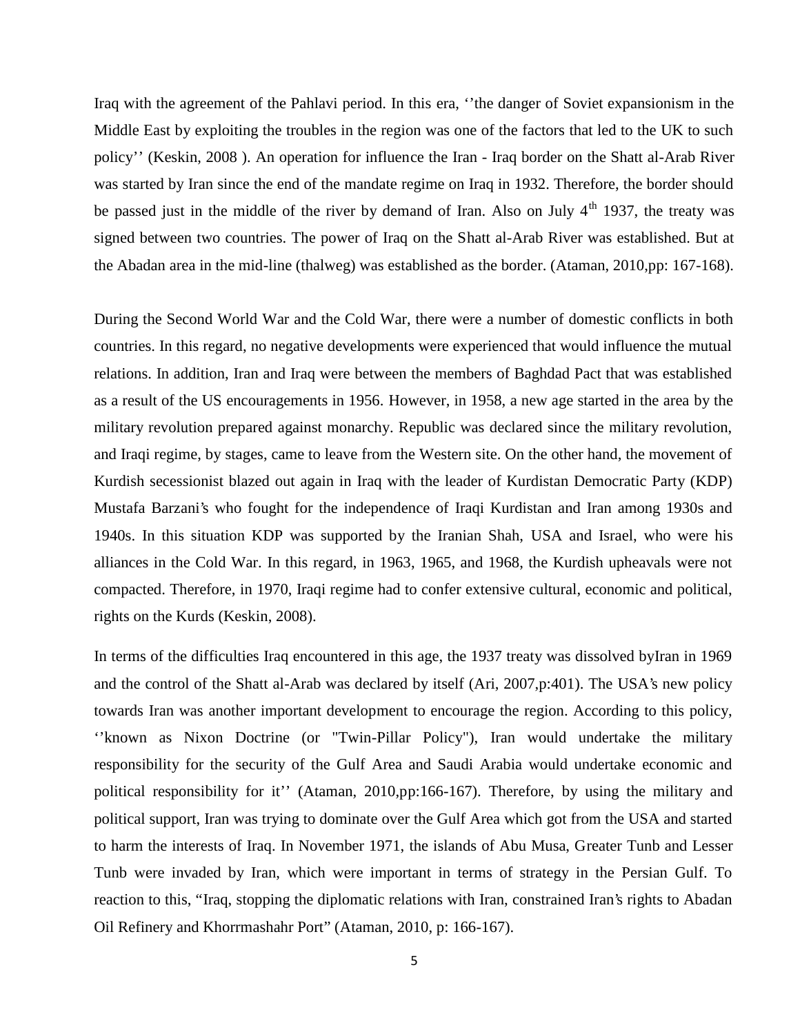Iraq with the agreement of the Pahlavi period. In this era, ''the danger of Soviet expansionism in the Middle East by exploiting the troubles in the region was one of the factors that led to the UK to such policy'' (Keskin, 2008 ). An operation for influence the Iran - Iraq border on the Shatt al-Arab River was started by Iran since the end of the mandate regime on Iraq in 1932. Therefore, the border should be passed just in the middle of the river by demand of Iran. Also on July 4th 1937, the treaty was signed between two countries. The power of Iraq on the Shatt al-Arab River was established. But at the Abadan area in the mid-line (thalweg) was established as the border. (Ataman, 2010,pp: 167-168).

During the Second World War and the Cold War, there were a number of domestic conflicts in both countries. In this regard, no negative developments were experienced that would influence the mutual relations. In addition, Iran and Iraq were between the members of Baghdad Pact that was established as a result of the US encouragements in 1956. However, in 1958, a new age started in the area by the military revolution prepared against monarchy. Republic was declared since the military revolution, and Iraqi regime, by stages, came to leave from the Western site. On the other hand, the movement of Kurdish secessionist blazed out again in Iraq with the leader of Kurdistan Democratic Party (KDP) Mustafa Barzani's who fought for the independence of Iraqi Kurdistan and Iran among 1930s and 1940s. In this situation KDP was supported by the Iranian Shah, USA and Israel, who were his alliances in the Cold War. In this regard, in 1963, 1965, and 1968, the Kurdish upheavals were not compacted. Therefore, in 1970, Iraqi regime had to confer extensive cultural, economic and political, rights on the Kurds (Keskin, 2008).

In terms of the difficulties Iraq encountered in this age, the 1937 treaty was dissolved byIran in 1969 and the control of the Shatt al-Arab was declared by itself (Ari, 2007,p:401). The USA's new policy towards Iran was another important development to encourage the region. According to this policy, ''known as Nixon Doctrine (or "Twin-Pillar Policy"), Iran would undertake the military responsibility for the security of the Gulf Area and Saudi Arabia would undertake economic and political responsibility for it'' (Ataman, 2010,pp:166-167). Therefore, by using the military and political support, Iran was trying to dominate over the Gulf Area which got from the USA and started to harm the interests of Iraq. In November 1971, the islands of Abu Musa, Greater Tunb and Lesser Tunb were invaded by Iran, which were important in terms of strategy in the Persian Gulf. To reaction to this, "Iraq, stopping the diplomatic relations with Iran, constrained Iran's rights to Abadan Oil Refinery and Khorrmashahr Port" (Ataman, 2010, p: 166-167).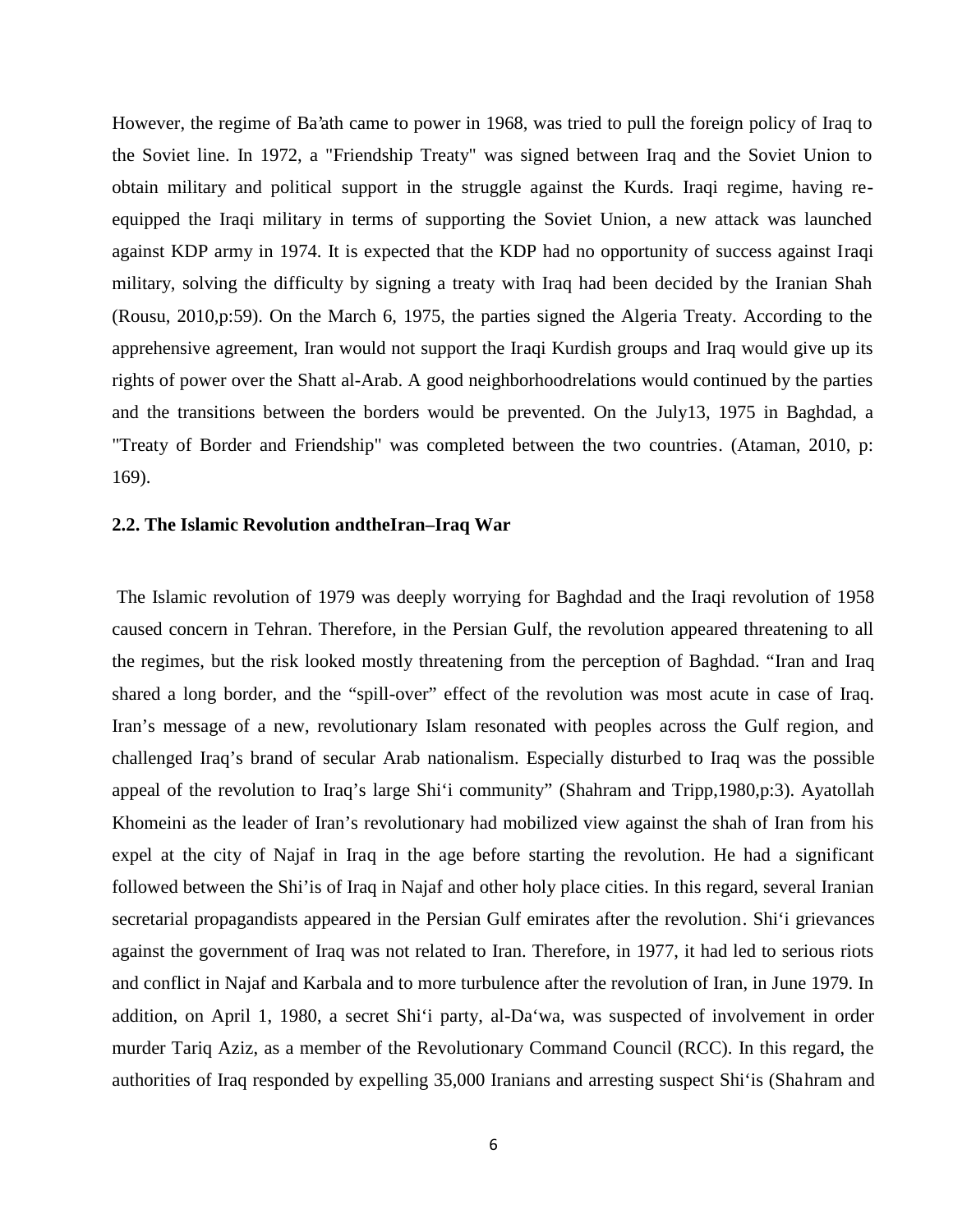However, the regime of Ba'ath came to power in 1968, was tried to pull the foreign policy of Iraq to the Soviet line. In 1972, a "Friendship Treaty" was signed between Iraq and the Soviet Union to obtain military and political support in the struggle against the Kurds. Iraqi regime, having re-equipped the Iraqi military in terms of supporting the Soviet Union, a new attack was launched against KDP army in 1974. It is expected that the KDP had no opportunity of success against Iraqi military, solving the difficulty by signing a treaty with Iraq had been decided by the Iranian Shah (Rousu, 2010,p:59). On the March 6, 1975, the parties signed the Algeria Treaty. According to the apprehensive agreement, Iran would not support the Iraqi Kurdish groups and Iraq would give up its rights of power over the Shatt al-Arab. A good neighborhoodrelations would continued by the parties and the transitions between the borders would be prevented. On the July13, 1975 in Baghdad, a "Treaty of Border and Friendship" was completed between the two countries. (Ataman, 2010, p: 169).

### 2.2. The Islamic Revolution andtheIran–Iraq War

The Islamic revolution of 1979 was deeply worrying for Baghdad and the Iraqi revolution of 1958 caused concern in Tehran. Therefore, in the Persian Gulf, the revolution appeared threatening to all the regimes, but the risk looked mostly threatening from the perception of Baghdad. "Iran and Iraq shared a long border, and the "spill-over" effect of the revolution was most acute in case of Iraq. Iran's message of a new, revolutionary Islam resonated with peoples across the Gulf region, and challenged Iraq's brand of secular Arab nationalism. Especially disturbed to Iraq was the possible appeal of the revolution to Iraq's large Shi'i community" (Shahram and Tripp,1980,p:3). Ayatollah Khomeini as the leader of Iran's revolutionary had mobilized view against the shah of Iran from his expel at the city of Najaf in Iraq in the age before starting the revolution. He had a significant followed between the Shi'is of Iraq in Najaf and other holy place cities. In this regard, several Iranian secretarial propagandists appeared in the Persian Gulf emirates after the revolution. Shi'i grievances against the government of Iraq was not related to Iran. Therefore, in 1977, it had led to serious riots and conflict in Najaf and Karbala and to more turbulence after the revolution of Iran, in June 1979. In addition, on April 1, 1980, a secret Shi'i party, al-Da'wa, was suspected of involvement in order murder Tariq Aziz, as a member of the Revolutionary Command Council (RCC). In this regard, the authorities of Iraq responded by expelling 35,000 Iranians and arresting suspect Shi'is (Shahram and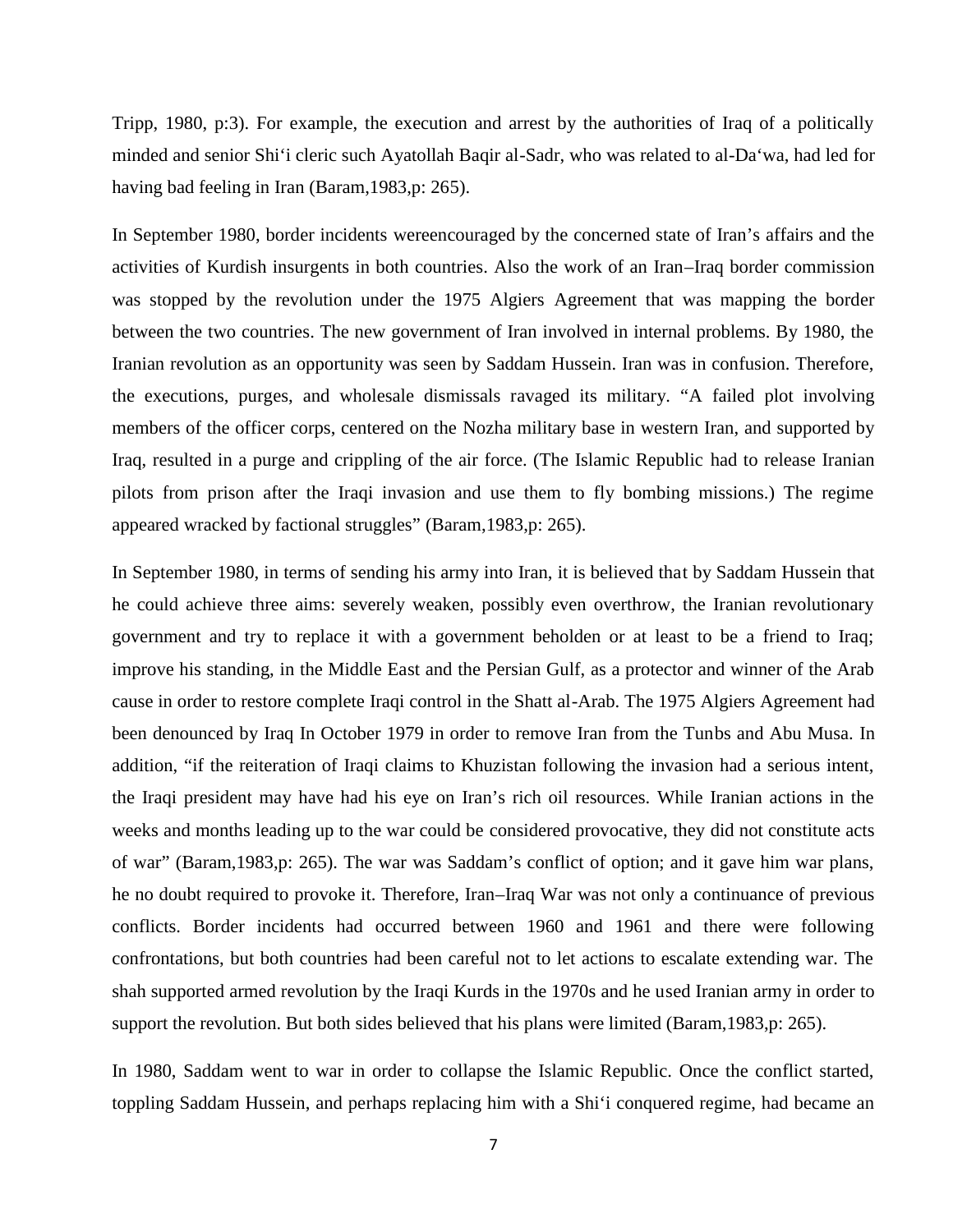Tripp, 1980, p:3). For example, the execution and arrest by the authorities of Iraq of a politically minded and senior Shi‘i cleric such Ayatollah Baqir al-Sadr, who was related to al-Da‘wa, had led for having bad feeling in Iran (Baram,1983,p: 265).

In September 1980, border incidents wereencouraged by the concerned state of Iran's affairs and the activities of Kurdish insurgents in both countries. Also the work of an Iran–Iraq border commission was stopped by the revolution under the 1975 Algiers Agreement that was mapping the border between the two countries. The new government of Iran involved in internal problems. By 1980, the Iranian revolution as an opportunity was seen by Saddam Hussein. Iran was in confusion. Therefore, the executions, purges, and wholesale dismissals ravaged its military. "A failed plot involving members of the officer corps, centered on the Nozha military base in western Iran, and supported by Iraq, resulted in a purge and crippling of the air force. (The Islamic Republic had to release Iranian pilots from prison after the Iraqi invasion and use them to fly bombing missions.) The regime appeared wracked by factional struggles" (Baram,1983,p: 265).

In September 1980, in terms of sending his army into Iran, it is believed that by Saddam Hussein that he could achieve three aims: severely weaken, possibly even overthrow, the Iranian revolutionary government and try to replace it with a government beholden or at least to be a friend to Iraq; improve his standing, in the Middle East and the Persian Gulf, as a protector and winner of the Arab cause in order to restore complete Iraqi control in the Shatt al-Arab. The 1975 Algiers Agreement had been denounced by Iraq In October 1979 in order to remove Iran from the Tunbs and Abu Musa. In addition, "if the reiteration of Iraqi claims to Khuzistan following the invasion had a serious intent, the Iraqi president may have had his eye on Iran's rich oil resources. While Iranian actions in the weeks and months leading up to the war could be considered provocative, they did not constitute acts of war" (Baram,1983,p: 265). The war was Saddam's conflict of option; and it gave him war plans, he no doubt required to provoke it. Therefore, Iran–Iraq War was not only a continuance of previous conflicts. Border incidents had occurred between 1960 and 1961 and there were following confrontations, but both countries had been careful not to let actions to escalate extending war. The shah supported armed revolution by the Iraqi Kurds in the 1970s and he used Iranian army in order to support the revolution. But both sides believed that his plans were limited (Baram,1983,p: 265).

In 1980, Saddam went to war in order to collapse the Islamic Republic. Once the conflict started, toppling Saddam Hussein, and perhaps replacing him with a Shi‘i conquered regime, had became an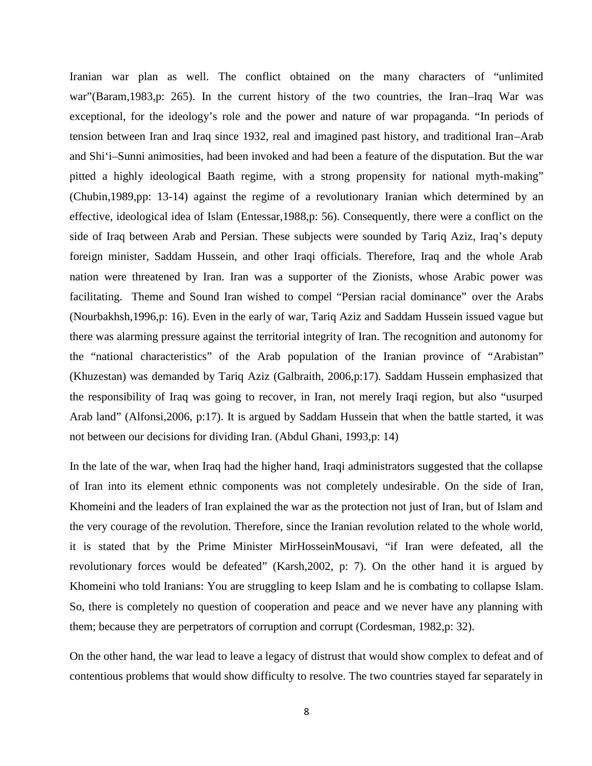Iranian war plan as well. The conflict obtained on the many characters of "unlimited war"(Baram,1983,p: 265). In the current history of the two countries, the Iran–Iraq War was exceptional, for the ideology's role and the power and nature of war propaganda. "In periods of tension between Iran and Iraq since 1932, real and imagined past history, and traditional Iran–Arab and Shi'i–Sunni animosities, had been invoked and had been a feature of the disputation. But the war pitted a highly ideological Baath regime, with a strong propensity for national myth-making" (Chubin,1989,pp: 13-14) against the regime of a revolutionary Iranian which determined by an effective, ideological idea of Islam (Entessar,1988,p: 56). Consequently, there were a conflict on the side of Iraq between Arab and Persian. These subjects were sounded by Tariq Aziz, Iraq's deputy foreign minister, Saddam Hussein, and other Iraqi officials. Therefore, Iraq and the whole Arab nation were threatened by Iran. Iran was a supporter of the Zionists, whose Arabic power was facilitating. Theme and Sound Iran wished to compel "Persian racial dominance" over the Arabs (Nourbakhsh,1996,p: 16). Even in the early of war, Tariq Aziz and Saddam Hussein issued vague but there was alarming pressure against the territorial integrity of Iran. The recognition and autonomy for the "national characteristics" of the Arab population of the Iranian province of "Arabistan" (Khuzestan) was demanded by Tariq Aziz (Galbraith, 2006,p:17). Saddam Hussein emphasized that the responsibility of Iraq was going to recover, in Iran, not merely Iraqi region, but also "usurped Arab land" (Alfonsi,2006, p:17). It is argued by Saddam Hussein that when the battle started, it was not between our decisions for dividing Iran. (Abdul Ghani, 1993,p: 14)

In the late of the war, when Iraq had the higher hand, Iraqi administrators suggested that the collapse of Iran into its element ethnic components was not completely undesirable. On the side of Iran, Khomeini and the leaders of Iran explained the war as the protection not just of Iran, but of Islam and the very courage of the revolution. Therefore, since the Iranian revolution related to the whole world, it is stated that by the Prime Minister MirHosseinMousavi, "if Iran were defeated, all the revolutionary forces would be defeated" (Karsh,2002, p: 7). On the other hand it is argued by Khomeini who told Iranians: You are struggling to keep Islam and he is combating to collapse Islam. So, there is completely no question of cooperation and peace and we never have any planning with them; because they are perpetrators of corruption and corrupt (Cordesman, 1982,p: 32).

On the other hand, the war lead to leave a legacy of distrust that would show complex to defeat and of contentious problems that would show difficulty to resolve. The two countries stayed far separately in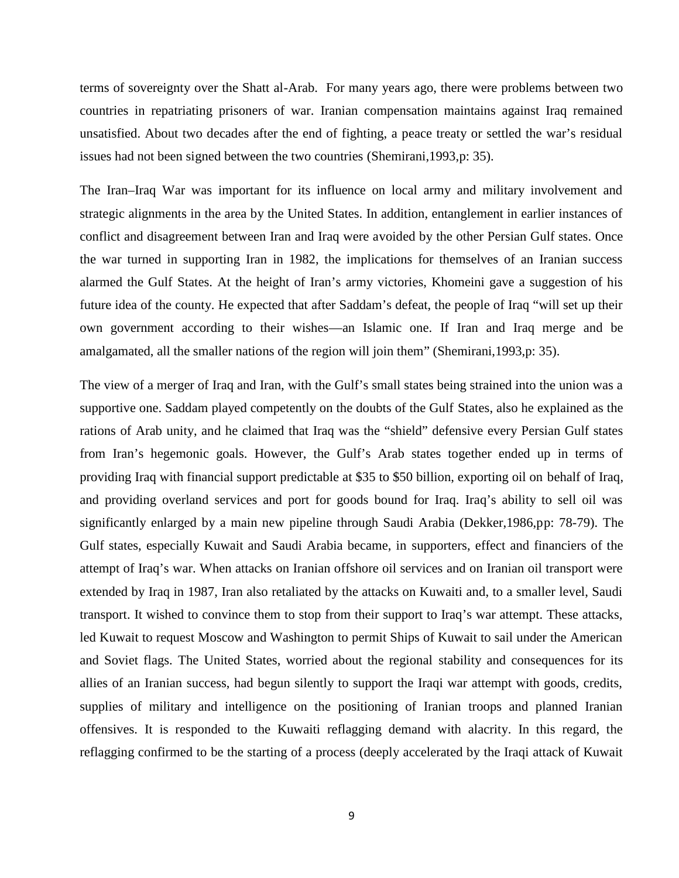terms of sovereignty over the Shatt al-Arab. For many years ago, there were problems between two countries in repatriating prisoners of war. Iranian compensation maintains against Iraq remained unsatisfied. About two decades after the end of fighting, a peace treaty or settled the war's residual issues had not been signed between the two countries (Shemirani,1993,p: 35).

The Iran–Iraq War was important for its influence on local army and military involvement and strategic alignments in the area by the United States. In addition, entanglement in earlier instances of conflict and disagreement between Iran and Iraq were avoided by the other Persian Gulf states. Once the war turned in supporting Iran in 1982, the implications for themselves of an Iranian success alarmed the Gulf States. At the height of Iran's army victories, Khomeini gave a suggestion of his future idea of the county. He expected that after Saddam's defeat, the people of Iraq "will set up their own government according to their wishes—an Islamic one. If Iran and Iraq merge and be amalgamated, all the smaller nations of the region will join them" (Shemirani,1993,p: 35).

The view of a merger of Iraq and Iran, with the Gulf's small states being strained into the union was a supportive one. Saddam played competently on the doubts of the Gulf States, also he explained as the rations of Arab unity, and he claimed that Iraq was the "shield" defensive every Persian Gulf states from Iran's hegemonic goals. However, the Gulf's Arab states together ended up in terms of providing Iraq with financial support predictable at $35 to $50 billion, exporting oil on behalf of Iraq, and providing overland services and port for goods bound for Iraq. Iraq's ability to sell oil was significantly enlarged by a main new pipeline through Saudi Arabia (Dekker,1986,pp: 78-79). The Gulf states, especially Kuwait and Saudi Arabia became, in supporters, effect and financiers of the attempt of Iraq's war. When attacks on Iranian offshore oil services and on Iranian oil transport were extended by Iraq in 1987, Iran also retaliated by the attacks on Kuwaiti and, to a smaller level, Saudi transport. It wished to convince them to stop from their support to Iraq's war attempt. These attacks, led Kuwait to request Moscow and Washington to permit Ships of Kuwait to sail under the American and Soviet flags. The United States, worried about the regional stability and consequences for its allies of an Iranian success, had begun silently to support the Iraqi war attempt with goods, credits, supplies of military and intelligence on the positioning of Iranian troops and planned Iranian offensives. It is responded to the Kuwaiti reflagging demand with alacrity. In this regard, the reflagging confirmed to be the starting of a process (deeply accelerated by the Iraqi attack of Kuwait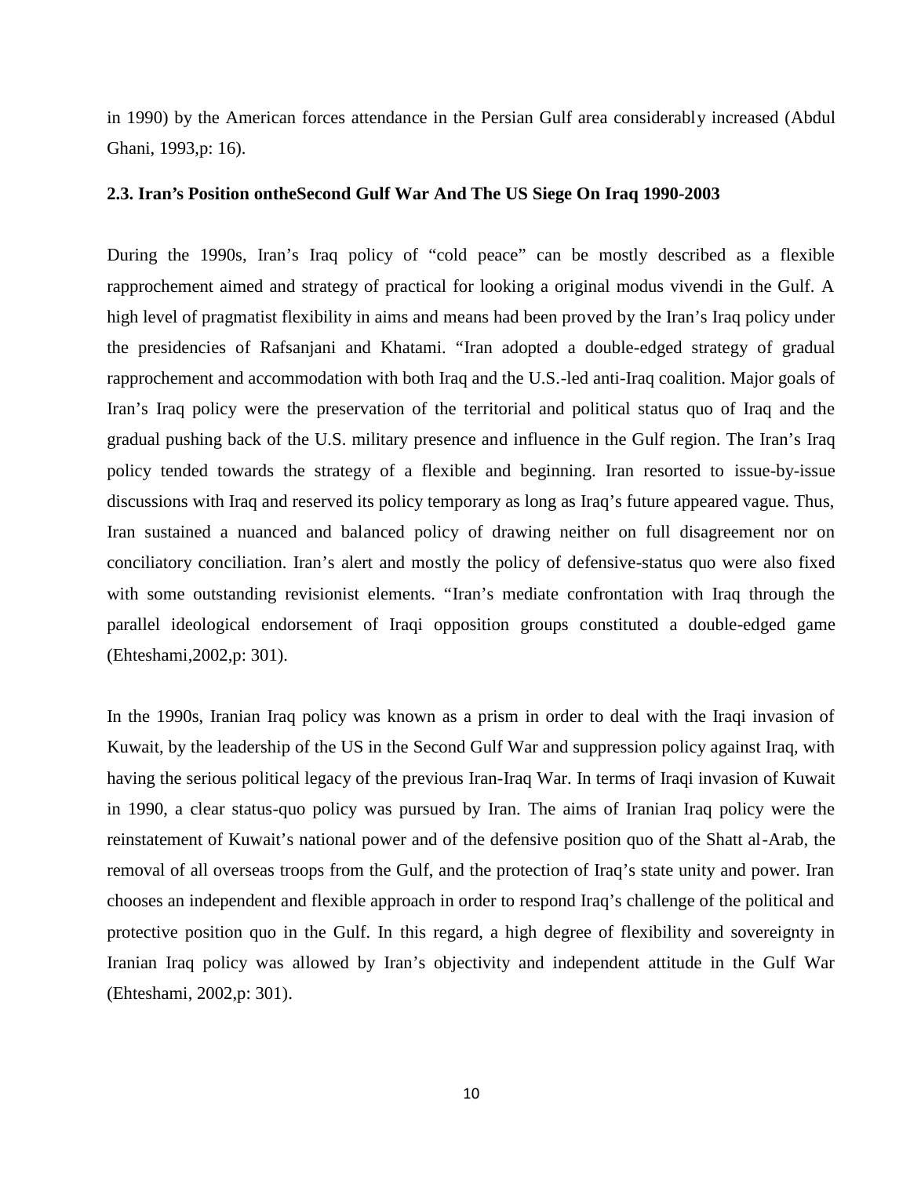in 1990) by the American forces attendance in the Persian Gulf area considerably increased (Abdul Ghani, 1993,p: 16).

### 2.3. Iran's Position ontheSecond Gulf War And The US Siege On Iraq 1990-2003

During the 1990s, Iran's Iraq policy of "cold peace" can be mostly described as a flexible rapprochement aimed and strategy of practical for looking a original modus vivendi in the Gulf. A high level of pragmatist flexibility in aims and means had been proved by the Iran's Iraq policy under the presidencies of Rafsanjani and Khatami. "Iran adopted a double-edged strategy of gradual rapprochement and accommodation with both Iraq and the U.S.-led anti-Iraq coalition. Major goals of Iran's Iraq policy were the preservation of the territorial and political status quo of Iraq and the gradual pushing back of the U.S. military presence and influence in the Gulf region. The Iran's Iraq policy tended towards the strategy of a flexible and beginning. Iran resorted to issue-by-issue discussions with Iraq and reserved its policy temporary as long as Iraq's future appeared vague. Thus, Iran sustained a nuanced and balanced policy of drawing neither on full disagreement nor on conciliatory conciliation. Iran's alert and mostly the policy of defensive-status quo were also fixed with some outstanding revisionist elements. "Iran's mediate confrontation with Iraq through the parallel ideological endorsement of Iraqi opposition groups constituted a double-edged game (Ehteshami,2002,p: 301).

In the 1990s, Iranian Iraq policy was known as a prism in order to deal with the Iraqi invasion of Kuwait, by the leadership of the US in the Second Gulf War and suppression policy against Iraq, with having the serious political legacy of the previous Iran-Iraq War. In terms of Iraqi invasion of Kuwait in 1990, a clear status-quo policy was pursued by Iran. The aims of Iranian Iraq policy were the reinstatement of Kuwait's national power and of the defensive position quo of the Shatt al-Arab, the removal of all overseas troops from the Gulf, and the protection of Iraq's state unity and power. Iran chooses an independent and flexible approach in order to respond Iraq's challenge of the political and protective position quo in the Gulf. In this regard, a high degree of flexibility and sovereignty in Iranian Iraq policy was allowed by Iran's objectivity and independent attitude in the Gulf War (Ehteshami, 2002,p: 301).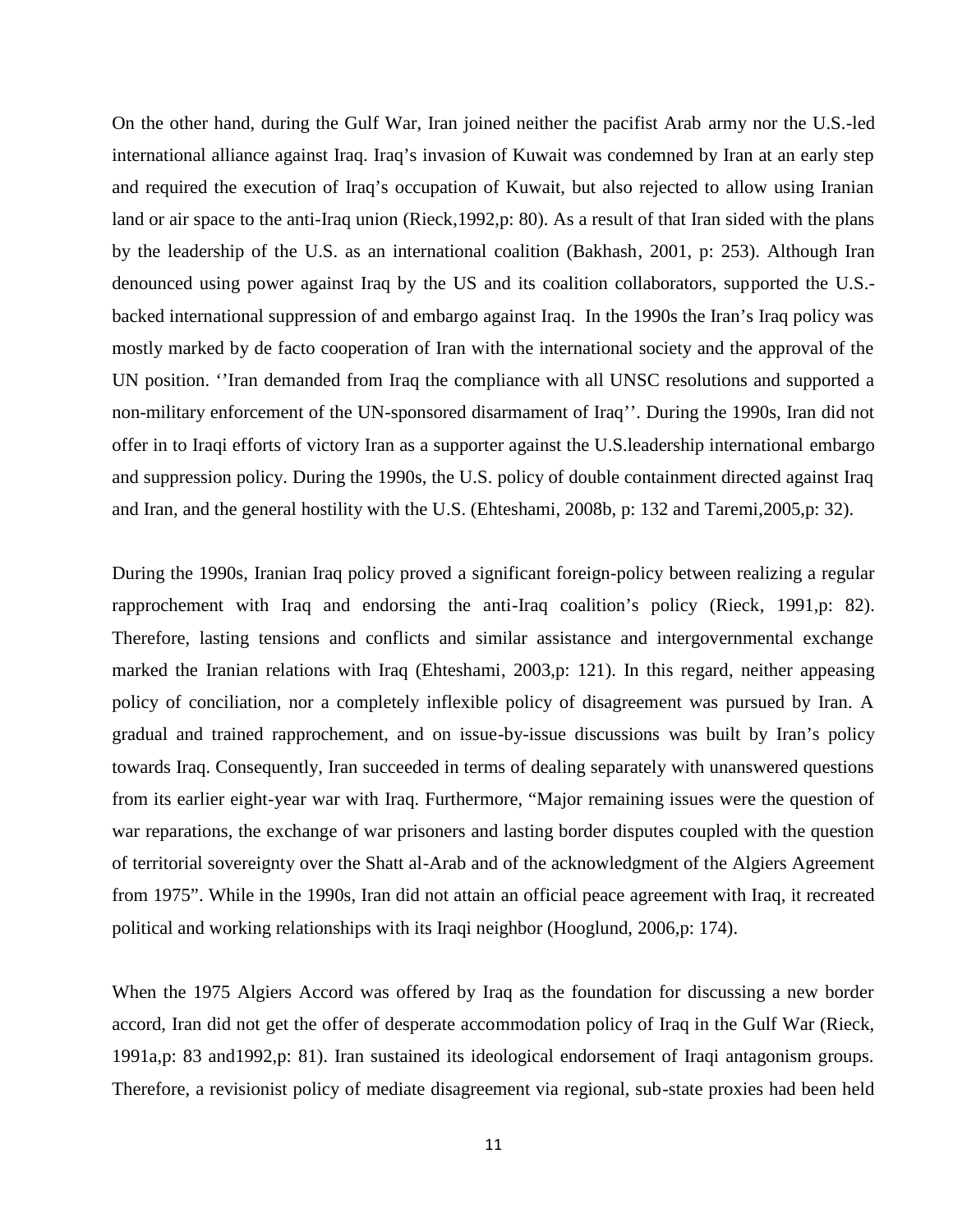On the other hand, during the Gulf War, Iran joined neither the pacifist Arab army nor the U.S.-led international alliance against Iraq. Iraq's invasion of Kuwait was condemned by Iran at an early step and required the execution of Iraq's occupation of Kuwait, but also rejected to allow using Iranian land or air space to the anti-Iraq union (Rieck,1992,p: 80). As a result of that Iran sided with the plans by the leadership of the U.S. as an international coalition (Bakhash, 2001, p: 253). Although Iran denounced using power against Iraq by the US and its coalition collaborators, supported the U.S.-backed international suppression of and embargo against Iraq. In the 1990s the Iran's Iraq policy was mostly marked by de facto cooperation of Iran with the international society and the approval of the UN position. ''Iran demanded from Iraq the compliance with all UNSC resolutions and supported a non-military enforcement of the UN-sponsored disarmament of Iraq''. During the 1990s, Iran did not offer in to Iraqi efforts of victory Iran as a supporter against the U.S.leadership international embargo and suppression policy. During the 1990s, the U.S. policy of double containment directed against Iraq and Iran, and the general hostility with the U.S. (Ehteshami, 2008b, p: 132 and Taremi,2005,p: 32).

During the 1990s, Iranian Iraq policy proved a significant foreign-policy between realizing a regular rapprochement with Iraq and endorsing the anti-Iraq coalition's policy (Rieck, 1991,p: 82). Therefore, lasting tensions and conflicts and similar assistance and intergovernmental exchange marked the Iranian relations with Iraq (Ehteshami, 2003,p: 121). In this regard, neither appeasing policy of conciliation, nor a completely inflexible policy of disagreement was pursued by Iran. A gradual and trained rapprochement, and on issue-by-issue discussions was built by Iran's policy towards Iraq. Consequently, Iran succeeded in terms of dealing separately with unanswered questions from its earlier eight-year war with Iraq. Furthermore, "Major remaining issues were the question of war reparations, the exchange of war prisoners and lasting border disputes coupled with the question of territorial sovereignty over the Shatt al-Arab and of the acknowledgment of the Algiers Agreement from 1975". While in the 1990s, Iran did not attain an official peace agreement with Iraq, it recreated political and working relationships with its Iraqi neighbor (Hooglund, 2006,p: 174).

When the 1975 Algiers Accord was offered by Iraq as the foundation for discussing a new border accord, Iran did not get the offer of desperate accommodation policy of Iraq in the Gulf War (Rieck, 1991a,p: 83 and1992,p: 81). Iran sustained its ideological endorsement of Iraqi antagonism groups. Therefore, a revisionist policy of mediate disagreement via regional, sub-state proxies had been held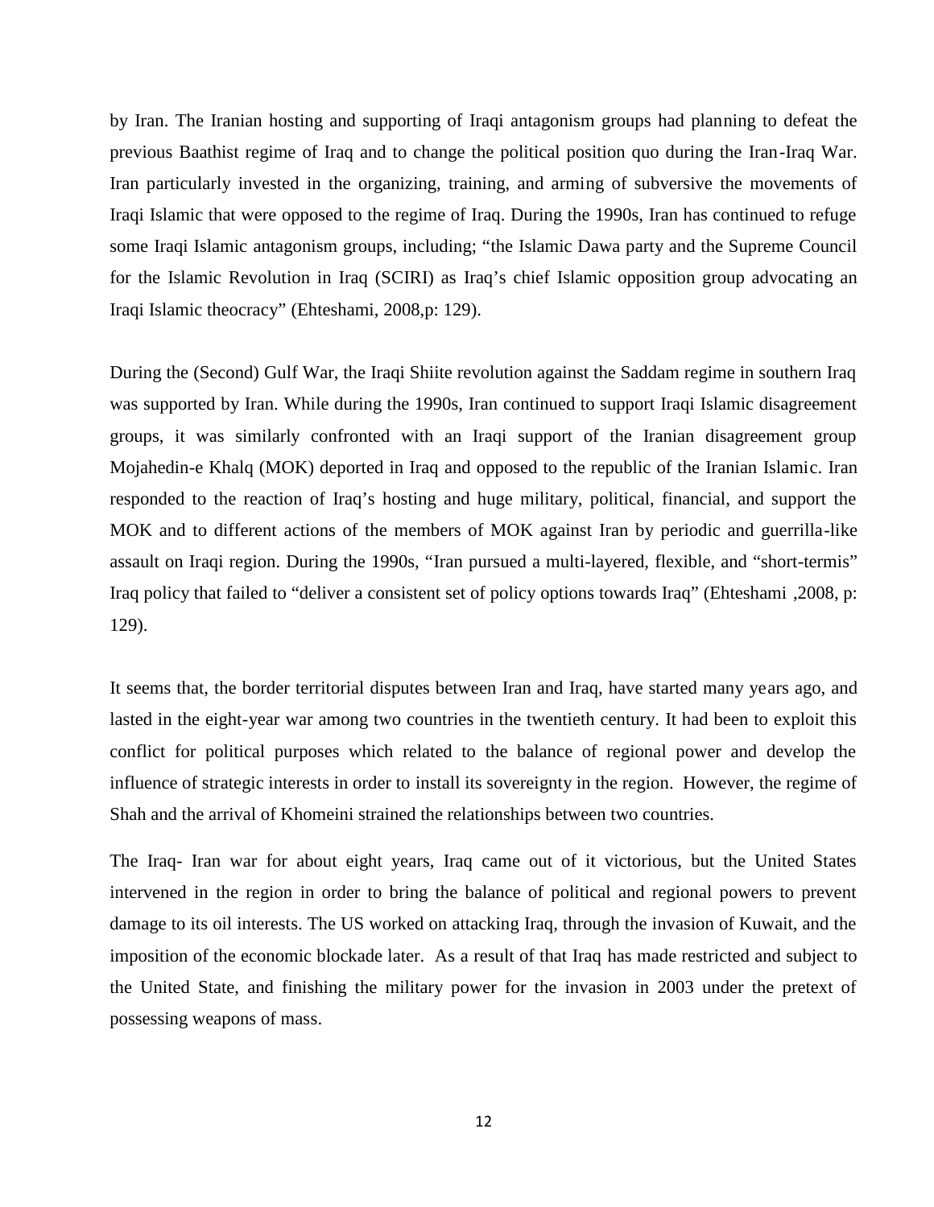by Iran. The Iranian hosting and supporting of Iraqi antagonism groups had planning to defeat the previous Baathist regime of Iraq and to change the political position quo during the Iran-Iraq War. Iran particularly invested in the organizing, training, and arming of subversive the movements of Iraqi Islamic that were opposed to the regime of Iraq. During the 1990s, Iran has continued to refuge some Iraqi Islamic antagonism groups, including; "the Islamic Dawa party and the Supreme Council for the Islamic Revolution in Iraq (SCIRI) as Iraq's chief Islamic opposition group advocating an Iraqi Islamic theocracy" (Ehteshami, 2008,p: 129).

During the (Second) Gulf War, the Iraqi Shiite revolution against the Saddam regime in southern Iraq was supported by Iran. While during the 1990s, Iran continued to support Iraqi Islamic disagreement groups, it was similarly confronted with an Iraqi support of the Iranian disagreement group Mojahedin-e Khalq (MOK) deported in Iraq and opposed to the republic of the Iranian Islamic. Iran responded to the reaction of Iraq's hosting and huge military, political, financial, and support the MOK and to different actions of the members of MOK against Iran by periodic and guerrilla-like assault on Iraqi region. During the 1990s, "Iran pursued a multi-layered, flexible, and "short-termis" Iraq policy that failed to "deliver a consistent set of policy options towards Iraq" (Ehteshami ,2008, p: 129).

It seems that, the border territorial disputes between Iran and Iraq, have started many years ago, and lasted in the eight-year war among two countries in the twentieth century. It had been to exploit this conflict for political purposes which related to the balance of regional power and develop the influence of strategic interests in order to install its sovereignty in the region. However, the regime of Shah and the arrival of Khomeini strained the relationships between two countries.

The Iraq- Iran war for about eight years, Iraq came out of it victorious, but the United States intervened in the region in order to bring the balance of political and regional powers to prevent damage to its oil interests. The US worked on attacking Iraq, through the invasion of Kuwait, and the imposition of the economic blockade later. As a result of that Iraq has made restricted and subject to the United State, and finishing the military power for the invasion in 2003 under the pretext of possessing weapons of mass.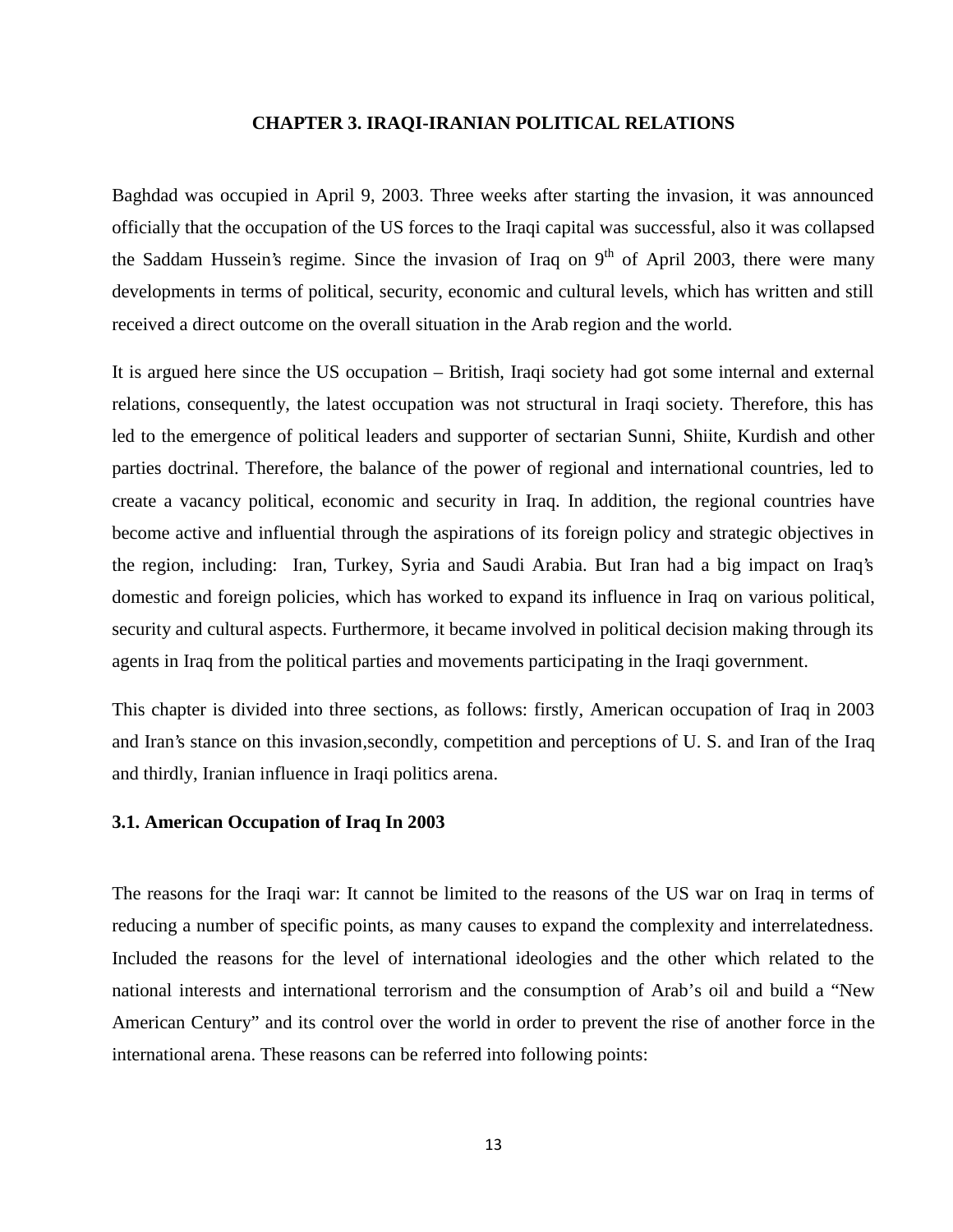## CHAPTER 3. IRAQI-IRANIAN POLITICAL RELATIONS

Baghdad was occupied in April 9, 2003. Three weeks after starting the invasion, it was announced officially that the occupation of the US forces to the Iraqi capital was successful, also it was collapsed the Saddam Hussein's regime. Since the invasion of Iraq on 9th of April 2003, there were many developments in terms of political, security, economic and cultural levels, which has written and still received a direct outcome on the overall situation in the Arab region and the world.

It is argued here since the US occupation – British, Iraqi society had got some internal and external relations, consequently, the latest occupation was not structural in Iraqi society. Therefore, this has led to the emergence of political leaders and supporter of sectarian Sunni, Shiite, Kurdish and other parties doctrinal. Therefore, the balance of the power of regional and international countries, led to create a vacancy political, economic and security in Iraq. In addition, the regional countries have become active and influential through the aspirations of its foreign policy and strategic objectives in the region, including: Iran, Turkey, Syria and Saudi Arabia. But Iran had a big impact on Iraq's domestic and foreign policies, which has worked to expand its influence in Iraq on various political, security and cultural aspects. Furthermore, it became involved in political decision making through its agents in Iraq from the political parties and movements participating in the Iraqi government.

This chapter is divided into three sections, as follows: firstly, American occupation of Iraq in 2003 and Iran's stance on this invasion,secondly, competition and perceptions of U. S. and Iran of the Iraq and thirdly, Iranian influence in Iraqi politics arena.

### 3.1. American Occupation of Iraq In 2003

The reasons for the Iraqi war: It cannot be limited to the reasons of the US war on Iraq in terms of reducing a number of specific points, as many causes to expand the complexity and interrelatedness. Included the reasons for the level of international ideologies and the other which related to the national interests and international terrorism and the consumption of Arab's oil and build a "New American Century" and its control over the world in order to prevent the rise of another force in the international arena. These reasons can be referred into following points: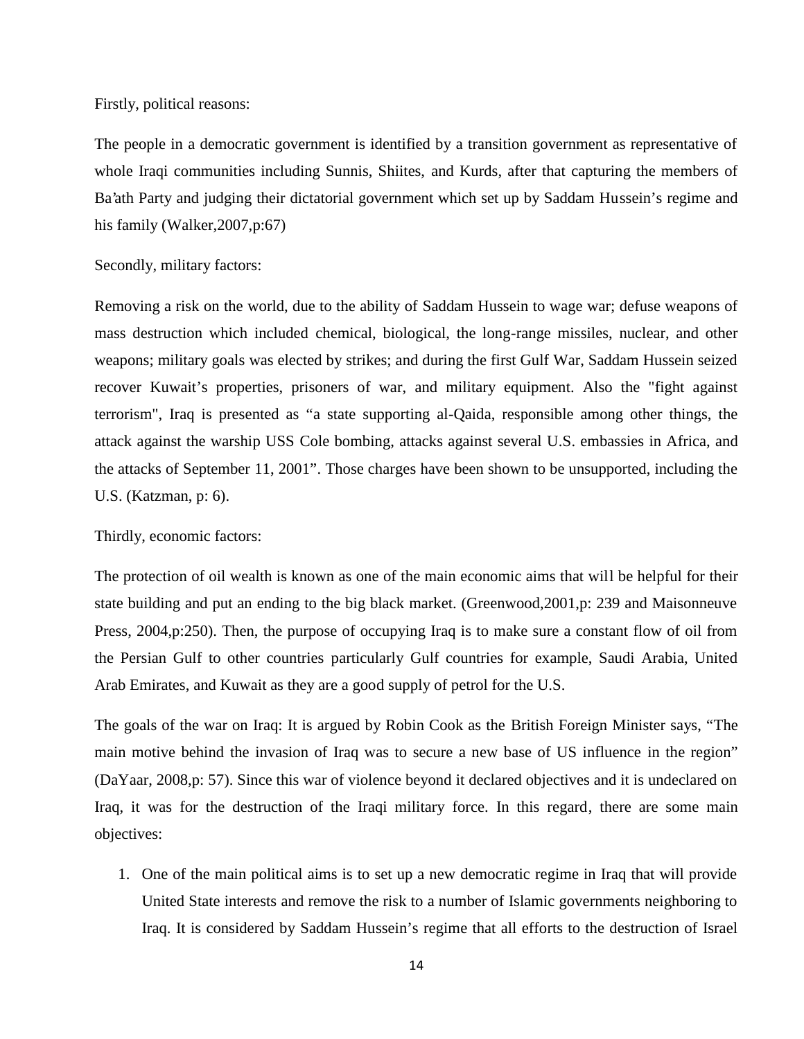Firstly, political reasons:

The people in a democratic government is identified by a transition government as representative of whole Iraqi communities including Sunnis, Shiites, and Kurds, after that capturing the members of Ba'ath Party and judging their dictatorial government which set up by Saddam Hussein's regime and his family (Walker,2007,p:67)

Secondly, military factors:

Removing a risk on the world, due to the ability of Saddam Hussein to wage war; defuse weapons of mass destruction which included chemical, biological, the long-range missiles, nuclear, and other weapons; military goals was elected by strikes; and during the first Gulf War, Saddam Hussein seized recover Kuwait's properties, prisoners of war, and military equipment. Also the "fight against terrorism", Iraq is presented as "a state supporting al-Qaida, responsible among other things, the attack against the warship USS Cole bombing, attacks against several U.S. embassies in Africa, and the attacks of September 11, 2001". Those charges have been shown to be unsupported, including the U.S. (Katzman, p: 6).

Thirdly, economic factors:

The protection of oil wealth is known as one of the main economic aims that will be helpful for their state building and put an ending to the big black market. (Greenwood,2001,p: 239 and Maisonneuve Press, 2004,p:250). Then, the purpose of occupying Iraq is to make sure a constant flow of oil from the Persian Gulf to other countries particularly Gulf countries for example, Saudi Arabia, United Arab Emirates, and Kuwait as they are a good supply of petrol for the U.S.

The goals of the war on Iraq: It is argued by Robin Cook as the British Foreign Minister says, "The main motive behind the invasion of Iraq was to secure a new base of US influence in the region" (DaYaar, 2008,p: 57). Since this war of violence beyond it declared objectives and it is undeclared on Iraq, it was for the destruction of the Iraqi military force. In this regard, there are some main objectives:

1. One of the main political aims is to set up a new democratic regime in Iraq that will provide United State interests and remove the risk to a number of Islamic governments neighboring to Iraq. It is considered by Saddam Hussein's regime that all efforts to the destruction of Israel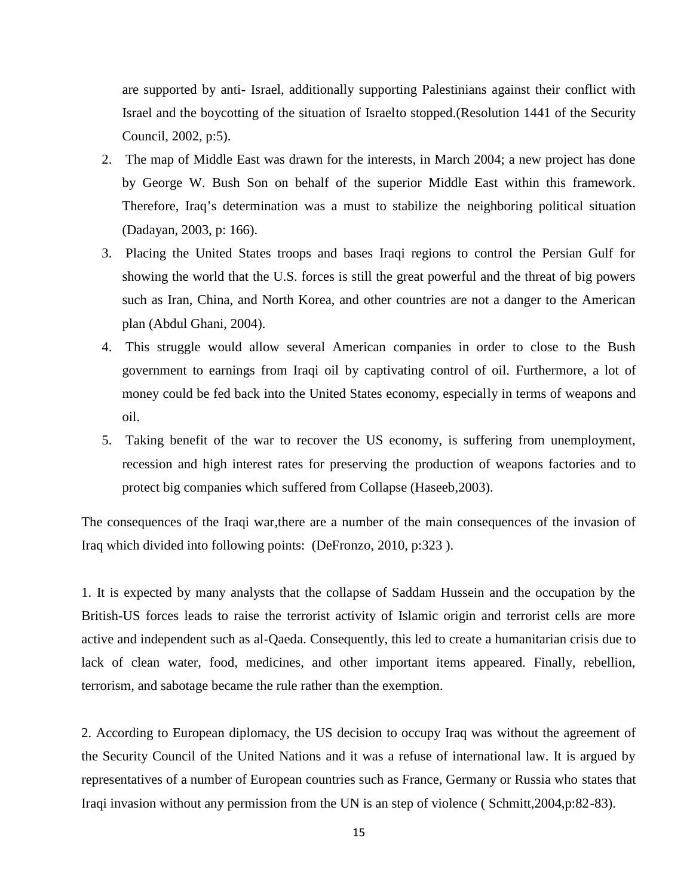are supported by anti- Israel, additionally supporting Palestinians against their conflict with Israel and the boycotting of the situation of Israelto stopped.(Resolution 1441 of the Security Council, 2002, p:5).

2. The map of Middle East was drawn for the interests, in March 2004; a new project has done by George W. Bush Son on behalf of the superior Middle East within this framework. Therefore, Iraq's determination was a must to stabilize the neighboring political situation (Dadayan, 2003, p: 166).
3. Placing the United States troops and bases Iraqi regions to control the Persian Gulf for showing the world that the U.S. forces is still the great powerful and the threat of big powers such as Iran, China, and North Korea, and other countries are not a danger to the American plan (Abdul Ghani, 2004).
4. This struggle would allow several American companies in order to close to the Bush government to earnings from Iraqi oil by captivating control of oil. Furthermore, a lot of money could be fed back into the United States economy, especially in terms of weapons and oil.
5. Taking benefit of the war to recover the US economy, is suffering from unemployment, recession and high interest rates for preserving the production of weapons factories and to protect big companies which suffered from Collapse (Haseeb,2003).

The consequences of the Iraqi war,there are a number of the main consequences of the invasion of Iraq which divided into following points: (DeFronzo, 2010, p:323 ).

1. It is expected by many analysts that the collapse of Saddam Hussein and the occupation by the British-US forces leads to raise the terrorist activity of Islamic origin and terrorist cells are more active and independent such as al-Qaeda. Consequently, this led to create a humanitarian crisis due to lack of clean water, food, medicines, and other important items appeared. Finally, rebellion, terrorism, and sabotage became the rule rather than the exemption.

2. According to European diplomacy, the US decision to occupy Iraq was without the agreement of the Security Council of the United Nations and it was a refuse of international law. It is argued by representatives of a number of European countries such as France, Germany or Russia who states that Iraqi invasion without any permission from the UN is an step of violence ( Schmitt,2004,p:82-83).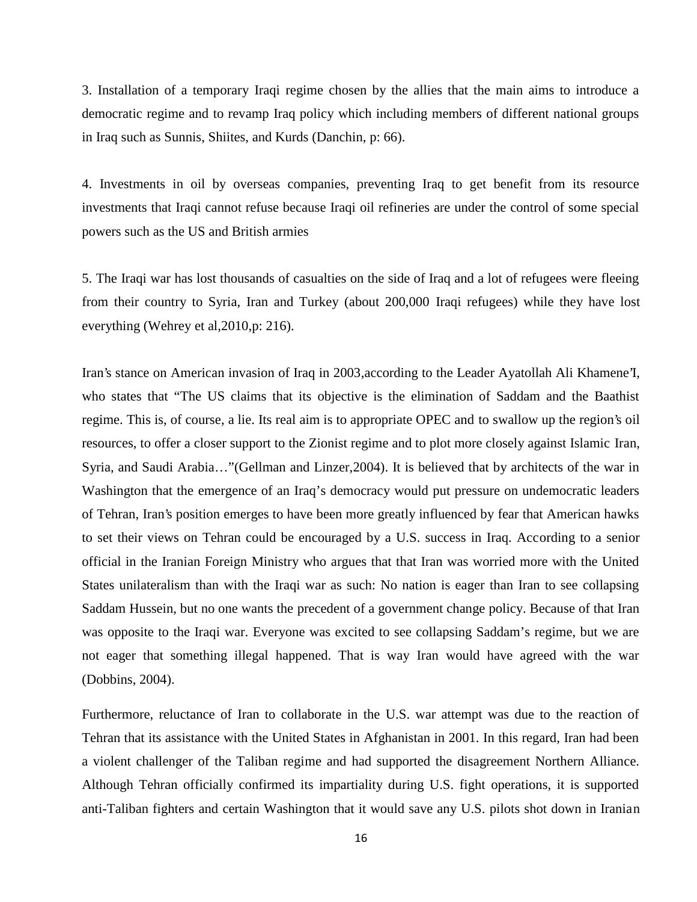3. Installation of a temporary Iraqi regime chosen by the allies that the main aims to introduce a democratic regime and to revamp Iraq policy which including members of different national groups in Iraq such as Sunnis, Shiites, and Kurds (Danchin, p: 66).

4. Investments in oil by overseas companies, preventing Iraq to get benefit from its resource investments that Iraqi cannot refuse because Iraqi oil refineries are under the control of some special powers such as the US and British armies

5. The Iraqi war has lost thousands of casualties on the side of Iraq and a lot of refugees were fleeing from their country to Syria, Iran and Turkey (about 200,000 Iraqi refugees) while they have lost everything (Wehrey et al,2010,p: 216).

Iran's stance on American invasion of Iraq in 2003,according to the Leader Ayatollah Ali Khamene'I, who states that "The US claims that its objective is the elimination of Saddam and the Baathist regime. This is, of course, a lie. Its real aim is to appropriate OPEC and to swallow up the region's oil resources, to offer a closer support to the Zionist regime and to plot more closely against Islamic Iran, Syria, and Saudi Arabia…"(Gellman and Linzer,2004). It is believed that by architects of the war in Washington that the emergence of an Iraq's democracy would put pressure on undemocratic leaders of Tehran, Iran's position emerges to have been more greatly influenced by fear that American hawks to set their views on Tehran could be encouraged by a U.S. success in Iraq. According to a senior official in the Iranian Foreign Ministry who argues that that Iran was worried more with the United States unilateralism than with the Iraqi war as such: No nation is eager than Iran to see collapsing Saddam Hussein, but no one wants the precedent of a government change policy. Because of that Iran was opposite to the Iraqi war. Everyone was excited to see collapsing Saddam's regime, but we are not eager that something illegal happened. That is way Iran would have agreed with the war (Dobbins, 2004).

Furthermore, reluctance of Iran to collaborate in the U.S. war attempt was due to the reaction of Tehran that its assistance with the United States in Afghanistan in 2001. In this regard, Iran had been a violent challenger of the Taliban regime and had supported the disagreement Northern Alliance. Although Tehran officially confirmed its impartiality during U.S. fight operations, it is supported anti-Taliban fighters and certain Washington that it would save any U.S. pilots shot down in Iranian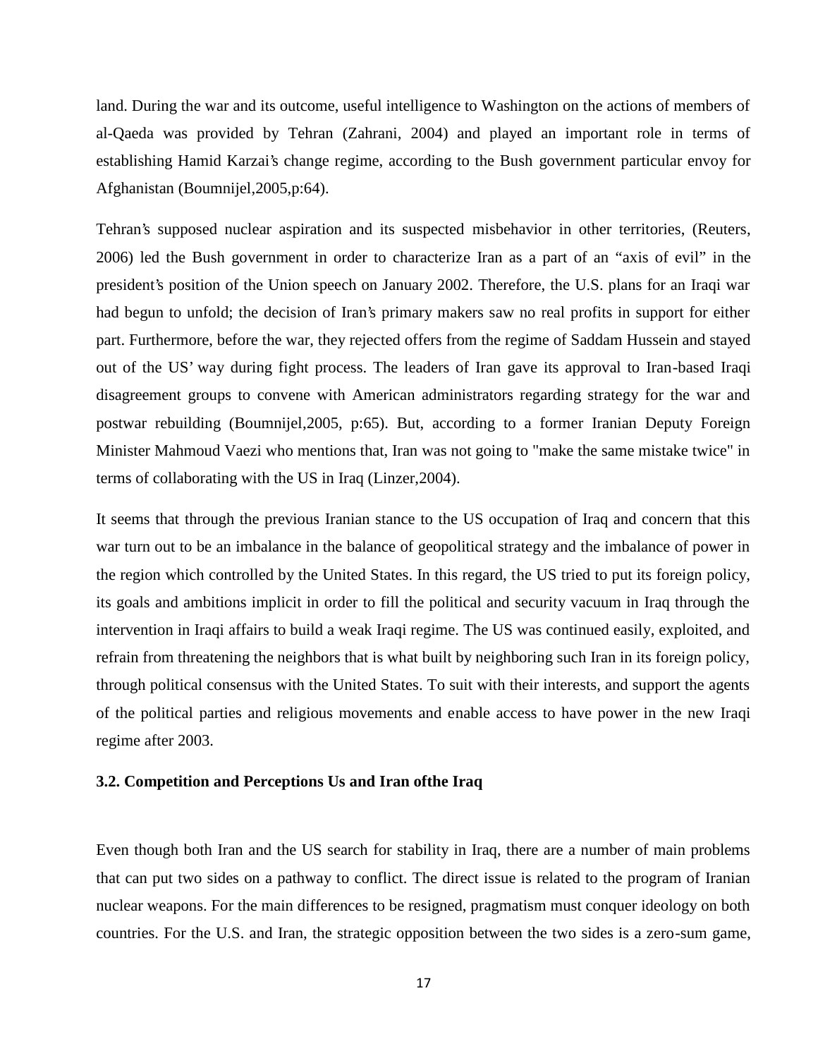land. During the war and its outcome, useful intelligence to Washington on the actions of members of al-Qaeda was provided by Tehran (Zahrani, 2004) and played an important role in terms of establishing Hamid Karzai's change regime, according to the Bush government particular envoy for Afghanistan (Boumnijel,2005,p:64).

Tehran's supposed nuclear aspiration and its suspected misbehavior in other territories, (Reuters, 2006) led the Bush government in order to characterize Iran as a part of an "axis of evil" in the president's position of the Union speech on January 2002. Therefore, the U.S. plans for an Iraqi war had begun to unfold; the decision of Iran's primary makers saw no real profits in support for either part. Furthermore, before the war, they rejected offers from the regime of Saddam Hussein and stayed out of the US' way during fight process. The leaders of Iran gave its approval to Iran-based Iraqi disagreement groups to convene with American administrators regarding strategy for the war and postwar rebuilding (Boumnijel,2005, p:65). But, according to a former Iranian Deputy Foreign Minister Mahmoud Vaezi who mentions that, Iran was not going to "make the same mistake twice" in terms of collaborating with the US in Iraq (Linzer,2004).

It seems that through the previous Iranian stance to the US occupation of Iraq and concern that this war turn out to be an imbalance in the balance of geopolitical strategy and the imbalance of power in the region which controlled by the United States. In this regard, the US tried to put its foreign policy, its goals and ambitions implicit in order to fill the political and security vacuum in Iraq through the intervention in Iraqi affairs to build a weak Iraqi regime. The US was continued easily, exploited, and refrain from threatening the neighbors that is what built by neighboring such Iran in its foreign policy, through political consensus with the United States. To suit with their interests, and support the agents of the political parties and religious movements and enable access to have power in the new Iraqi regime after 2003.

### 3.2. Competition and Perceptions Us and Iran ofthe Iraq

Even though both Iran and the US search for stability in Iraq, there are a number of main problems that can put two sides on a pathway to conflict. The direct issue is related to the program of Iranian nuclear weapons. For the main differences to be resigned, pragmatism must conquer ideology on both countries. For the U.S. and Iran, the strategic opposition between the two sides is a zero-sum game,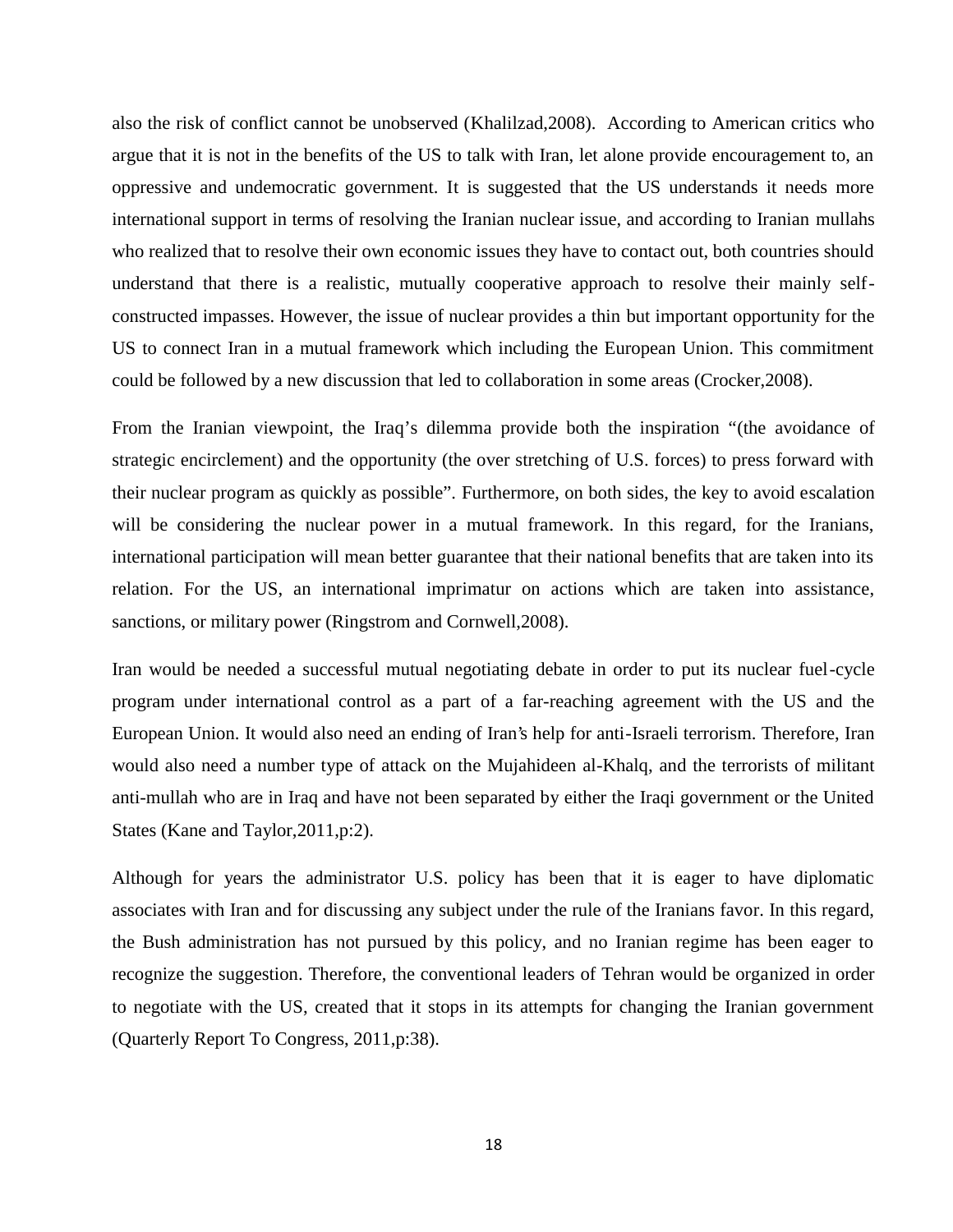also the risk of conflict cannot be unobserved (Khalilzad,2008). According to American critics who argue that it is not in the benefits of the US to talk with Iran, let alone provide encouragement to, an oppressive and undemocratic government. It is suggested that the US understands it needs more international support in terms of resolving the Iranian nuclear issue, and according to Iranian mullahs who realized that to resolve their own economic issues they have to contact out, both countries should understand that there is a realistic, mutually cooperative approach to resolve their mainly self-constructed impasses. However, the issue of nuclear provides a thin but important opportunity for the US to connect Iran in a mutual framework which including the European Union. This commitment could be followed by a new discussion that led to collaboration in some areas (Crocker,2008).

From the Iranian viewpoint, the Iraq's dilemma provide both the inspiration "(the avoidance of strategic encirclement) and the opportunity (the over stretching of U.S. forces) to press forward with their nuclear program as quickly as possible". Furthermore, on both sides, the key to avoid escalation will be considering the nuclear power in a mutual framework. In this regard, for the Iranians, international participation will mean better guarantee that their national benefits that are taken into its relation. For the US, an international imprimatur on actions which are taken into assistance, sanctions, or military power (Ringstrom and Cornwell,2008).

Iran would be needed a successful mutual negotiating debate in order to put its nuclear fuel-cycle program under international control as a part of a far-reaching agreement with the US and the European Union. It would also need an ending of Iran's help for anti-Israeli terrorism. Therefore, Iran would also need a number type of attack on the Mujahideen al-Khalq, and the terrorists of militant anti-mullah who are in Iraq and have not been separated by either the Iraqi government or the United States (Kane and Taylor,2011,p:2).

Although for years the administrator U.S. policy has been that it is eager to have diplomatic associates with Iran and for discussing any subject under the rule of the Iranians favor. In this regard, the Bush administration has not pursued by this policy, and no Iranian regime has been eager to recognize the suggestion. Therefore, the conventional leaders of Tehran would be organized in order to negotiate with the US, created that it stops in its attempts for changing the Iranian government (Quarterly Report To Congress, 2011,p:38).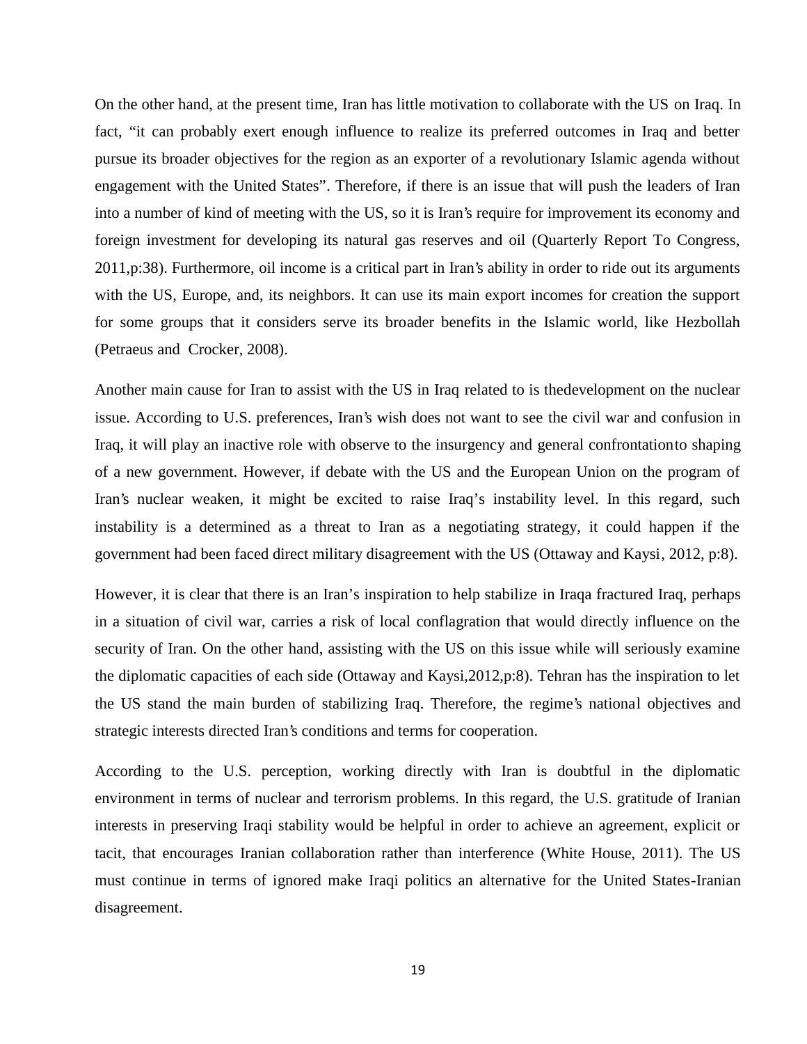On the other hand, at the present time, Iran has little motivation to collaborate with the US on Iraq. In fact, "it can probably exert enough influence to realize its preferred outcomes in Iraq and better pursue its broader objectives for the region as an exporter of a revolutionary Islamic agenda without engagement with the United States". Therefore, if there is an issue that will push the leaders of Iran into a number of kind of meeting with the US, so it is Iran's require for improvement its economy and foreign investment for developing its natural gas reserves and oil (Quarterly Report To Congress, 2011,p:38). Furthermore, oil income is a critical part in Iran's ability in order to ride out its arguments with the US, Europe, and, its neighbors. It can use its main export incomes for creation the support for some groups that it considers serve its broader benefits in the Islamic world, like Hezbollah (Petraeus and Crocker, 2008).

Another main cause for Iran to assist with the US in Iraq related to is thedevelopment on the nuclear issue. According to U.S. preferences, Iran's wish does not want to see the civil war and confusion in Iraq, it will play an inactive role with observe to the insurgency and general confrontationto shaping of a new government. However, if debate with the US and the European Union on the program of Iran's nuclear weaken, it might be excited to raise Iraq's instability level. In this regard, such instability is a determined as a threat to Iran as a negotiating strategy, it could happen if the government had been faced direct military disagreement with the US (Ottaway and Kaysi, 2012, p:8).

However, it is clear that there is an Iran's inspiration to help stabilize in Iraqa fractured Iraq, perhaps in a situation of civil war, carries a risk of local conflagration that would directly influence on the security of Iran. On the other hand, assisting with the US on this issue while will seriously examine the diplomatic capacities of each side (Ottaway and Kaysi,2012,p:8). Tehran has the inspiration to let the US stand the main burden of stabilizing Iraq. Therefore, the regime's national objectives and strategic interests directed Iran's conditions and terms for cooperation.

According to the U.S. perception, working directly with Iran is doubtful in the diplomatic environment in terms of nuclear and terrorism problems. In this regard, the U.S. gratitude of Iranian interests in preserving Iraqi stability would be helpful in order to achieve an agreement, explicit or tacit, that encourages Iranian collaboration rather than interference (White House, 2011). The US must continue in terms of ignored make Iraqi politics an alternative for the United States-Iranian disagreement.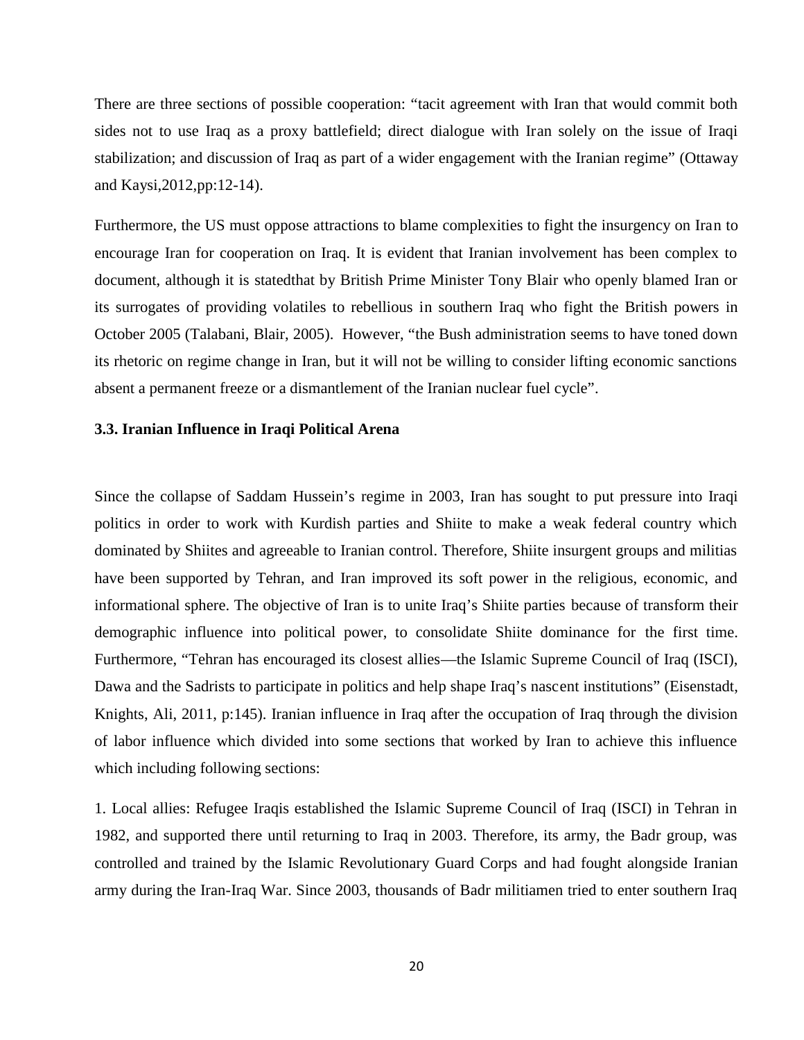There are three sections of possible cooperation: "tacit agreement with Iran that would commit both sides not to use Iraq as a proxy battlefield; direct dialogue with Iran solely on the issue of Iraqi stabilization; and discussion of Iraq as part of a wider engagement with the Iranian regime" (Ottaway and Kaysi,2012,pp:12-14).

Furthermore, the US must oppose attractions to blame complexities to fight the insurgency on Iran to encourage Iran for cooperation on Iraq. It is evident that Iranian involvement has been complex to document, although it is statedthat by British Prime Minister Tony Blair who openly blamed Iran or its surrogates of providing volatiles to rebellious in southern Iraq who fight the British powers in October 2005 (Talabani, Blair, 2005). However, "the Bush administration seems to have toned down its rhetoric on regime change in Iran, but it will not be willing to consider lifting economic sanctions absent a permanent freeze or a dismantlement of the Iranian nuclear fuel cycle".

### 3.3. Iranian Influence in Iraqi Political Arena

Since the collapse of Saddam Hussein's regime in 2003, Iran has sought to put pressure into Iraqi politics in order to work with Kurdish parties and Shiite to make a weak federal country which dominated by Shiites and agreeable to Iranian control. Therefore, Shiite insurgent groups and militias have been supported by Tehran, and Iran improved its soft power in the religious, economic, and informational sphere. The objective of Iran is to unite Iraq's Shiite parties because of transform their demographic influence into political power, to consolidate Shiite dominance for the first time. Furthermore, "Tehran has encouraged its closest allies—the Islamic Supreme Council of Iraq (ISCI), Dawa and the Sadrists to participate in politics and help shape Iraq's nascent institutions" (Eisenstadt, Knights, Ali, 2011, p:145). Iranian influence in Iraq after the occupation of Iraq through the division of labor influence which divided into some sections that worked by Iran to achieve this influence which including following sections:

1. Local allies: Refugee Iraqis established the Islamic Supreme Council of Iraq (ISCI) in Tehran in 1982, and supported there until returning to Iraq in 2003. Therefore, its army, the Badr group, was controlled and trained by the Islamic Revolutionary Guard Corps and had fought alongside Iranian army during the Iran-Iraq War. Since 2003, thousands of Badr militiamen tried to enter southern Iraq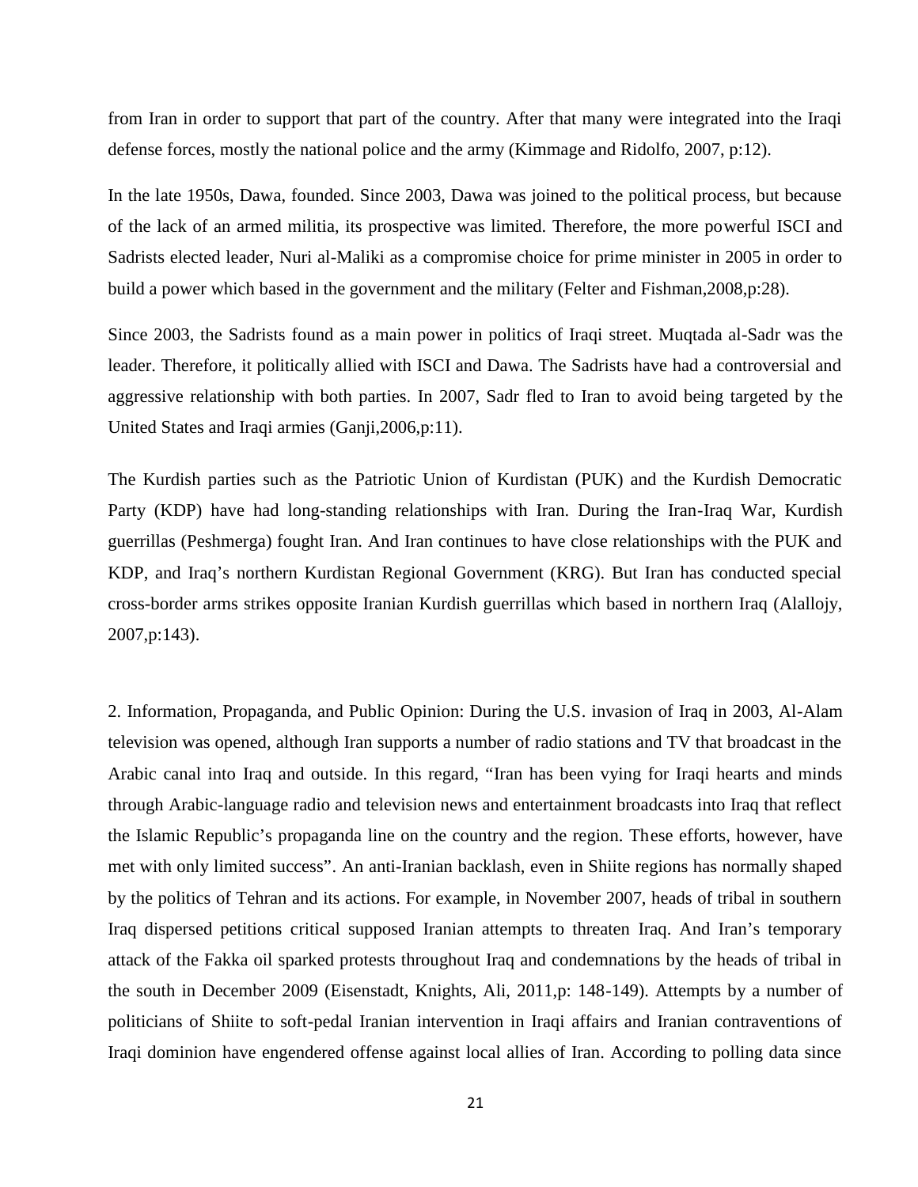from Iran in order to support that part of the country. After that many were integrated into the Iraqi defense forces, mostly the national police and the army (Kimmage and Ridolfo, 2007, p:12).

In the late 1950s, Dawa, founded. Since 2003, Dawa was joined to the political process, but because of the lack of an armed militia, its prospective was limited. Therefore, the more powerful ISCI and Sadrists elected leader, Nuri al-Maliki as a compromise choice for prime minister in 2005 in order to build a power which based in the government and the military (Felter and Fishman,2008,p:28).

Since 2003, the Sadrists found as a main power in politics of Iraqi street. Muqtada al-Sadr was the leader. Therefore, it politically allied with ISCI and Dawa. The Sadrists have had a controversial and aggressive relationship with both parties. In 2007, Sadr fled to Iran to avoid being targeted by the United States and Iraqi armies (Ganji,2006,p:11).

The Kurdish parties such as the Patriotic Union of Kurdistan (PUK) and the Kurdish Democratic Party (KDP) have had long-standing relationships with Iran. During the Iran-Iraq War, Kurdish guerrillas (Peshmerga) fought Iran. And Iran continues to have close relationships with the PUK and KDP, and Iraq's northern Kurdistan Regional Government (KRG). But Iran has conducted special cross-border arms strikes opposite Iranian Kurdish guerrillas which based in northern Iraq (Alallojy, 2007,p:143).

2. Information, Propaganda, and Public Opinion: During the U.S. invasion of Iraq in 2003, Al-Alam television was opened, although Iran supports a number of radio stations and TV that broadcast in the Arabic canal into Iraq and outside. In this regard, "Iran has been vying for Iraqi hearts and minds through Arabic-language radio and television news and entertainment broadcasts into Iraq that reflect the Islamic Republic's propaganda line on the country and the region. These efforts, however, have met with only limited success". An anti-Iranian backlash, even in Shiite regions has normally shaped by the politics of Tehran and its actions. For example, in November 2007, heads of tribal in southern Iraq dispersed petitions critical supposed Iranian attempts to threaten Iraq. And Iran's temporary attack of the Fakka oil sparked protests throughout Iraq and condemnations by the heads of tribal in the south in December 2009 (Eisenstadt, Knights, Ali, 2011,p: 148-149). Attempts by a number of politicians of Shiite to soft-pedal Iranian intervention in Iraqi affairs and Iranian contraventions of Iraqi dominion have engendered offense against local allies of Iran. According to polling data since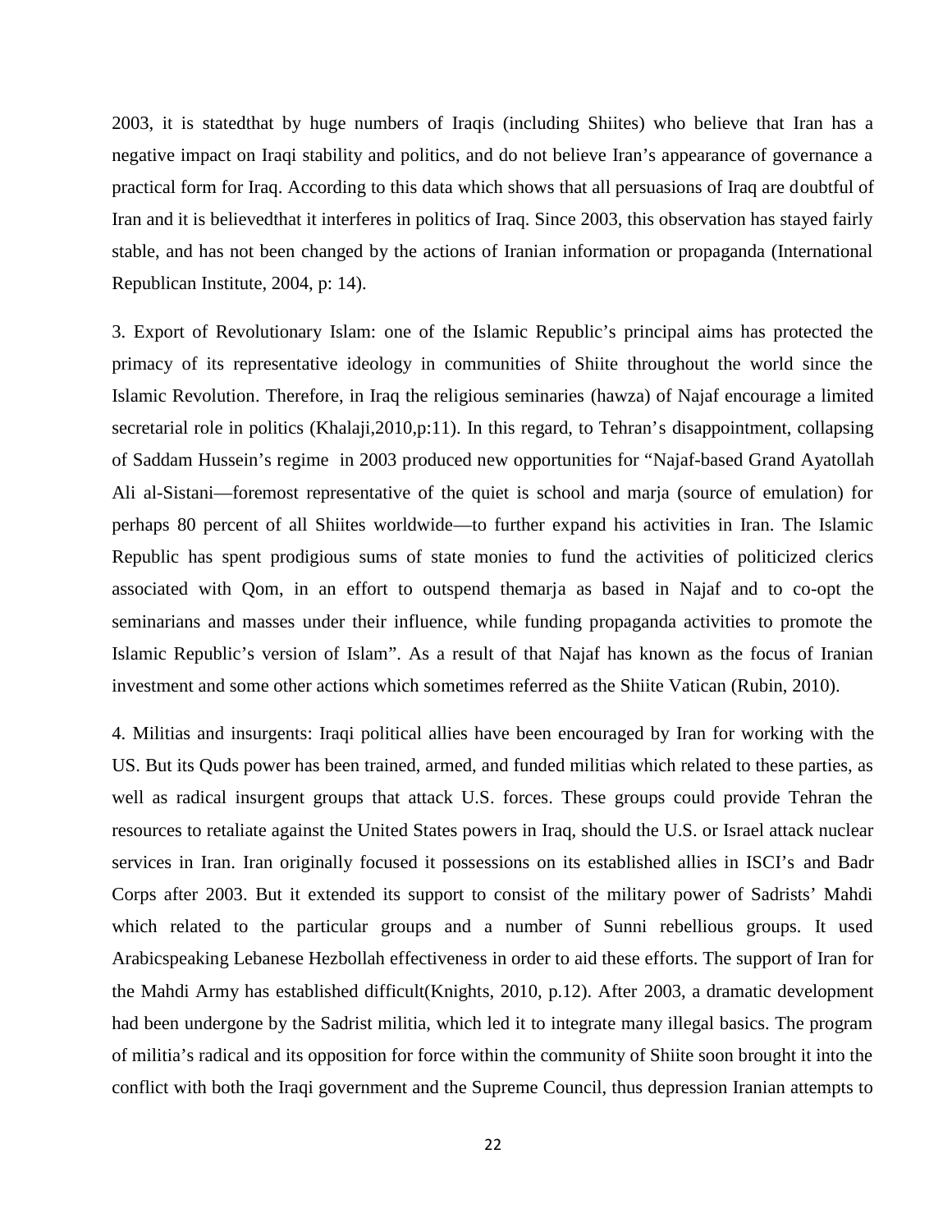2003, it is statedthat by huge numbers of Iraqis (including Shiites) who believe that Iran has a negative impact on Iraqi stability and politics, and do not believe Iran's appearance of governance a practical form for Iraq. According to this data which shows that all persuasions of Iraq are doubtful of Iran and it is believedthat it interferes in politics of Iraq. Since 2003, this observation has stayed fairly stable, and has not been changed by the actions of Iranian information or propaganda (International Republican Institute, 2004, p: 14).

3. Export of Revolutionary Islam: one of the Islamic Republic's principal aims has protected the primacy of its representative ideology in communities of Shiite throughout the world since the Islamic Revolution. Therefore, in Iraq the religious seminaries (hawza) of Najaf encourage a limited secretarial role in politics (Khalaji,2010,p:11). In this regard, to Tehran's disappointment, collapsing of Saddam Hussein's regime in 2003 produced new opportunities for "Najaf-based Grand Ayatollah Ali al-Sistani—foremost representative of the quiet is school and marja (source of emulation) for perhaps 80 percent of all Shiites worldwide—to further expand his activities in Iran. The Islamic Republic has spent prodigious sums of state monies to fund the activities of politicized clerics associated with Qom, in an effort to outspend themarja as based in Najaf and to co-opt the seminarians and masses under their influence, while funding propaganda activities to promote the Islamic Republic's version of Islam". As a result of that Najaf has known as the focus of Iranian investment and some other actions which sometimes referred as the Shiite Vatican (Rubin, 2010).

4. Militias and insurgents: Iraqi political allies have been encouraged by Iran for working with the US. But its Quds power has been trained, armed, and funded militias which related to these parties, as well as radical insurgent groups that attack U.S. forces. These groups could provide Tehran the resources to retaliate against the United States powers in Iraq, should the U.S. or Israel attack nuclear services in Iran. Iran originally focused it possessions on its established allies in ISCI's and Badr Corps after 2003. But it extended its support to consist of the military power of Sadrists' Mahdi which related to the particular groups and a number of Sunni rebellious groups. It used Arabicspeaking Lebanese Hezbollah effectiveness in order to aid these efforts. The support of Iran for the Mahdi Army has established difficult(Knights, 2010, p.12). After 2003, a dramatic development had been undergone by the Sadrist militia, which led it to integrate many illegal basics. The program of militia's radical and its opposition for force within the community of Shiite soon brought it into the conflict with both the Iraqi government and the Supreme Council, thus depression Iranian attempts to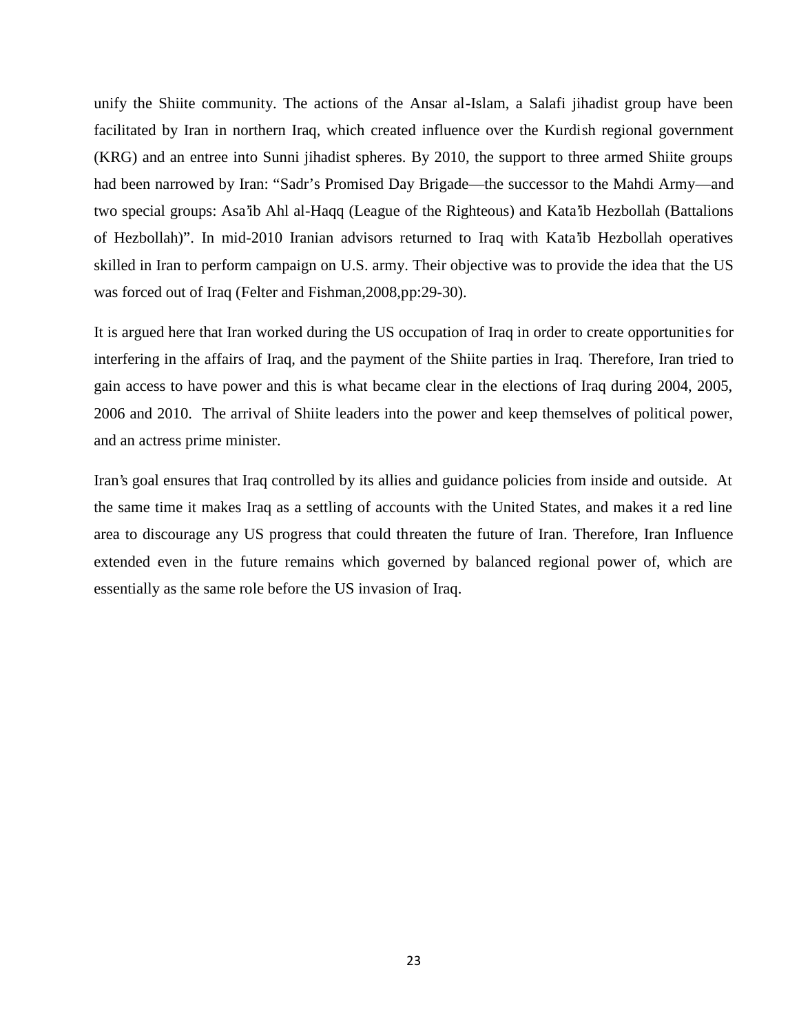unify the Shiite community. The actions of the Ansar al-Islam, a Salafi jihadist group have been facilitated by Iran in northern Iraq, which created influence over the Kurdish regional government (KRG) and an entree into Sunni jihadist spheres. By 2010, the support to three armed Shiite groups had been narrowed by Iran: "Sadr's Promised Day Brigade—the successor to the Mahdi Army—and two special groups: Asa'ib Ahl al-Haqq (League of the Righteous) and Kata'ib Hezbollah (Battalions of Hezbollah)". In mid-2010 Iranian advisors returned to Iraq with Kata'ib Hezbollah operatives skilled in Iran to perform campaign on U.S. army. Their objective was to provide the idea that the US was forced out of Iraq (Felter and Fishman,2008,pp:29-30).

It is argued here that Iran worked during the US occupation of Iraq in order to create opportunities for interfering in the affairs of Iraq, and the payment of the Shiite parties in Iraq. Therefore, Iran tried to gain access to have power and this is what became clear in the elections of Iraq during 2004, 2005, 2006 and 2010. The arrival of Shiite leaders into the power and keep themselves of political power, and an actress prime minister.

Iran's goal ensures that Iraq controlled by its allies and guidance policies from inside and outside. At the same time it makes Iraq as a settling of accounts with the United States, and makes it a red line area to discourage any US progress that could threaten the future of Iran. Therefore, Iran Influence extended even in the future remains which governed by balanced regional power of, which are essentially as the same role before the US invasion of Iraq.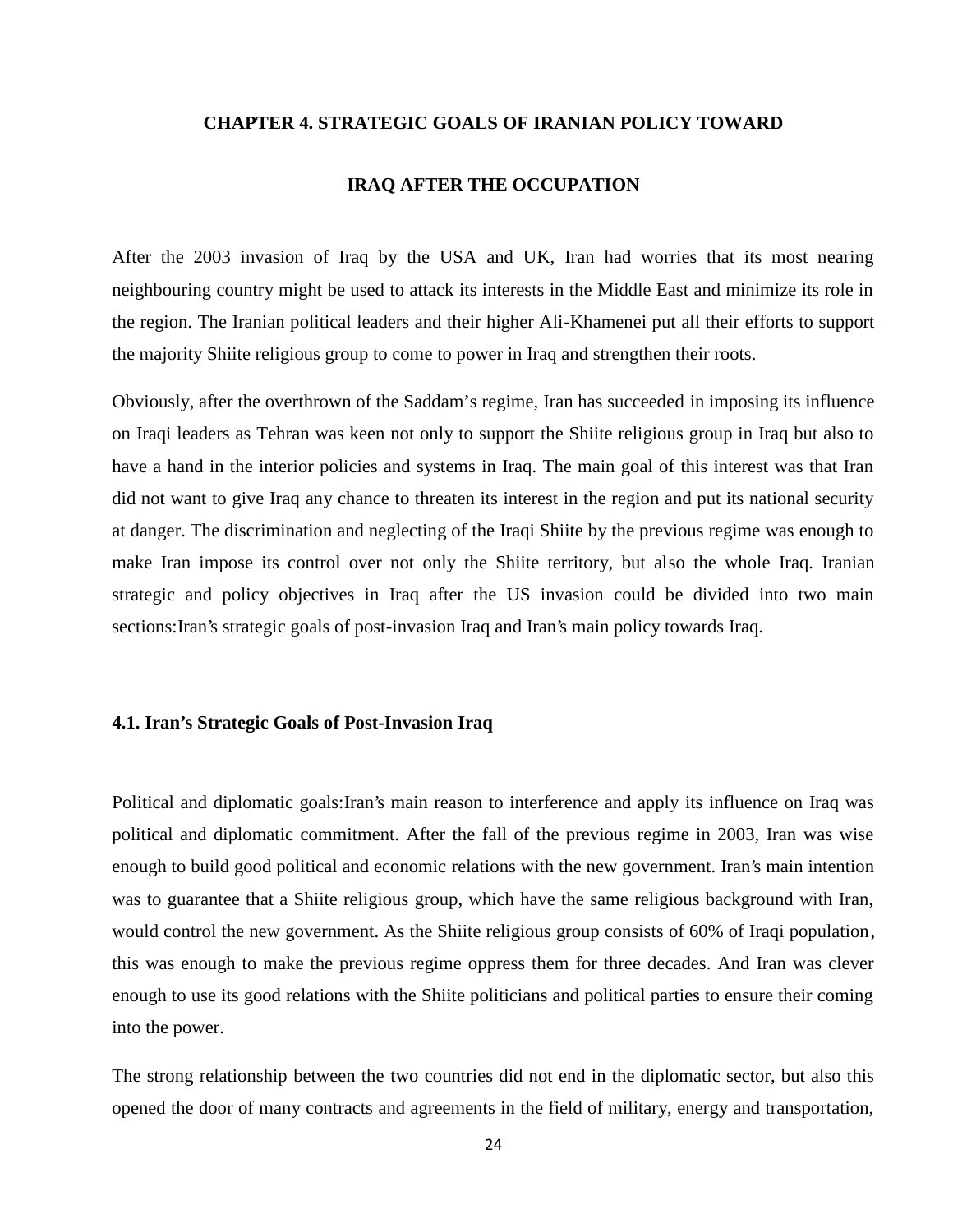## CHAPTER 4. STRATEGIC GOALS OF IRANIAN POLICY TOWARD IRAQ AFTER THE OCCUPATION

After the 2003 invasion of Iraq by the USA and UK, Iran had worries that its most nearing neighbouring country might be used to attack its interests in the Middle East and minimize its role in the region. The Iranian political leaders and their higher Ali-Khamenei put all their efforts to support the majority Shiite religious group to come to power in Iraq and strengthen their roots.

Obviously, after the overthrown of the Saddam's regime, Iran has succeeded in imposing its influence on Iraqi leaders as Tehran was keen not only to support the Shiite religious group in Iraq but also to have a hand in the interior policies and systems in Iraq. The main goal of this interest was that Iran did not want to give Iraq any chance to threaten its interest in the region and put its national security at danger. The discrimination and neglecting of the Iraqi Shiite by the previous regime was enough to make Iran impose its control over not only the Shiite territory, but also the whole Iraq. Iranian strategic and policy objectives in Iraq after the US invasion could be divided into two main sections:Iran's strategic goals of post-invasion Iraq and Iran's main policy towards Iraq.

### 4.1. Iran's Strategic Goals of Post-Invasion Iraq

Political and diplomatic goals:Iran's main reason to interference and apply its influence on Iraq was political and diplomatic commitment. After the fall of the previous regime in 2003, Iran was wise enough to build good political and economic relations with the new government. Iran's main intention was to guarantee that a Shiite religious group, which have the same religious background with Iran, would control the new government. As the Shiite religious group consists of 60% of Iraqi population, this was enough to make the previous regime oppress them for three decades. And Iran was clever enough to use its good relations with the Shiite politicians and political parties to ensure their coming into the power.

The strong relationship between the two countries did not end in the diplomatic sector, but also this opened the door of many contracts and agreements in the field of military, energy and transportation,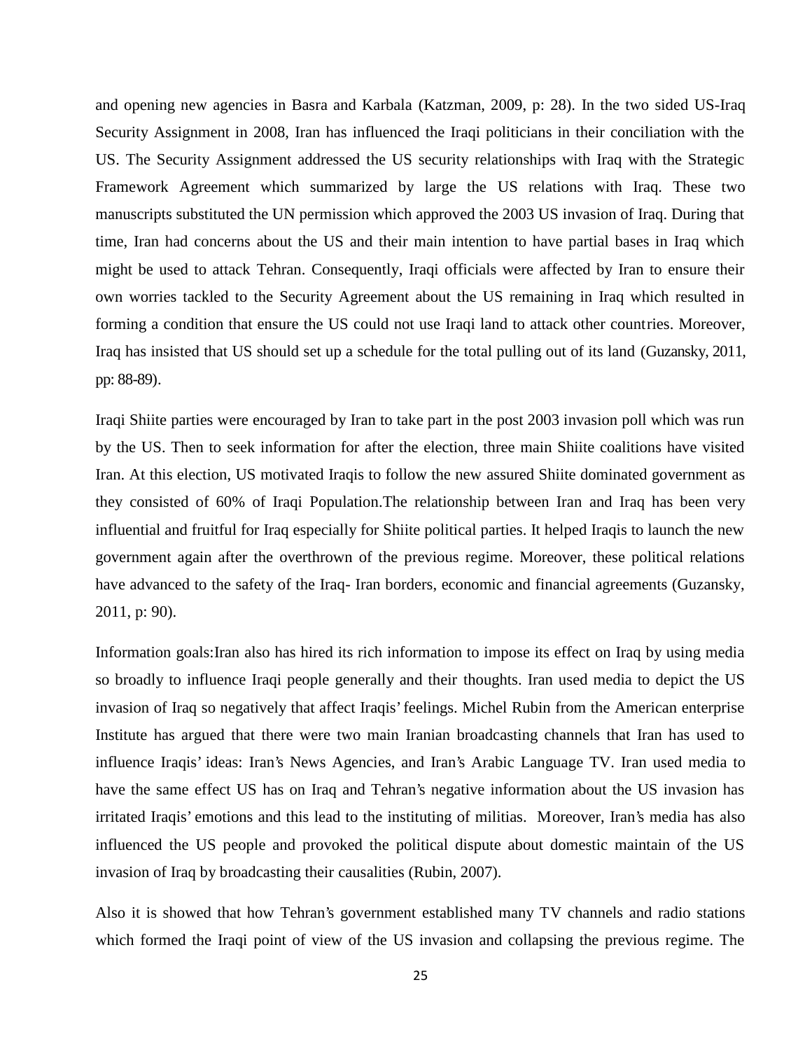and opening new agencies in Basra and Karbala (Katzman, 2009, p: 28). In the two sided US-Iraq Security Assignment in 2008, Iran has influenced the Iraqi politicians in their conciliation with the US. The Security Assignment addressed the US security relationships with Iraq with the Strategic Framework Agreement which summarized by large the US relations with Iraq. These two manuscripts substituted the UN permission which approved the 2003 US invasion of Iraq. During that time, Iran had concerns about the US and their main intention to have partial bases in Iraq which might be used to attack Tehran. Consequently, Iraqi officials were affected by Iran to ensure their own worries tackled to the Security Agreement about the US remaining in Iraq which resulted in forming a condition that ensure the US could not use Iraqi land to attack other countries. Moreover, Iraq has insisted that US should set up a schedule for the total pulling out of its land (Guzansky, 2011, pp: 88-89).

Iraqi Shiite parties were encouraged by Iran to take part in the post 2003 invasion poll which was run by the US. Then to seek information for after the election, three main Shiite coalitions have visited Iran. At this election, US motivated Iraqis to follow the new assured Shiite dominated government as they consisted of 60% of Iraqi Population.The relationship between Iran and Iraq has been very influential and fruitful for Iraq especially for Shiite political parties. It helped Iraqis to launch the new government again after the overthrown of the previous regime. Moreover, these political relations have advanced to the safety of the Iraq- Iran borders, economic and financial agreements (Guzansky, 2011, p: 90).

Information goals:Iran also has hired its rich information to impose its effect on Iraq by using media so broadly to influence Iraqi people generally and their thoughts. Iran used media to depict the US invasion of Iraq so negatively that affect Iraqis' feelings. Michel Rubin from the American enterprise Institute has argued that there were two main Iranian broadcasting channels that Iran has used to influence Iraqis' ideas: Iran's News Agencies, and Iran's Arabic Language TV. Iran used media to have the same effect US has on Iraq and Tehran's negative information about the US invasion has irritated Iraqis' emotions and this lead to the instituting of militias. Moreover, Iran's media has also influenced the US people and provoked the political dispute about domestic maintain of the US invasion of Iraq by broadcasting their causalities (Rubin, 2007).

Also it is showed that how Tehran's government established many TV channels and radio stations which formed the Iraqi point of view of the US invasion and collapsing the previous regime. The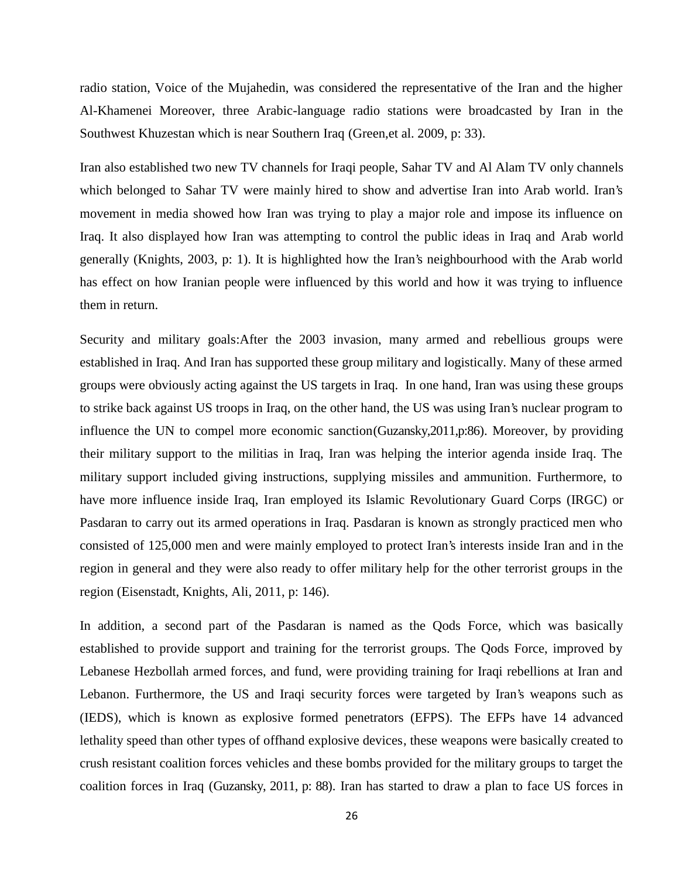radio station, Voice of the Mujahedin, was considered the representative of the Iran and the higher Al-Khamenei Moreover, three Arabic-language radio stations were broadcasted by Iran in the Southwest Khuzestan which is near Southern Iraq (Green,et al. 2009, p: 33).

Iran also established two new TV channels for Iraqi people, Sahar TV and Al Alam TV only channels which belonged to Sahar TV were mainly hired to show and advertise Iran into Arab world. Iran's movement in media showed how Iran was trying to play a major role and impose its influence on Iraq. It also displayed how Iran was attempting to control the public ideas in Iraq and Arab world generally (Knights, 2003, p: 1). It is highlighted how the Iran's neighbourhood with the Arab world has effect on how Iranian people were influenced by this world and how it was trying to influence them in return.

Security and military goals:After the 2003 invasion, many armed and rebellious groups were established in Iraq. And Iran has supported these group military and logistically. Many of these armed groups were obviously acting against the US targets in Iraq. In one hand, Iran was using these groups to strike back against US troops in Iraq, on the other hand, the US was using Iran's nuclear program to influence the UN to compel more economic sanction(Guzansky,2011,p:86). Moreover, by providing their military support to the militias in Iraq, Iran was helping the interior agenda inside Iraq. The military support included giving instructions, supplying missiles and ammunition. Furthermore, to have more influence inside Iraq, Iran employed its Islamic Revolutionary Guard Corps (IRGC) or Pasdaran to carry out its armed operations in Iraq. Pasdaran is known as strongly practiced men who consisted of 125,000 men and were mainly employed to protect Iran's interests inside Iran and in the region in general and they were also ready to offer military help for the other terrorist groups in the region (Eisenstadt, Knights, Ali, 2011, p: 146).

In addition, a second part of the Pasdaran is named as the Qods Force, which was basically established to provide support and training for the terrorist groups. The Qods Force, improved by Lebanese Hezbollah armed forces, and fund, were providing training for Iraqi rebellions at Iran and Lebanon. Furthermore, the US and Iraqi security forces were targeted by Iran's weapons such as (IEDS), which is known as explosive formed penetrators (EFPS). The EFPs have 14 advanced lethality speed than other types of offhand explosive devices, these weapons were basically created to crush resistant coalition forces vehicles and these bombs provided for the military groups to target the coalition forces in Iraq (Guzansky, 2011, p: 88). Iran has started to draw a plan to face US forces in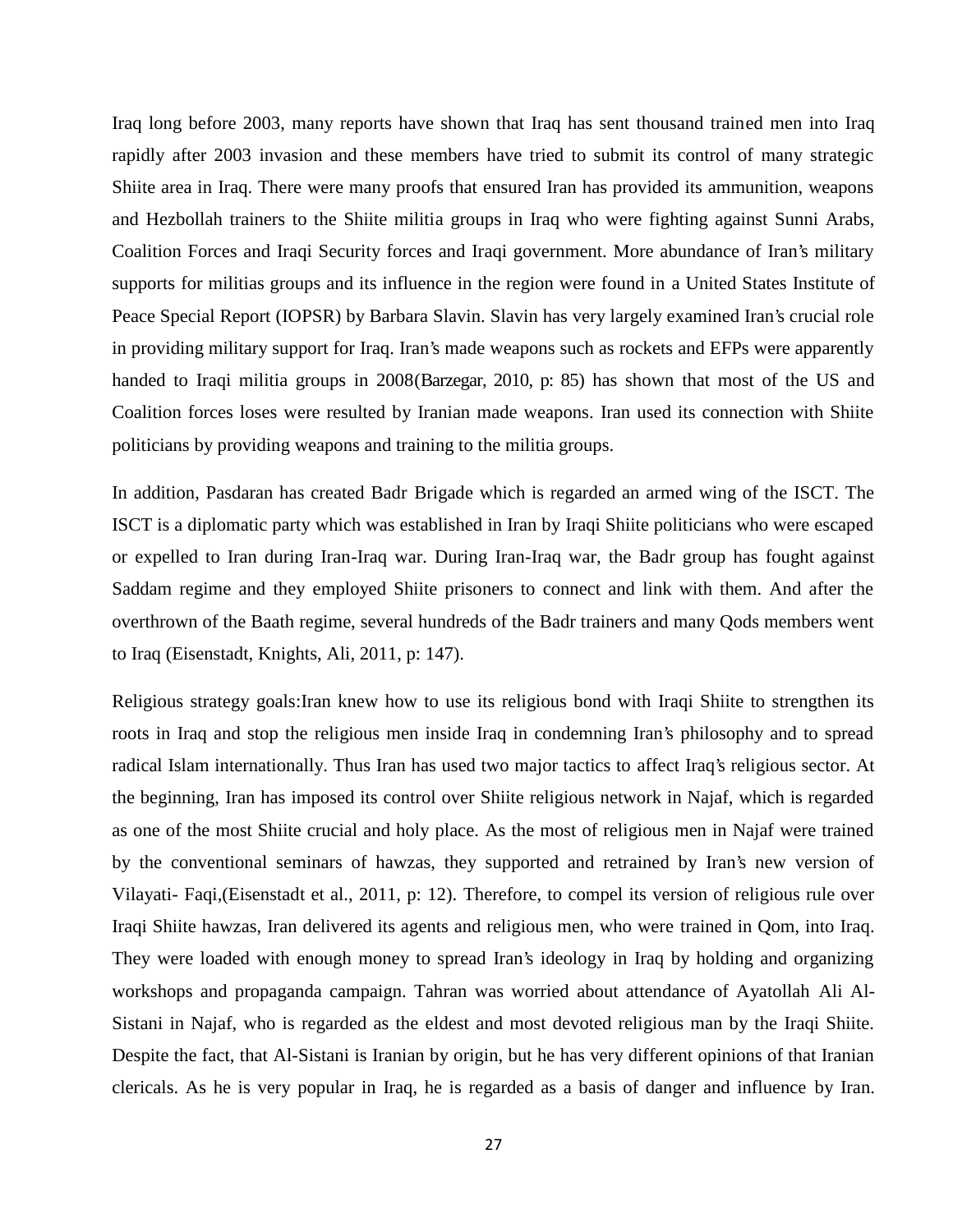Iraq long before 2003, many reports have shown that Iraq has sent thousand trained men into Iraq rapidly after 2003 invasion and these members have tried to submit its control of many strategic Shiite area in Iraq. There were many proofs that ensured Iran has provided its ammunition, weapons and Hezbollah trainers to the Shiite militia groups in Iraq who were fighting against Sunni Arabs, Coalition Forces and Iraqi Security forces and Iraqi government. More abundance of Iran's military supports for militias groups and its influence in the region were found in a United States Institute of Peace Special Report (IOPSR) by Barbara Slavin. Slavin has very largely examined Iran's crucial role in providing military support for Iraq. Iran's made weapons such as rockets and EFPs were apparently handed to Iraqi militia groups in 2008(Barzegar, 2010, p: 85) has shown that most of the US and Coalition forces loses were resulted by Iranian made weapons. Iran used its connection with Shiite politicians by providing weapons and training to the militia groups.

In addition, Pasdaran has created Badr Brigade which is regarded an armed wing of the ISCT. The ISCT is a diplomatic party which was established in Iran by Iraqi Shiite politicians who were escaped or expelled to Iran during Iran-Iraq war. During Iran-Iraq war, the Badr group has fought against Saddam regime and they employed Shiite prisoners to connect and link with them. And after the overthrown of the Baath regime, several hundreds of the Badr trainers and many Qods members went to Iraq (Eisenstadt, Knights, Ali, 2011, p: 147).

Religious strategy goals:Iran knew how to use its religious bond with Iraqi Shiite to strengthen its roots in Iraq and stop the religious men inside Iraq in condemning Iran's philosophy and to spread radical Islam internationally. Thus Iran has used two major tactics to affect Iraq's religious sector. At the beginning, Iran has imposed its control over Shiite religious network in Najaf, which is regarded as one of the most Shiite crucial and holy place. As the most of religious men in Najaf were trained by the conventional seminars of hawzas, they supported and retrained by Iran's new version of Vilayati- Faqi,(Eisenstadt et al., 2011, p: 12). Therefore, to compel its version of religious rule over Iraqi Shiite hawzas, Iran delivered its agents and religious men, who were trained in Qom, into Iraq. They were loaded with enough money to spread Iran's ideology in Iraq by holding and organizing workshops and propaganda campaign. Tahran was worried about attendance of Ayatollah Ali Al-Sistani in Najaf, who is regarded as the eldest and most devoted religious man by the Iraqi Shiite. Despite the fact, that Al-Sistani is Iranian by origin, but he has very different opinions of that Iranian clericals. As he is very popular in Iraq, he is regarded as a basis of danger and influence by Iran.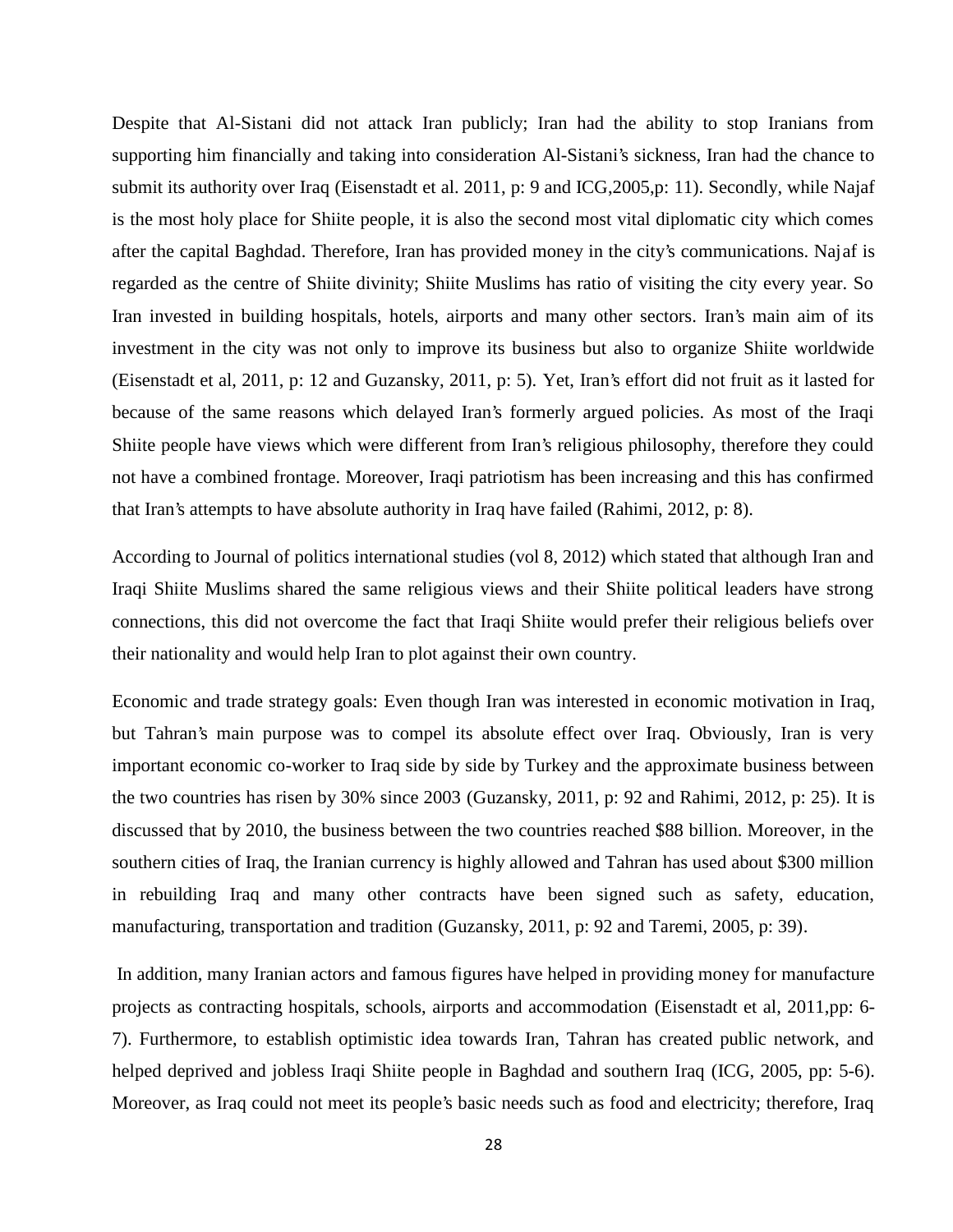Despite that Al-Sistani did not attack Iran publicly; Iran had the ability to stop Iranians from supporting him financially and taking into consideration Al-Sistani's sickness, Iran had the chance to submit its authority over Iraq (Eisenstadt et al. 2011, p: 9 and ICG,2005,p: 11). Secondly, while Najaf is the most holy place for Shiite people, it is also the second most vital diplomatic city which comes after the capital Baghdad. Therefore, Iran has provided money in the city's communications. Najaf is regarded as the centre of Shiite divinity; Shiite Muslims has ratio of visiting the city every year. So Iran invested in building hospitals, hotels, airports and many other sectors. Iran's main aim of its investment in the city was not only to improve its business but also to organize Shiite worldwide (Eisenstadt et al, 2011, p: 12 and Guzansky, 2011, p: 5). Yet, Iran's effort did not fruit as it lasted for because of the same reasons which delayed Iran's formerly argued policies. As most of the Iraqi Shiite people have views which were different from Iran's religious philosophy, therefore they could not have a combined frontage. Moreover, Iraqi patriotism has been increasing and this has confirmed that Iran's attempts to have absolute authority in Iraq have failed (Rahimi, 2012, p: 8).

According to Journal of politics international studies (vol 8, 2012) which stated that although Iran and Iraqi Shiite Muslims shared the same religious views and their Shiite political leaders have strong connections, this did not overcome the fact that Iraqi Shiite would prefer their religious beliefs over their nationality and would help Iran to plot against their own country.

Economic and trade strategy goals: Even though Iran was interested in economic motivation in Iraq, but Tahran's main purpose was to compel its absolute effect over Iraq. Obviously, Iran is very important economic co-worker to Iraq side by side by Turkey and the approximate business between the two countries has risen by 30% since 2003 (Guzansky, 2011, p: 92 and Rahimi, 2012, p: 25). It is discussed that by 2010, the business between the two countries reached $88 billion. Moreover, in the southern cities of Iraq, the Iranian currency is highly allowed and Tahran has used about $300 million in rebuilding Iraq and many other contracts have been signed such as safety, education, manufacturing, transportation and tradition (Guzansky, 2011, p: 92 and Taremi, 2005, p: 39).

In addition, many Iranian actors and famous figures have helped in providing money for manufacture projects as contracting hospitals, schools, airports and accommodation (Eisenstadt et al, 2011,pp: 6-7). Furthermore, to establish optimistic idea towards Iran, Tahran has created public network, and helped deprived and jobless Iraqi Shiite people in Baghdad and southern Iraq (ICG, 2005, pp: 5-6). Moreover, as Iraq could not meet its people's basic needs such as food and electricity; therefore, Iraq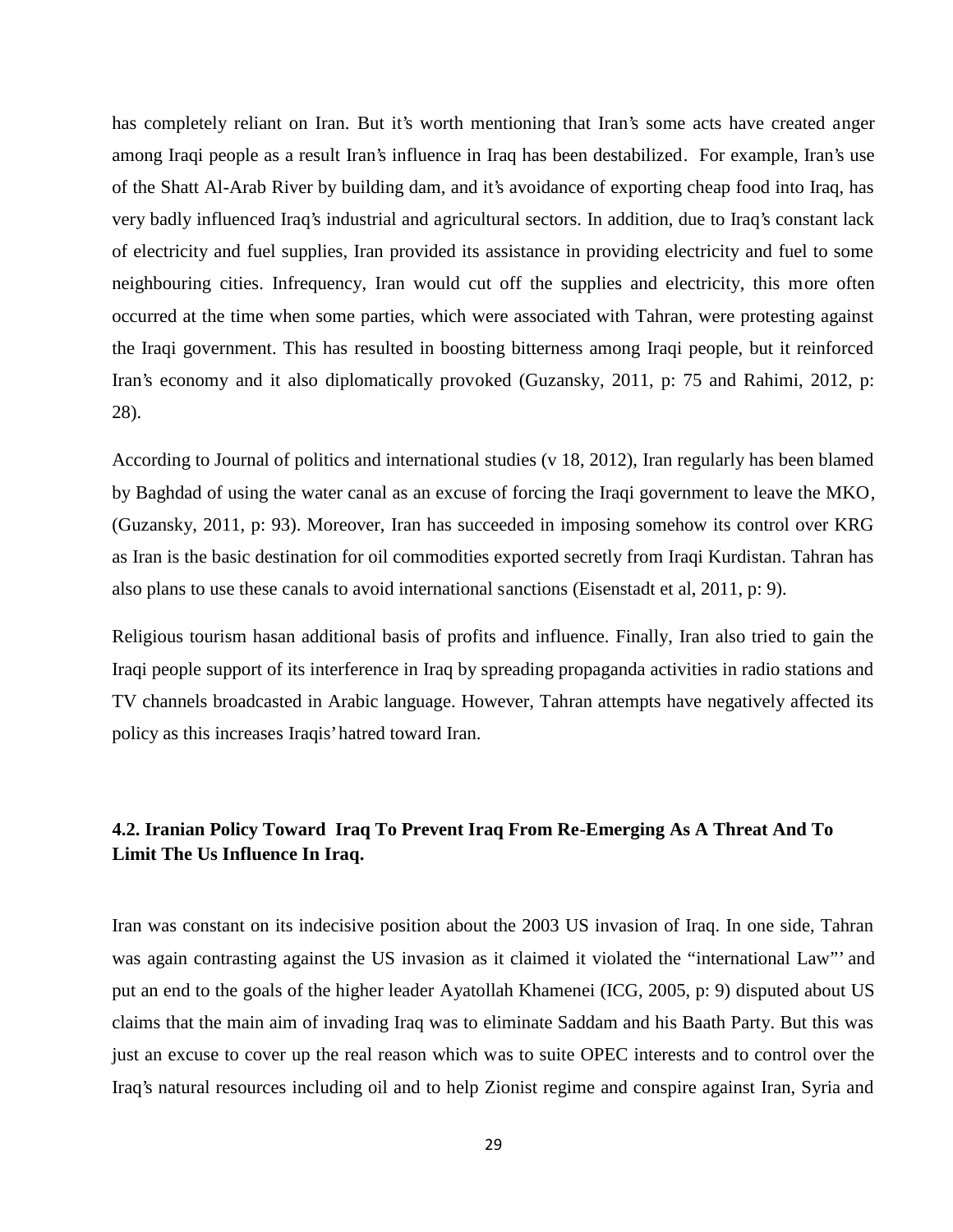has completely reliant on Iran. But it's worth mentioning that Iran's some acts have created anger among Iraqi people as a result Iran's influence in Iraq has been destabilized. For example, Iran's use of the Shatt Al-Arab River by building dam, and it's avoidance of exporting cheap food into Iraq, has very badly influenced Iraq's industrial and agricultural sectors. In addition, due to Iraq's constant lack of electricity and fuel supplies, Iran provided its assistance in providing electricity and fuel to some neighbouring cities. Infrequency, Iran would cut off the supplies and electricity, this more often occurred at the time when some parties, which were associated with Tahran, were protesting against the Iraqi government. This has resulted in boosting bitterness among Iraqi people, but it reinforced Iran's economy and it also diplomatically provoked (Guzansky, 2011, p: 75 and Rahimi, 2012, p: 28).

According to Journal of politics and international studies (v 18, 2012), Iran regularly has been blamed by Baghdad of using the water canal as an excuse of forcing the Iraqi government to leave the MKO, (Guzansky, 2011, p: 93). Moreover, Iran has succeeded in imposing somehow its control over KRG as Iran is the basic destination for oil commodities exported secretly from Iraqi Kurdistan. Tahran has also plans to use these canals to avoid international sanctions (Eisenstadt et al, 2011, p: 9).

Religious tourism hasan additional basis of profits and influence. Finally, Iran also tried to gain the Iraqi people support of its interference in Iraq by spreading propaganda activities in radio stations and TV channels broadcasted in Arabic language. However, Tahran attempts have negatively affected its policy as this increases Iraqis' hatred toward Iran.

### 4.2. Iranian Policy Toward Iraq To Prevent Iraq From Re-Emerging As A Threat And To Limit The Us Influence In Iraq.

Iran was constant on its indecisive position about the 2003 US invasion of Iraq. In one side, Tahran was again contrasting against the US invasion as it claimed it violated the "international Law"' and put an end to the goals of the higher leader Ayatollah Khamenei (ICG, 2005, p: 9) disputed about US claims that the main aim of invading Iraq was to eliminate Saddam and his Baath Party. But this was just an excuse to cover up the real reason which was to suite OPEC interests and to control over the Iraq's natural resources including oil and to help Zionist regime and conspire against Iran, Syria and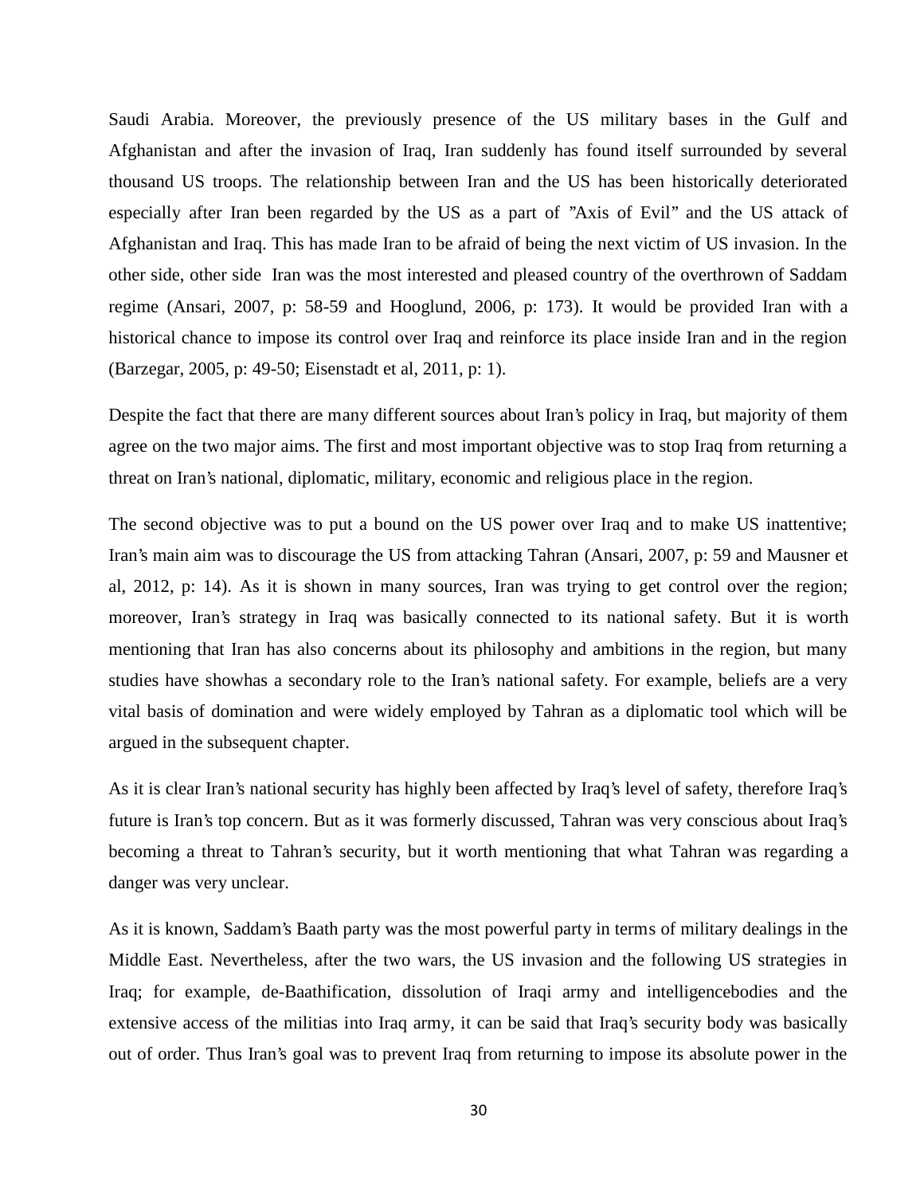Saudi Arabia. Moreover, the previously presence of the US military bases in the Gulf and Afghanistan and after the invasion of Iraq, Iran suddenly has found itself surrounded by several thousand US troops. The relationship between Iran and the US has been historically deteriorated especially after Iran been regarded by the US as a part of "Axis of Evil" and the US attack of Afghanistan and Iraq. This has made Iran to be afraid of being the next victim of US invasion. In the other side, other side Iran was the most interested and pleased country of the overthrown of Saddam regime (Ansari, 2007, p: 58-59 and Hooglund, 2006, p: 173). It would be provided Iran with a historical chance to impose its control over Iraq and reinforce its place inside Iran and in the region (Barzegar, 2005, p: 49-50; Eisenstadt et al, 2011, p: 1).

Despite the fact that there are many different sources about Iran's policy in Iraq, but majority of them agree on the two major aims. The first and most important objective was to stop Iraq from returning a threat on Iran's national, diplomatic, military, economic and religious place in the region.

The second objective was to put a bound on the US power over Iraq and to make US inattentive; Iran's main aim was to discourage the US from attacking Tahran (Ansari, 2007, p: 59 and Mausner et al, 2012, p: 14). As it is shown in many sources, Iran was trying to get control over the region; moreover, Iran's strategy in Iraq was basically connected to its national safety. But it is worth mentioning that Iran has also concerns about its philosophy and ambitions in the region, but many studies have showhas a secondary role to the Iran's national safety. For example, beliefs are a very vital basis of domination and were widely employed by Tahran as a diplomatic tool which will be argued in the subsequent chapter.

As it is clear Iran's national security has highly been affected by Iraq's level of safety, therefore Iraq's future is Iran's top concern. But as it was formerly discussed, Tahran was very conscious about Iraq's becoming a threat to Tahran's security, but it worth mentioning that what Tahran was regarding a danger was very unclear.

As it is known, Saddam's Baath party was the most powerful party in terms of military dealings in the Middle East. Nevertheless, after the two wars, the US invasion and the following US strategies in Iraq; for example, de-Baathification, dissolution of Iraqi army and intelligencebodies and the extensive access of the militias into Iraq army, it can be said that Iraq's security body was basically out of order. Thus Iran's goal was to prevent Iraq from returning to impose its absolute power in the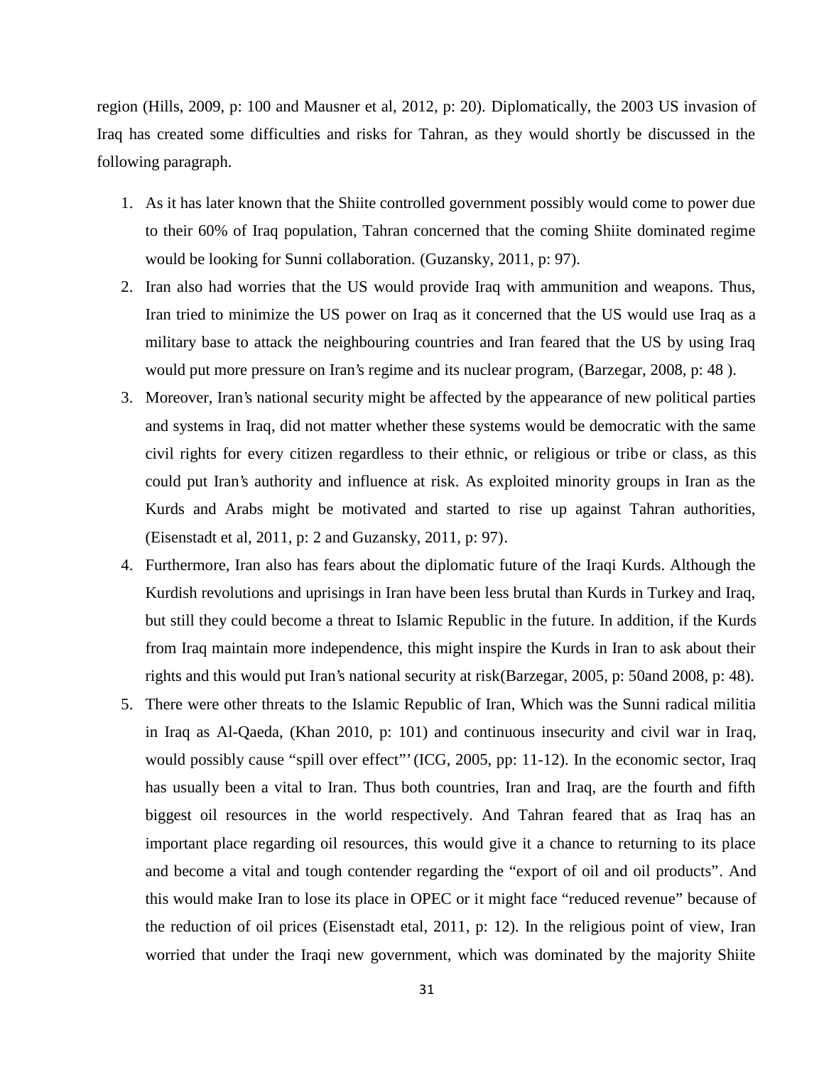region (Hills, 2009, p: 100 and Mausner et al, 2012, p: 20). Diplomatically, the 2003 US invasion of Iraq has created some difficulties and risks for Tahran, as they would shortly be discussed in the following paragraph.

1. As it has later known that the Shiite controlled government possibly would come to power due to their 60% of Iraq population, Tahran concerned that the coming Shiite dominated regime would be looking for Sunni collaboration. (Guzansky, 2011, p: 97).
2. Iran also had worries that the US would provide Iraq with ammunition and weapons. Thus, Iran tried to minimize the US power on Iraq as it concerned that the US would use Iraq as a military base to attack the neighbouring countries and Iran feared that the US by using Iraq would put more pressure on Iran's regime and its nuclear program, (Barzegar, 2008, p: 48 ).
3. Moreover, Iran's national security might be affected by the appearance of new political parties and systems in Iraq, did not matter whether these systems would be democratic with the same civil rights for every citizen regardless to their ethnic, or religious or tribe or class, as this could put Iran's authority and influence at risk. As exploited minority groups in Iran as the Kurds and Arabs might be motivated and started to rise up against Tahran authorities, (Eisenstadt et al, 2011, p: 2 and Guzansky, 2011, p: 97).
4. Furthermore, Iran also has fears about the diplomatic future of the Iraqi Kurds. Although the Kurdish revolutions and uprisings in Iran have been less brutal than Kurds in Turkey and Iraq, but still they could become a threat to Islamic Republic in the future. In addition, if the Kurds from Iraq maintain more independence, this might inspire the Kurds in Iran to ask about their rights and this would put Iran's national security at risk(Barzegar, 2005, p: 50and 2008, p: 48).
5. There were other threats to the Islamic Republic of Iran, Which was the Sunni radical militia in Iraq as Al-Qaeda, (Khan 2010, p: 101) and continuous insecurity and civil war in Iraq, would possibly cause "spill over effect"' (ICG, 2005, pp: 11-12). In the economic sector, Iraq has usually been a vital to Iran. Thus both countries, Iran and Iraq, are the fourth and fifth biggest oil resources in the world respectively. And Tahran feared that as Iraq has an important place regarding oil resources, this would give it a chance to returning to its place and become a vital and tough contender regarding the "export of oil and oil products". And this would make Iran to lose its place in OPEC or it might face "reduced revenue" because of the reduction of oil prices (Eisenstadt etal, 2011, p: 12). In the religious point of view, Iran worried that under the Iraqi new government, which was dominated by the majority Shiite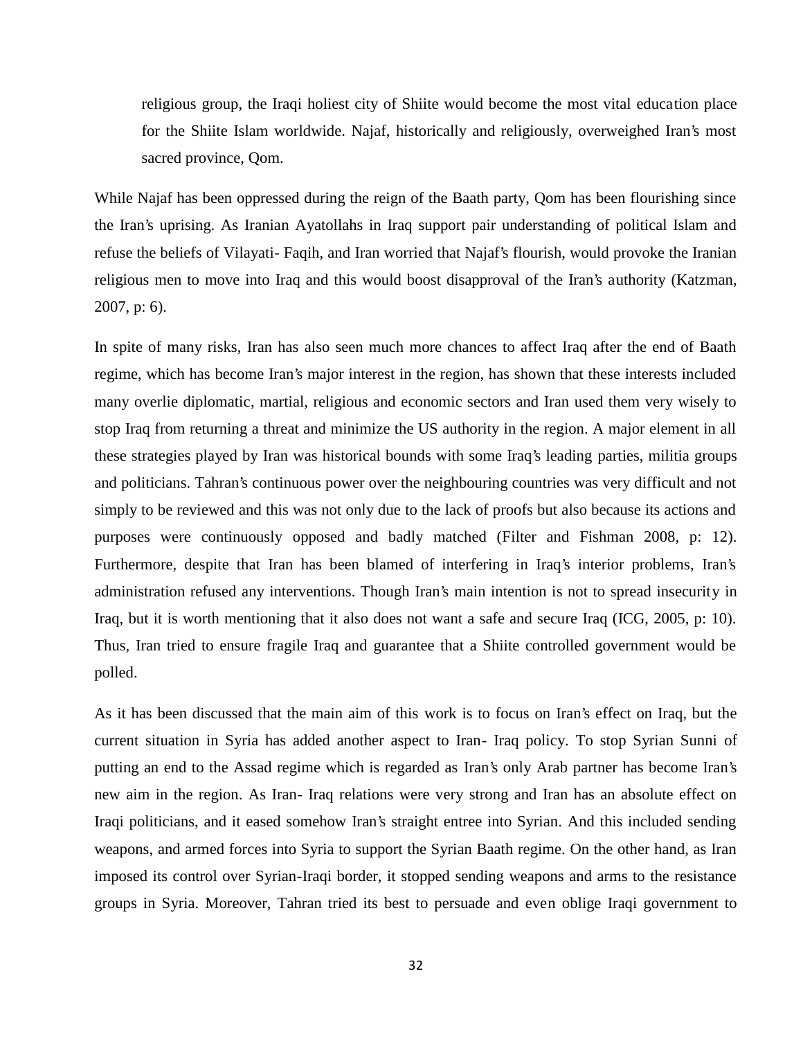religious group, the Iraqi holiest city of Shiite would become the most vital education place for the Shiite Islam worldwide. Najaf, historically and religiously, overweighed Iran's most sacred province, Qom.

While Najaf has been oppressed during the reign of the Baath party, Qom has been flourishing since the Iran's uprising. As Iranian Ayatollahs in Iraq support pair understanding of political Islam and refuse the beliefs of Vilayati- Faqih, and Iran worried that Najaf's flourish, would provoke the Iranian religious men to move into Iraq and this would boost disapproval of the Iran's authority (Katzman, 2007, p: 6).

In spite of many risks, Iran has also seen much more chances to affect Iraq after the end of Baath regime, which has become Iran's major interest in the region, has shown that these interests included many overlie diplomatic, martial, religious and economic sectors and Iran used them very wisely to stop Iraq from returning a threat and minimize the US authority in the region. A major element in all these strategies played by Iran was historical bounds with some Iraq's leading parties, militia groups and politicians. Tahran's continuous power over the neighbouring countries was very difficult and not simply to be reviewed and this was not only due to the lack of proofs but also because its actions and purposes were continuously opposed and badly matched (Filter and Fishman 2008, p: 12). Furthermore, despite that Iran has been blamed of interfering in Iraq's interior problems, Iran's administration refused any interventions. Though Iran's main intention is not to spread insecurity in Iraq, but it is worth mentioning that it also does not want a safe and secure Iraq (ICG, 2005, p: 10). Thus, Iran tried to ensure fragile Iraq and guarantee that a Shiite controlled government would be polled.

As it has been discussed that the main aim of this work is to focus on Iran's effect on Iraq, but the current situation in Syria has added another aspect to Iran- Iraq policy. To stop Syrian Sunni of putting an end to the Assad regime which is regarded as Iran's only Arab partner has become Iran's new aim in the region. As Iran- Iraq relations were very strong and Iran has an absolute effect on Iraqi politicians, and it eased somehow Iran's straight entree into Syrian. And this included sending weapons, and armed forces into Syria to support the Syrian Baath regime. On the other hand, as Iran imposed its control over Syrian-Iraqi border, it stopped sending weapons and arms to the resistance groups in Syria. Moreover, Tahran tried its best to persuade and even oblige Iraqi government to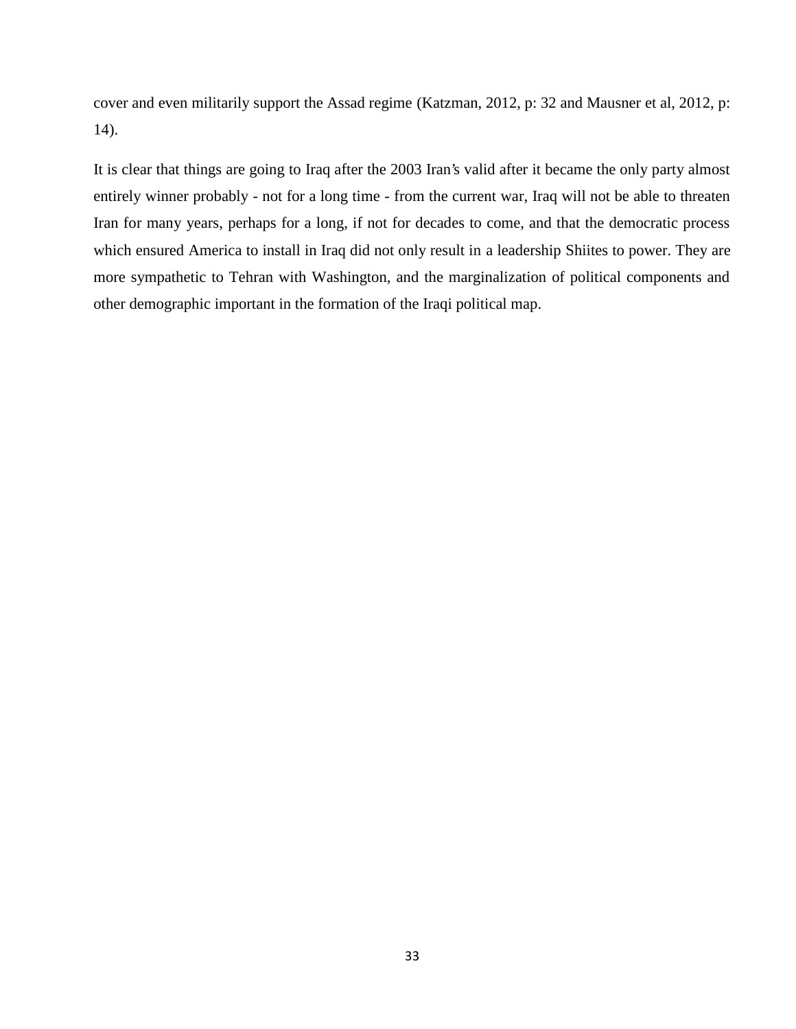cover and even militarily support the Assad regime (Katzman, 2012, p: 32 and Mausner et al, 2012, p: 14).

It is clear that things are going to Iraq after the 2003 Iran's valid after it became the only party almost entirely winner probably - not for a long time - from the current war, Iraq will not be able to threaten Iran for many years, perhaps for a long, if not for decades to come, and that the democratic process which ensured America to install in Iraq did not only result in a leadership Shiites to power. They are more sympathetic to Tehran with Washington, and the marginalization of political components and other demographic important in the formation of the Iraqi political map.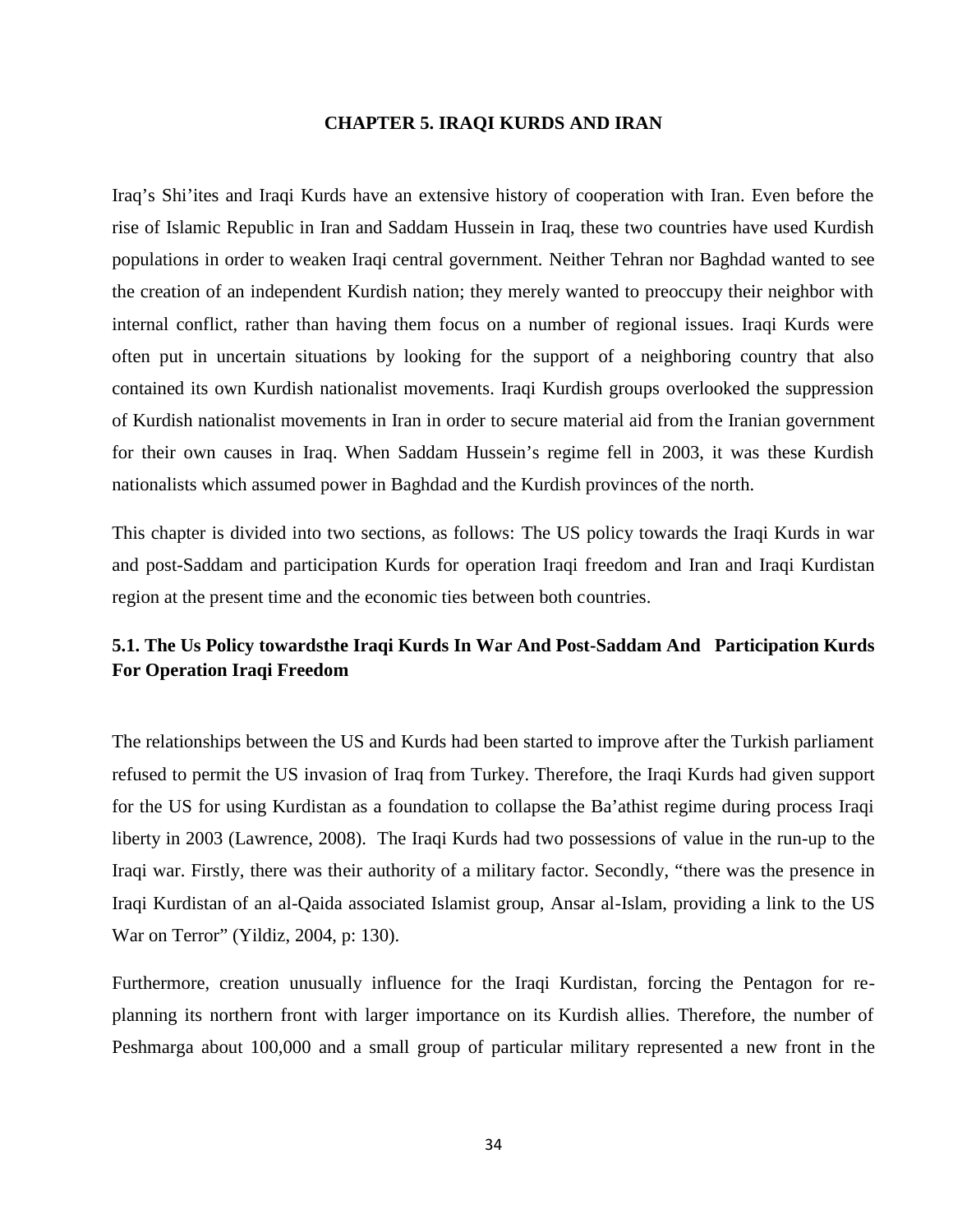# CHAPTER 5. IRAQI KURDS AND IRAN

Iraq's Shi'ites and Iraqi Kurds have an extensive history of cooperation with Iran. Even before the rise of Islamic Republic in Iran and Saddam Hussein in Iraq, these two countries have used Kurdish populations in order to weaken Iraqi central government. Neither Tehran nor Baghdad wanted to see the creation of an independent Kurdish nation; they merely wanted to preoccupy their neighbor with internal conflict, rather than having them focus on a number of regional issues. Iraqi Kurds were often put in uncertain situations by looking for the support of a neighboring country that also contained its own Kurdish nationalist movements. Iraqi Kurdish groups overlooked the suppression of Kurdish nationalist movements in Iran in order to secure material aid from the Iranian government for their own causes in Iraq. When Saddam Hussein's regime fell in 2003, it was these Kurdish nationalists which assumed power in Baghdad and the Kurdish provinces of the north.

This chapter is divided into two sections, as follows: The US policy towards the Iraqi Kurds in war and post-Saddam and participation Kurds for operation Iraqi freedom and Iran and Iraqi Kurdistan region at the present time and the economic ties between both countries.

## 5.1. The Us Policy towardsthe Iraqi Kurds In War And Post-Saddam And Participation Kurds For Operation Iraqi Freedom

The relationships between the US and Kurds had been started to improve after the Turkish parliament refused to permit the US invasion of Iraq from Turkey. Therefore, the Iraqi Kurds had given support for the US for using Kurdistan as a foundation to collapse the Ba'athist regime during process Iraqi liberty in 2003 (Lawrence, 2008). The Iraqi Kurds had two possessions of value in the run-up to the Iraqi war. Firstly, there was their authority of a military factor. Secondly, "there was the presence in Iraqi Kurdistan of an al-Qaida associated Islamist group, Ansar al-Islam, providing a link to the US War on Terror" (Yildiz, 2004, p: 130).

Furthermore, creation unusually influence for the Iraqi Kurdistan, forcing the Pentagon for re-planning its northern front with larger importance on its Kurdish allies. Therefore, the number of Peshmarga about 100,000 and a small group of particular military represented a new front in the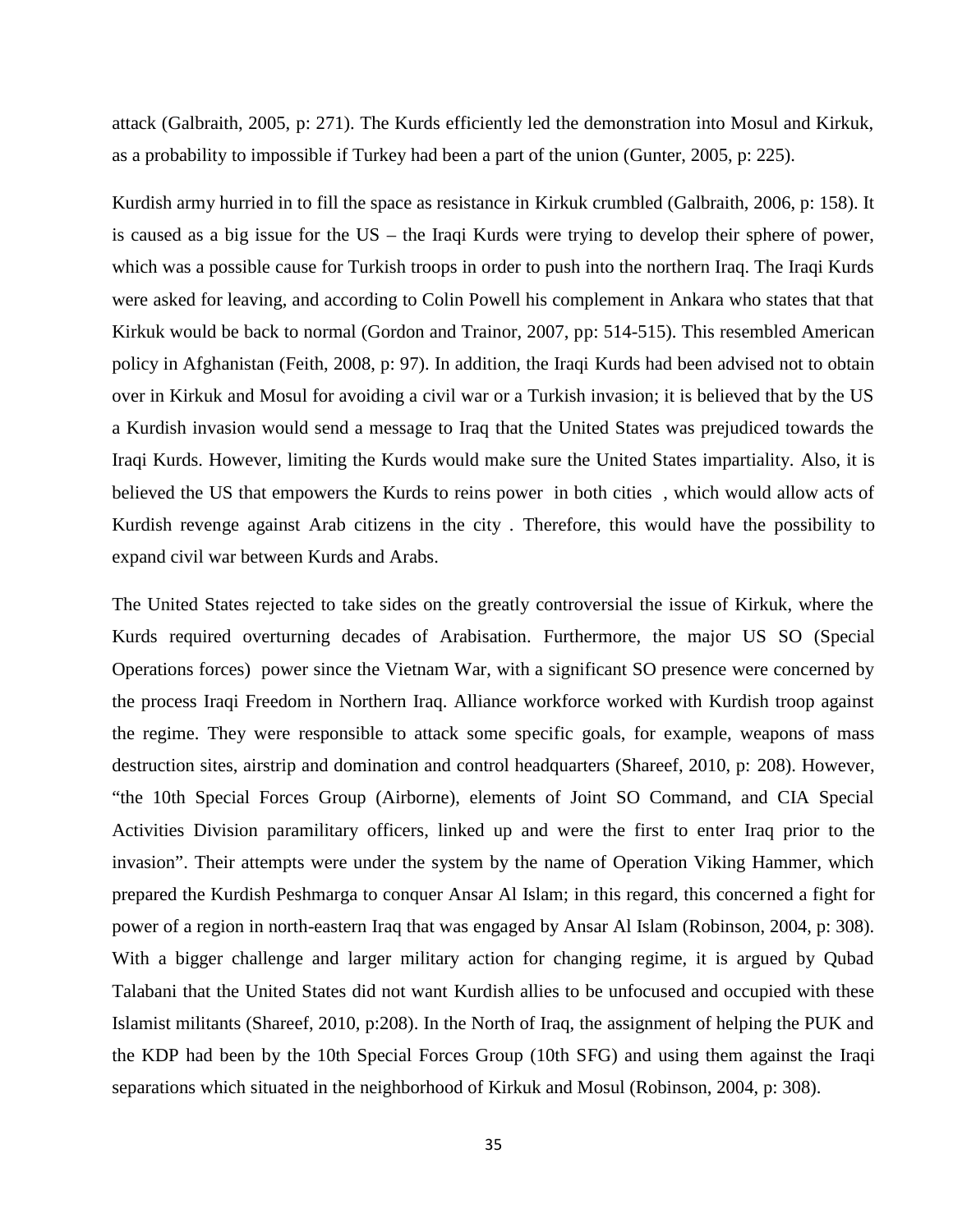attack (Galbraith, 2005, p: 271). The Kurds efficiently led the demonstration into Mosul and Kirkuk, as a probability to impossible if Turkey had been a part of the union (Gunter, 2005, p: 225).

Kurdish army hurried in to fill the space as resistance in Kirkuk crumbled (Galbraith, 2006, p: 158). It is caused as a big issue for the US – the Iraqi Kurds were trying to develop their sphere of power, which was a possible cause for Turkish troops in order to push into the northern Iraq. The Iraqi Kurds were asked for leaving, and according to Colin Powell his complement in Ankara who states that that Kirkuk would be back to normal (Gordon and Trainor, 2007, pp: 514-515). This resembled American policy in Afghanistan (Feith, 2008, p: 97). In addition, the Iraqi Kurds had been advised not to obtain over in Kirkuk and Mosul for avoiding a civil war or a Turkish invasion; it is believed that by the US a Kurdish invasion would send a message to Iraq that the United States was prejudiced towards the Iraqi Kurds. However, limiting the Kurds would make sure the United States impartiality. Also, it is believed the US that empowers the Kurds to reins power in both cities , which would allow acts of Kurdish revenge against Arab citizens in the city . Therefore, this would have the possibility to expand civil war between Kurds and Arabs.

The United States rejected to take sides on the greatly controversial the issue of Kirkuk, where the Kurds required overturning decades of Arabisation. Furthermore, the major US SO (Special Operations forces) power since the Vietnam War, with a significant SO presence were concerned by the process Iraqi Freedom in Northern Iraq. Alliance workforce worked with Kurdish troop against the regime. They were responsible to attack some specific goals, for example, weapons of mass destruction sites, airstrip and domination and control headquarters (Shareef, 2010, p: 208). However, "the 10th Special Forces Group (Airborne), elements of Joint SO Command, and CIA Special Activities Division paramilitary officers, linked up and were the first to enter Iraq prior to the invasion". Their attempts were under the system by the name of Operation Viking Hammer, which prepared the Kurdish Peshmarga to conquer Ansar Al Islam; in this regard, this concerned a fight for power of a region in north-eastern Iraq that was engaged by Ansar Al Islam (Robinson, 2004, p: 308). With a bigger challenge and larger military action for changing regime, it is argued by Qubad Talabani that the United States did not want Kurdish allies to be unfocused and occupied with these Islamist militants (Shareef, 2010, p:208). In the North of Iraq, the assignment of helping the PUK and the KDP had been by the 10th Special Forces Group (10th SFG) and using them against the Iraqi separations which situated in the neighborhood of Kirkuk and Mosul (Robinson, 2004, p: 308).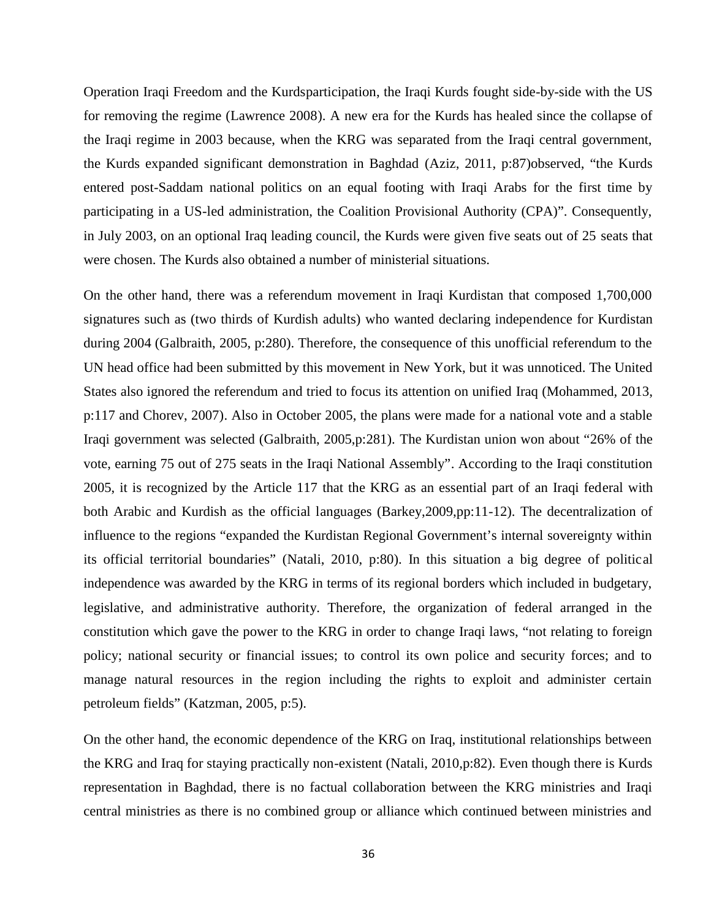Operation Iraqi Freedom and the Kurdsparticipation, the Iraqi Kurds fought side-by-side with the US for removing the regime (Lawrence 2008). A new era for the Kurds has healed since the collapse of the Iraqi regime in 2003 because, when the KRG was separated from the Iraqi central government, the Kurds expanded significant demonstration in Baghdad (Aziz, 2011, p:87)observed, "the Kurds entered post-Saddam national politics on an equal footing with Iraqi Arabs for the first time by participating in a US-led administration, the Coalition Provisional Authority (CPA)". Consequently, in July 2003, on an optional Iraq leading council, the Kurds were given five seats out of 25 seats that were chosen. The Kurds also obtained a number of ministerial situations.

On the other hand, there was a referendum movement in Iraqi Kurdistan that composed 1,700,000 signatures such as (two thirds of Kurdish adults) who wanted declaring independence for Kurdistan during 2004 (Galbraith, 2005, p:280). Therefore, the consequence of this unofficial referendum to the UN head office had been submitted by this movement in New York, but it was unnoticed. The United States also ignored the referendum and tried to focus its attention on unified Iraq (Mohammed, 2013, p:117 and Chorev, 2007). Also in October 2005, the plans were made for a national vote and a stable Iraqi government was selected (Galbraith, 2005,p:281). The Kurdistan union won about "26% of the vote, earning 75 out of 275 seats in the Iraqi National Assembly". According to the Iraqi constitution 2005, it is recognized by the Article 117 that the KRG as an essential part of an Iraqi federal with both Arabic and Kurdish as the official languages (Barkey,2009,pp:11-12). The decentralization of influence to the regions "expanded the Kurdistan Regional Government's internal sovereignty within its official territorial boundaries" (Natali, 2010, p:80). In this situation a big degree of political independence was awarded by the KRG in terms of its regional borders which included in budgetary, legislative, and administrative authority. Therefore, the organization of federal arranged in the constitution which gave the power to the KRG in order to change Iraqi laws, "not relating to foreign policy; national security or financial issues; to control its own police and security forces; and to manage natural resources in the region including the rights to exploit and administer certain petroleum fields" (Katzman, 2005, p:5).

On the other hand, the economic dependence of the KRG on Iraq, institutional relationships between the KRG and Iraq for staying practically non-existent (Natali, 2010,p:82). Even though there is Kurds representation in Baghdad, there is no factual collaboration between the KRG ministries and Iraqi central ministries as there is no combined group or alliance which continued between ministries and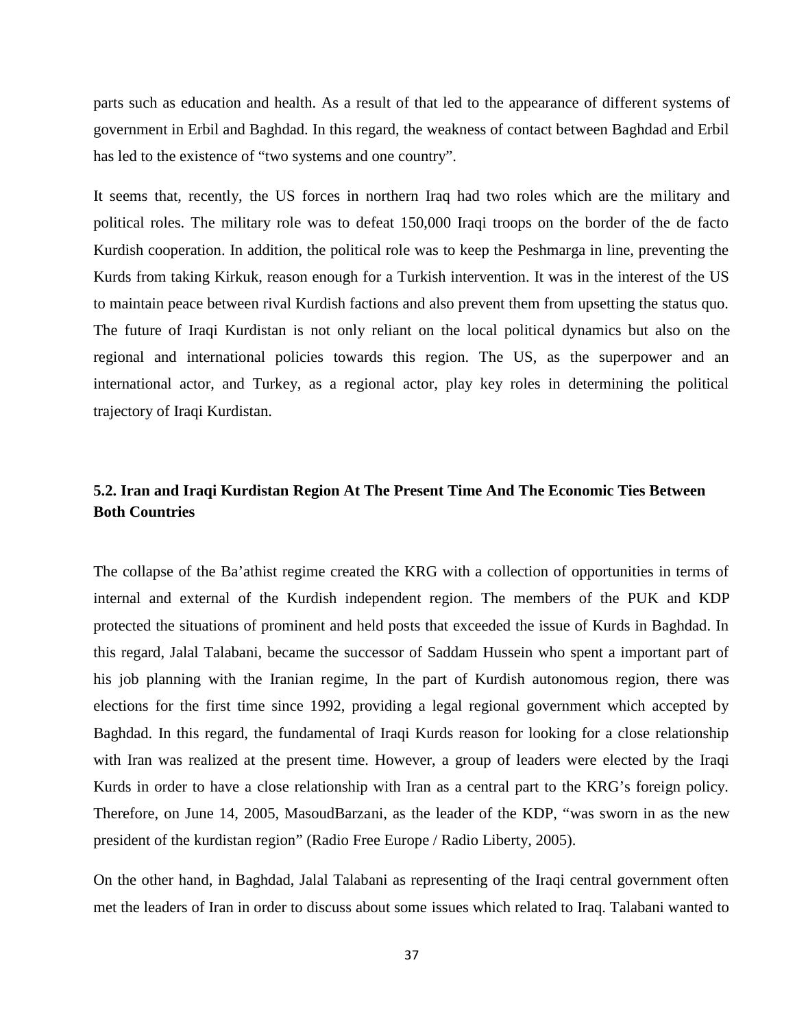parts such as education and health. As a result of that led to the appearance of different systems of government in Erbil and Baghdad. In this regard, the weakness of contact between Baghdad and Erbil has led to the existence of "two systems and one country".

It seems that, recently, the US forces in northern Iraq had two roles which are the military and political roles. The military role was to defeat 150,000 Iraqi troops on the border of the de facto Kurdish cooperation. In addition, the political role was to keep the Peshmarga in line, preventing the Kurds from taking Kirkuk, reason enough for a Turkish intervention. It was in the interest of the US to maintain peace between rival Kurdish factions and also prevent them from upsetting the status quo. The future of Iraqi Kurdistan is not only reliant on the local political dynamics but also on the regional and international policies towards this region. The US, as the superpower and an international actor, and Turkey, as a regional actor, play key roles in determining the political trajectory of Iraqi Kurdistan.

## 5.2. Iran and Iraqi Kurdistan Region At The Present Time And The Economic Ties Between Both Countries

The collapse of the Ba'athist regime created the KRG with a collection of opportunities in terms of internal and external of the Kurdish independent region. The members of the PUK and KDP protected the situations of prominent and held posts that exceeded the issue of Kurds in Baghdad. In this regard, Jalal Talabani, became the successor of Saddam Hussein who spent a important part of his job planning with the Iranian regime, In the part of Kurdish autonomous region, there was elections for the first time since 1992, providing a legal regional government which accepted by Baghdad. In this regard, the fundamental of Iraqi Kurds reason for looking for a close relationship with Iran was realized at the present time. However, a group of leaders were elected by the Iraqi Kurds in order to have a close relationship with Iran as a central part to the KRG's foreign policy. Therefore, on June 14, 2005, MasoudBarzani, as the leader of the KDP, "was sworn in as the new president of the kurdistan region" (Radio Free Europe / Radio Liberty, 2005).

On the other hand, in Baghdad, Jalal Talabani as representing of the Iraqi central government often met the leaders of Iran in order to discuss about some issues which related to Iraq. Talabani wanted to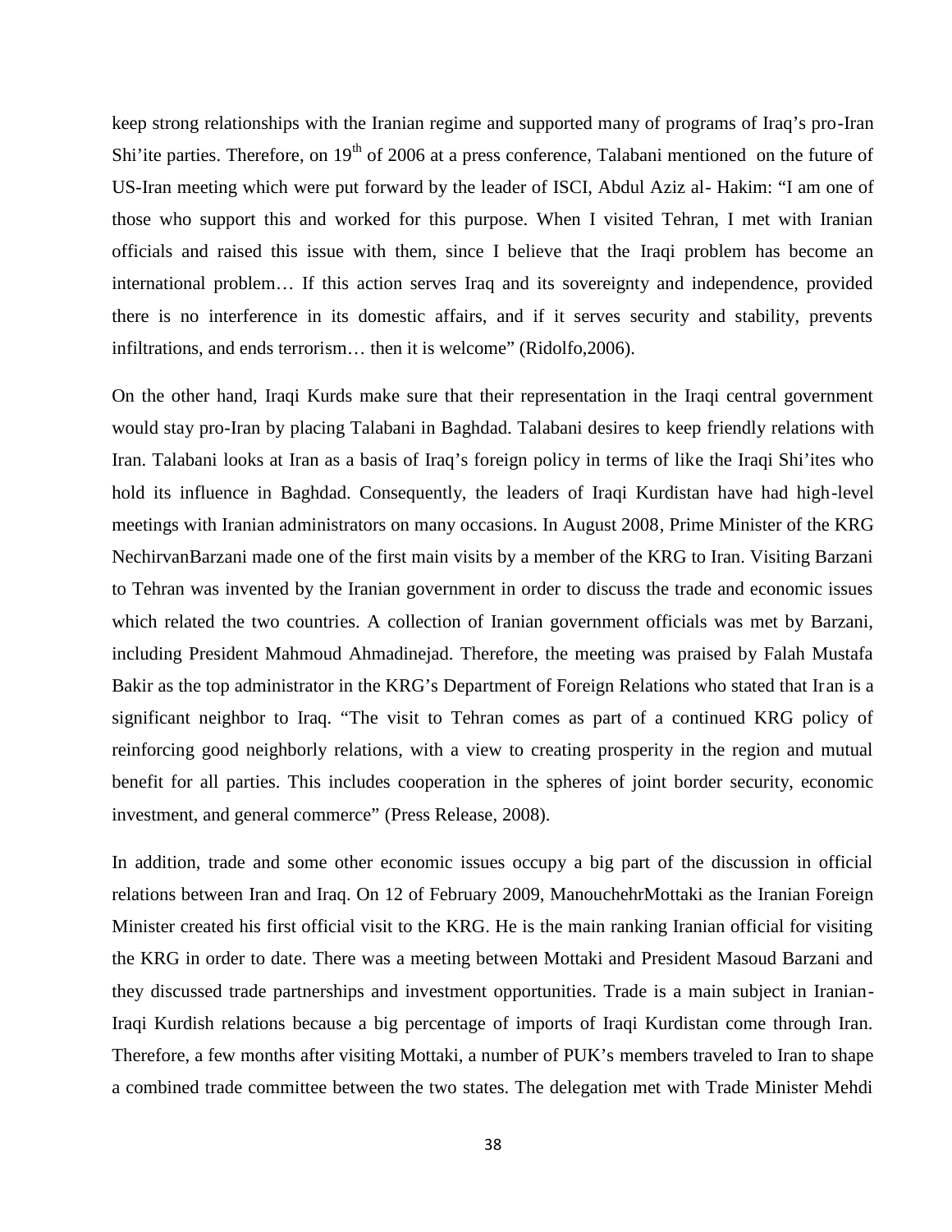keep strong relationships with the Iranian regime and supported many of programs of Iraq's pro-Iran Shi'ite parties. Therefore, on 19th of 2006 at a press conference, Talabani mentioned on the future of US-Iran meeting which were put forward by the leader of ISCI, Abdul Aziz al- Hakim: "I am one of those who support this and worked for this purpose. When I visited Tehran, I met with Iranian officials and raised this issue with them, since I believe that the Iraqi problem has become an international problem… If this action serves Iraq and its sovereignty and independence, provided there is no interference in its domestic affairs, and if it serves security and stability, prevents infiltrations, and ends terrorism… then it is welcome" (Ridolfo,2006).

On the other hand, Iraqi Kurds make sure that their representation in the Iraqi central government would stay pro-Iran by placing Talabani in Baghdad. Talabani desires to keep friendly relations with Iran. Talabani looks at Iran as a basis of Iraq's foreign policy in terms of like the Iraqi Shi'ites who hold its influence in Baghdad. Consequently, the leaders of Iraqi Kurdistan have had high-level meetings with Iranian administrators on many occasions. In August 2008, Prime Minister of the KRG NechirvanBarzani made one of the first main visits by a member of the KRG to Iran. Visiting Barzani to Tehran was invented by the Iranian government in order to discuss the trade and economic issues which related the two countries. A collection of Iranian government officials was met by Barzani, including President Mahmoud Ahmadinejad. Therefore, the meeting was praised by Falah Mustafa Bakir as the top administrator in the KRG's Department of Foreign Relations who stated that Iran is a significant neighbor to Iraq. "The visit to Tehran comes as part of a continued KRG policy of reinforcing good neighborly relations, with a view to creating prosperity in the region and mutual benefit for all parties. This includes cooperation in the spheres of joint border security, economic investment, and general commerce" (Press Release, 2008).

In addition, trade and some other economic issues occupy a big part of the discussion in official relations between Iran and Iraq. On 12 of February 2009, ManouchehrMottaki as the Iranian Foreign Minister created his first official visit to the KRG. He is the main ranking Iranian official for visiting the KRG in order to date. There was a meeting between Mottaki and President Masoud Barzani and they discussed trade partnerships and investment opportunities. Trade is a main subject in Iranian-Iraqi Kurdish relations because a big percentage of imports of Iraqi Kurdistan come through Iran. Therefore, a few months after visiting Mottaki, a number of PUK's members traveled to Iran to shape a combined trade committee between the two states. The delegation met with Trade Minister Mehdi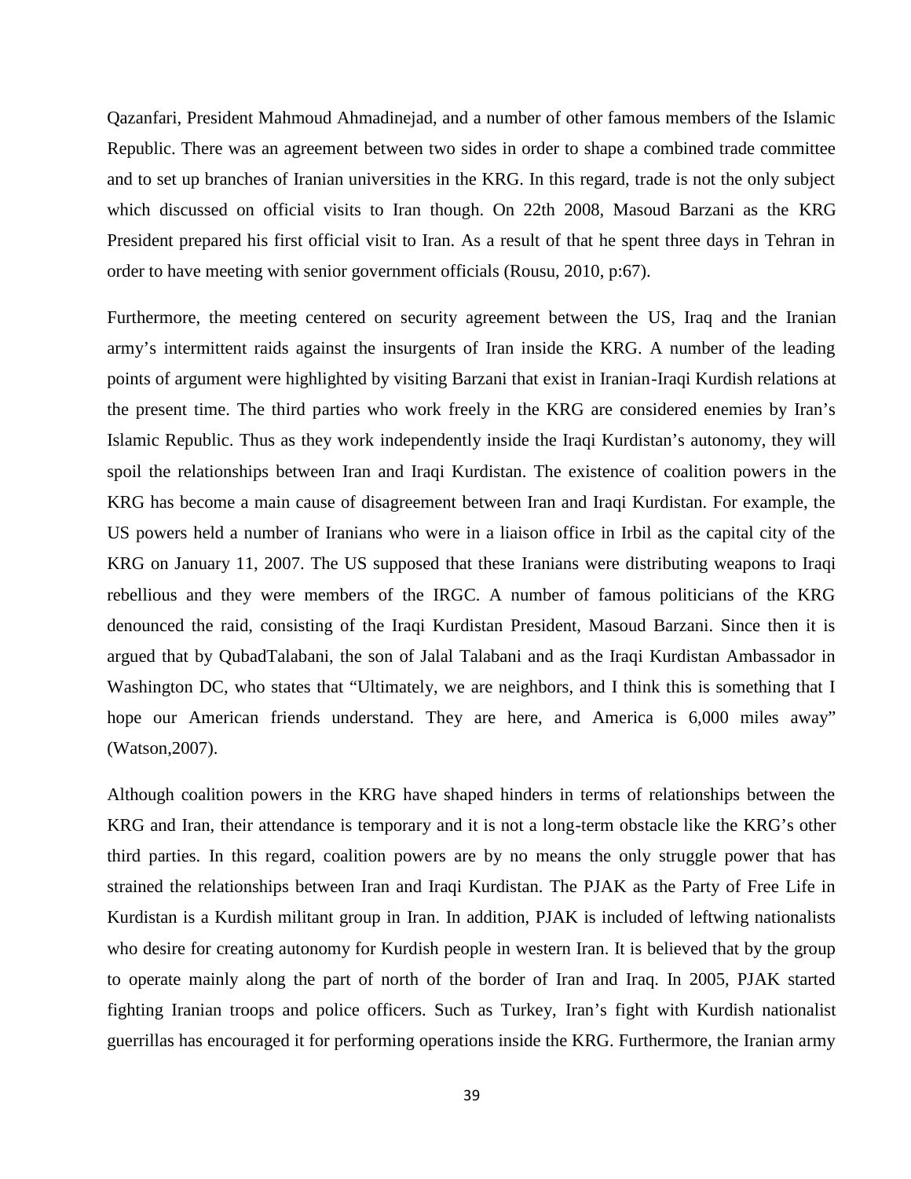Qazanfari, President Mahmoud Ahmadinejad, and a number of other famous members of the Islamic Republic. There was an agreement between two sides in order to shape a combined trade committee and to set up branches of Iranian universities in the KRG. In this regard, trade is not the only subject which discussed on official visits to Iran though. On 22th 2008, Masoud Barzani as the KRG President prepared his first official visit to Iran. As a result of that he spent three days in Tehran in order to have meeting with senior government officials (Rousu, 2010, p:67).

Furthermore, the meeting centered on security agreement between the US, Iraq and the Iranian army's intermittent raids against the insurgents of Iran inside the KRG. A number of the leading points of argument were highlighted by visiting Barzani that exist in Iranian-Iraqi Kurdish relations at the present time. The third parties who work freely in the KRG are considered enemies by Iran's Islamic Republic. Thus as they work independently inside the Iraqi Kurdistan's autonomy, they will spoil the relationships between Iran and Iraqi Kurdistan. The existence of coalition powers in the KRG has become a main cause of disagreement between Iran and Iraqi Kurdistan. For example, the US powers held a number of Iranians who were in a liaison office in Irbil as the capital city of the KRG on January 11, 2007. The US supposed that these Iranians were distributing weapons to Iraqi rebellious and they were members of the IRGC. A number of famous politicians of the KRG denounced the raid, consisting of the Iraqi Kurdistan President, Masoud Barzani. Since then it is argued that by QubadTalabani, the son of Jalal Talabani and as the Iraqi Kurdistan Ambassador in Washington DC, who states that "Ultimately, we are neighbors, and I think this is something that I hope our American friends understand. They are here, and America is 6,000 miles away" (Watson,2007).

Although coalition powers in the KRG have shaped hinders in terms of relationships between the KRG and Iran, their attendance is temporary and it is not a long-term obstacle like the KRG's other third parties. In this regard, coalition powers are by no means the only struggle power that has strained the relationships between Iran and Iraqi Kurdistan. The PJAK as the Party of Free Life in Kurdistan is a Kurdish militant group in Iran. In addition, PJAK is included of leftwing nationalists who desire for creating autonomy for Kurdish people in western Iran. It is believed that by the group to operate mainly along the part of north of the border of Iran and Iraq. In 2005, PJAK started fighting Iranian troops and police officers. Such as Turkey, Iran's fight with Kurdish nationalist guerrillas has encouraged it for performing operations inside the KRG. Furthermore, the Iranian army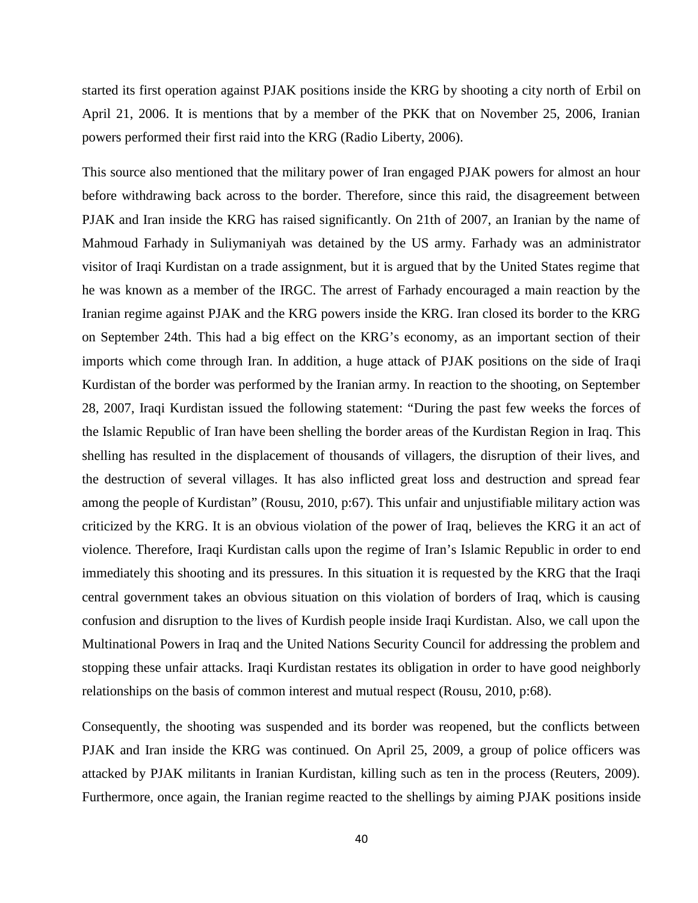started its first operation against PJAK positions inside the KRG by shooting a city north of Erbil on April 21, 2006. It is mentions that by a member of the PKK that on November 25, 2006, Iranian powers performed their first raid into the KRG (Radio Liberty, 2006).

This source also mentioned that the military power of Iran engaged PJAK powers for almost an hour before withdrawing back across to the border. Therefore, since this raid, the disagreement between PJAK and Iran inside the KRG has raised significantly. On 21th of 2007, an Iranian by the name of Mahmoud Farhady in Suliymaniyah was detained by the US army. Farhady was an administrator visitor of Iraqi Kurdistan on a trade assignment, but it is argued that by the United States regime that he was known as a member of the IRGC. The arrest of Farhady encouraged a main reaction by the Iranian regime against PJAK and the KRG powers inside the KRG. Iran closed its border to the KRG on September 24th. This had a big effect on the KRG's economy, as an important section of their imports which come through Iran. In addition, a huge attack of PJAK positions on the side of Iraqi Kurdistan of the border was performed by the Iranian army. In reaction to the shooting, on September 28, 2007, Iraqi Kurdistan issued the following statement: "During the past few weeks the forces of the Islamic Republic of Iran have been shelling the border areas of the Kurdistan Region in Iraq. This shelling has resulted in the displacement of thousands of villagers, the disruption of their lives, and the destruction of several villages. It has also inflicted great loss and destruction and spread fear among the people of Kurdistan" (Rousu, 2010, p:67). This unfair and unjustifiable military action was criticized by the KRG. It is an obvious violation of the power of Iraq, believes the KRG it an act of violence. Therefore, Iraqi Kurdistan calls upon the regime of Iran's Islamic Republic in order to end immediately this shooting and its pressures. In this situation it is requested by the KRG that the Iraqi central government takes an obvious situation on this violation of borders of Iraq, which is causing confusion and disruption to the lives of Kurdish people inside Iraqi Kurdistan. Also, we call upon the Multinational Powers in Iraq and the United Nations Security Council for addressing the problem and stopping these unfair attacks. Iraqi Kurdistan restates its obligation in order to have good neighborly relationships on the basis of common interest and mutual respect (Rousu, 2010, p:68).

Consequently, the shooting was suspended and its border was reopened, but the conflicts between PJAK and Iran inside the KRG was continued. On April 25, 2009, a group of police officers was attacked by PJAK militants in Iranian Kurdistan, killing such as ten in the process (Reuters, 2009). Furthermore, once again, the Iranian regime reacted to the shellings by aiming PJAK positions inside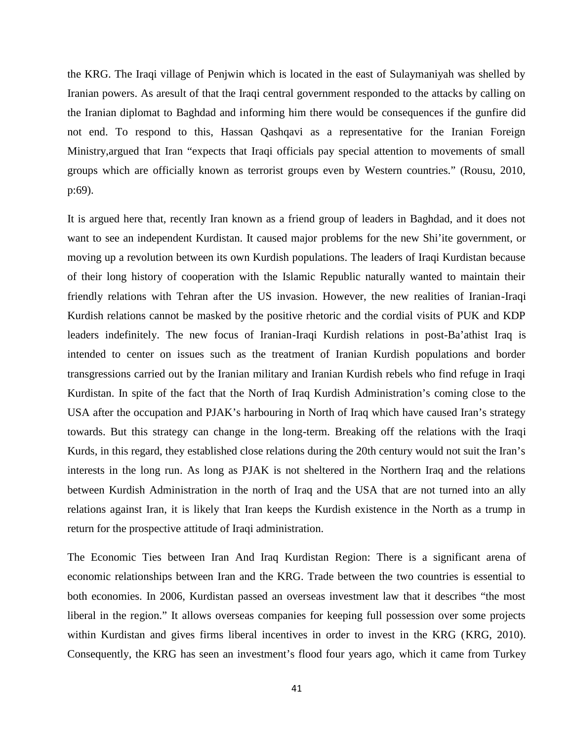the KRG. The Iraqi village of Penjwin which is located in the east of Sulaymaniyah was shelled by Iranian powers. As aresult of that the Iraqi central government responded to the attacks by calling on the Iranian diplomat to Baghdad and informing him there would be consequences if the gunfire did not end. To respond to this, Hassan Qashqavi as a representative for the Iranian Foreign Ministry,argued that Iran "expects that Iraqi officials pay special attention to movements of small groups which are officially known as terrorist groups even by Western countries." (Rousu, 2010, p:69).

It is argued here that, recently Iran known as a friend group of leaders in Baghdad, and it does not want to see an independent Kurdistan. It caused major problems for the new Shi'ite government, or moving up a revolution between its own Kurdish populations. The leaders of Iraqi Kurdistan because of their long history of cooperation with the Islamic Republic naturally wanted to maintain their friendly relations with Tehran after the US invasion. However, the new realities of Iranian-Iraqi Kurdish relations cannot be masked by the positive rhetoric and the cordial visits of PUK and KDP leaders indefinitely. The new focus of Iranian-Iraqi Kurdish relations in post-Ba'athist Iraq is intended to center on issues such as the treatment of Iranian Kurdish populations and border transgressions carried out by the Iranian military and Iranian Kurdish rebels who find refuge in Iraqi Kurdistan. In spite of the fact that the North of Iraq Kurdish Administration's coming close to the USA after the occupation and PJAK's harbouring in North of Iraq which have caused Iran's strategy towards. But this strategy can change in the long-term. Breaking off the relations with the Iraqi Kurds, in this regard, they established close relations during the 20th century would not suit the Iran's interests in the long run. As long as PJAK is not sheltered in the Northern Iraq and the relations between Kurdish Administration in the north of Iraq and the USA that are not turned into an ally relations against Iran, it is likely that Iran keeps the Kurdish existence in the North as a trump in return for the prospective attitude of Iraqi administration.

The Economic Ties between Iran And Iraq Kurdistan Region: There is a significant arena of economic relationships between Iran and the KRG. Trade between the two countries is essential to both economies. In 2006, Kurdistan passed an overseas investment law that it describes "the most liberal in the region." It allows overseas companies for keeping full possession over some projects within Kurdistan and gives firms liberal incentives in order to invest in the KRG (KRG, 2010). Consequently, the KRG has seen an investment's flood four years ago, which it came from Turkey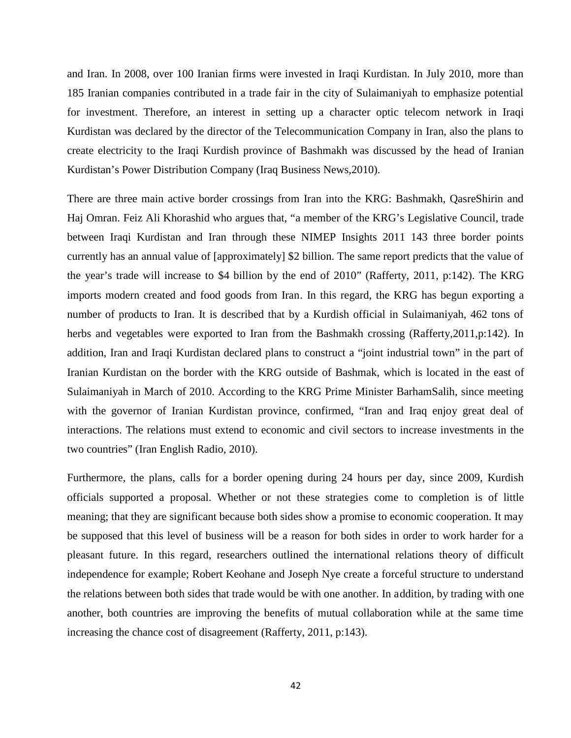and Iran. In 2008, over 100 Iranian firms were invested in Iraqi Kurdistan. In July 2010, more than 185 Iranian companies contributed in a trade fair in the city of Sulaimaniyah to emphasize potential for investment. Therefore, an interest in setting up a character optic telecom network in Iraqi Kurdistan was declared by the director of the Telecommunication Company in Iran, also the plans to create electricity to the Iraqi Kurdish province of Bashmakh was discussed by the head of Iranian Kurdistan's Power Distribution Company (Iraq Business News,2010).

There are three main active border crossings from Iran into the KRG: Bashmakh, QasreShirin and Haj Omran. Feiz Ali Khorashid who argues that, "a member of the KRG's Legislative Council, trade between Iraqi Kurdistan and Iran through these NIMEP Insights 2011 143 three border points currently has an annual value of [approximately] $2 billion. The same report predicts that the value of the year's trade will increase to $4 billion by the end of 2010" (Rafferty, 2011, p:142). The KRG imports modern created and food goods from Iran. In this regard, the KRG has begun exporting a number of products to Iran. It is described that by a Kurdish official in Sulaimaniyah, 462 tons of herbs and vegetables were exported to Iran from the Bashmakh crossing (Rafferty,2011,p:142). In addition, Iran and Iraqi Kurdistan declared plans to construct a "joint industrial town" in the part of Iranian Kurdistan on the border with the KRG outside of Bashmak, which is located in the east of Sulaimaniyah in March of 2010. According to the KRG Prime Minister BarhamSalih, since meeting with the governor of Iranian Kurdistan province, confirmed, "Iran and Iraq enjoy great deal of interactions. The relations must extend to economic and civil sectors to increase investments in the two countries" (Iran English Radio, 2010).

Furthermore, the plans, calls for a border opening during 24 hours per day, since 2009, Kurdish officials supported a proposal. Whether or not these strategies come to completion is of little meaning; that they are significant because both sides show a promise to economic cooperation. It may be supposed that this level of business will be a reason for both sides in order to work harder for a pleasant future. In this regard, researchers outlined the international relations theory of difficult independence for example; Robert Keohane and Joseph Nye create a forceful structure to understand the relations between both sides that trade would be with one another. In addition, by trading with one another, both countries are improving the benefits of mutual collaboration while at the same time increasing the chance cost of disagreement (Rafferty, 2011, p:143).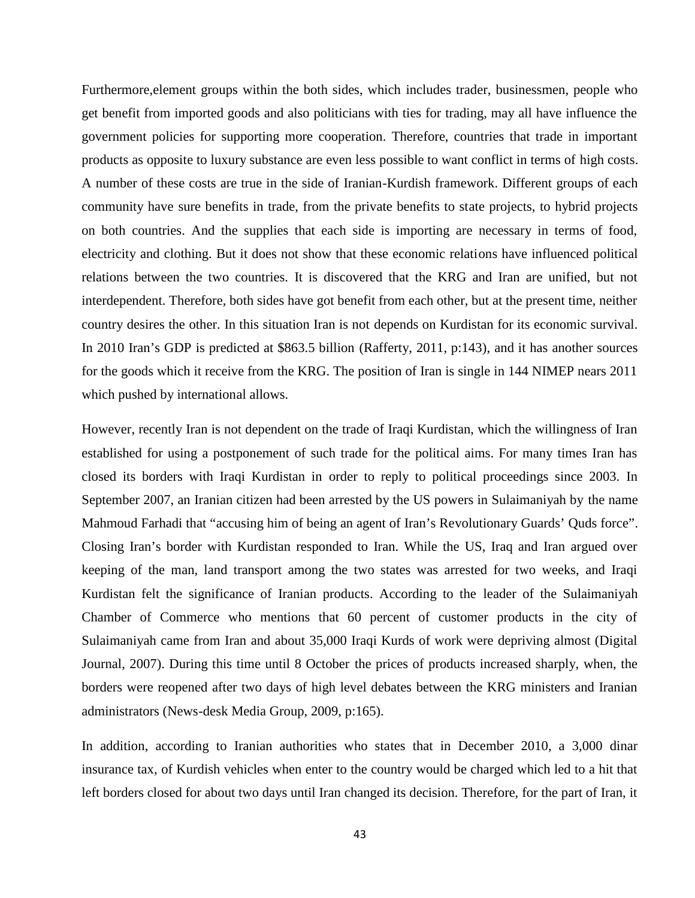Furthermore,element groups within the both sides, which includes trader, businessmen, people who get benefit from imported goods and also politicians with ties for trading, may all have influence the government policies for supporting more cooperation. Therefore, countries that trade in important products as opposite to luxury substance are even less possible to want conflict in terms of high costs. A number of these costs are true in the side of Iranian-Kurdish framework. Different groups of each community have sure benefits in trade, from the private benefits to state projects, to hybrid projects on both countries. And the supplies that each side is importing are necessary in terms of food, electricity and clothing. But it does not show that these economic relations have influenced political relations between the two countries. It is discovered that the KRG and Iran are unified, but not interdependent. Therefore, both sides have got benefit from each other, but at the present time, neither country desires the other. In this situation Iran is not depends on Kurdistan for its economic survival. In 2010 Iran's GDP is predicted at $863.5 billion (Rafferty, 2011, p:143), and it has another sources for the goods which it receive from the KRG. The position of Iran is single in 144 NIMEP nears 2011 which pushed by international allows.

However, recently Iran is not dependent on the trade of Iraqi Kurdistan, which the willingness of Iran established for using a postponement of such trade for the political aims. For many times Iran has closed its borders with Iraqi Kurdistan in order to reply to political proceedings since 2003. In September 2007, an Iranian citizen had been arrested by the US powers in Sulaimaniyah by the name Mahmoud Farhadi that "accusing him of being an agent of Iran's Revolutionary Guards' Quds force". Closing Iran's border with Kurdistan responded to Iran. While the US, Iraq and Iran argued over keeping of the man, land transport among the two states was arrested for two weeks, and Iraqi Kurdistan felt the significance of Iranian products. According to the leader of the Sulaimaniyah Chamber of Commerce who mentions that 60 percent of customer products in the city of Sulaimaniyah came from Iran and about 35,000 Iraqi Kurds of work were depriving almost (Digital Journal, 2007). During this time until 8 October the prices of products increased sharply, when, the borders were reopened after two days of high level debates between the KRG ministers and Iranian administrators (News-desk Media Group, 2009, p:165).

In addition, according to Iranian authorities who states that in December 2010, a 3,000 dinar insurance tax, of Kurdish vehicles when enter to the country would be charged which led to a hit that left borders closed for about two days until Iran changed its decision. Therefore, for the part of Iran, it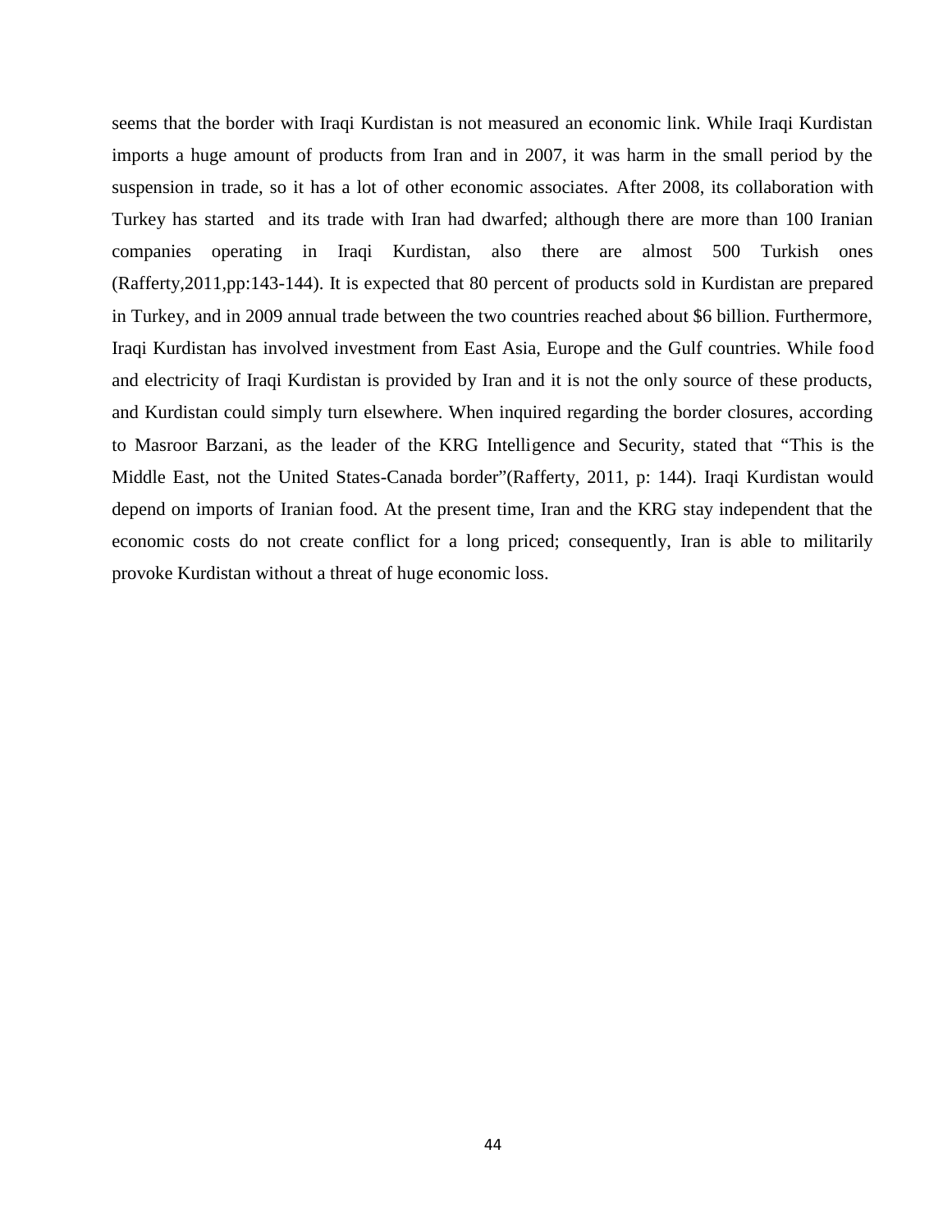seems that the border with Iraqi Kurdistan is not measured an economic link. While Iraqi Kurdistan imports a huge amount of products from Iran and in 2007, it was harm in the small period by the suspension in trade, so it has a lot of other economic associates. After 2008, its collaboration with Turkey has started and its trade with Iran had dwarfed; although there are more than 100 Iranian companies operating in Iraqi Kurdistan, also there are almost 500 Turkish ones (Rafferty,2011,pp:143-144). It is expected that 80 percent of products sold in Kurdistan are prepared in Turkey, and in 2009 annual trade between the two countries reached about $6 billion. Furthermore, Iraqi Kurdistan has involved investment from East Asia, Europe and the Gulf countries. While food and electricity of Iraqi Kurdistan is provided by Iran and it is not the only source of these products, and Kurdistan could simply turn elsewhere. When inquired regarding the border closures, according to Masroor Barzani, as the leader of the KRG Intelligence and Security, stated that "This is the Middle East, not the United States-Canada border"(Rafferty, 2011, p: 144). Iraqi Kurdistan would depend on imports of Iranian food. At the present time, Iran and the KRG stay independent that the economic costs do not create conflict for a long priced; consequently, Iran is able to militarily provoke Kurdistan without a threat of huge economic loss.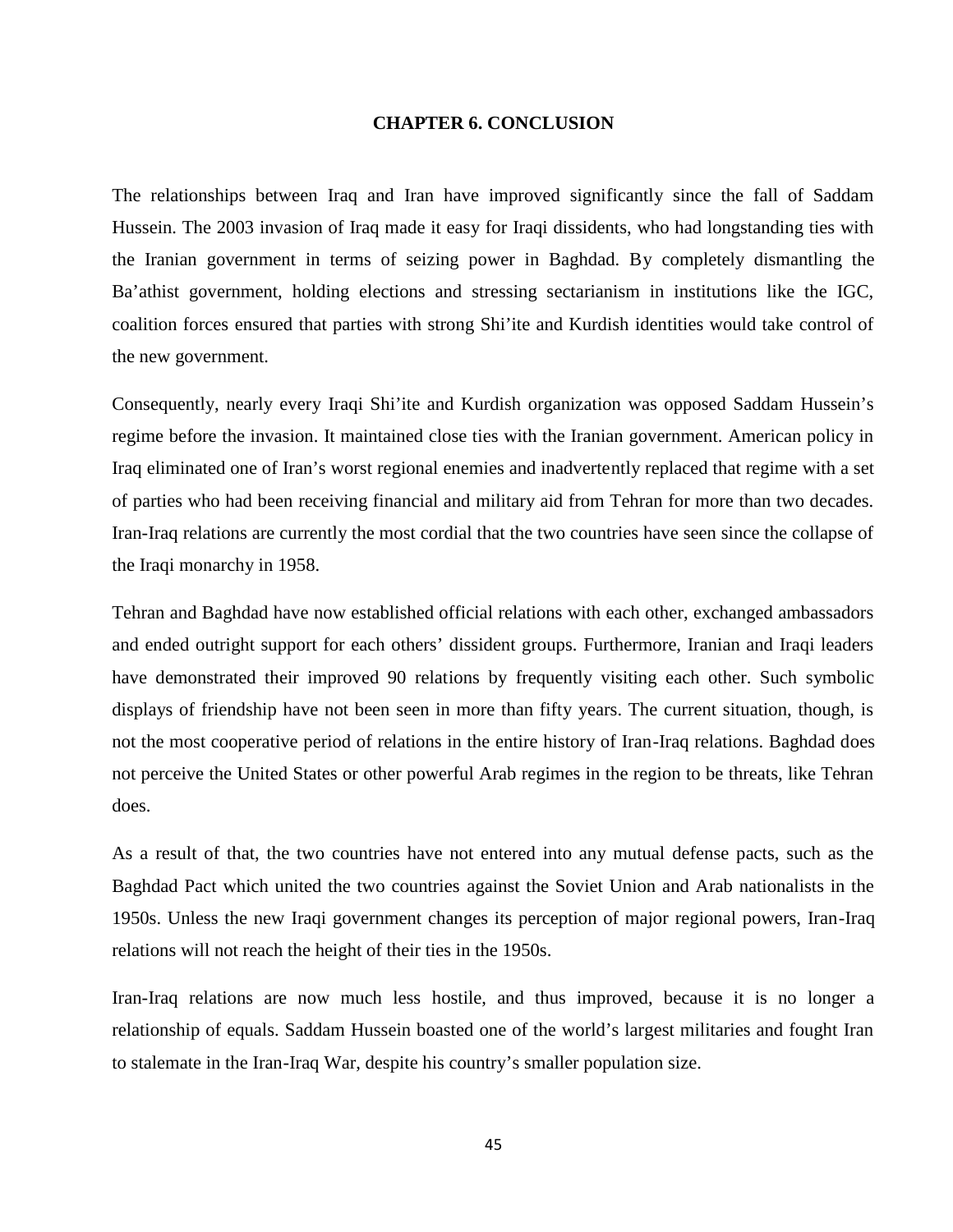## CHAPTER 6. CONCLUSION

The relationships between Iraq and Iran have improved significantly since the fall of Saddam Hussein. The 2003 invasion of Iraq made it easy for Iraqi dissidents, who had longstanding ties with the Iranian government in terms of seizing power in Baghdad. By completely dismantling the Ba'athist government, holding elections and stressing sectarianism in institutions like the IGC, coalition forces ensured that parties with strong Shi'ite and Kurdish identities would take control of the new government.

Consequently, nearly every Iraqi Shi'ite and Kurdish organization was opposed Saddam Hussein's regime before the invasion. It maintained close ties with the Iranian government. American policy in Iraq eliminated one of Iran's worst regional enemies and inadvertently replaced that regime with a set of parties who had been receiving financial and military aid from Tehran for more than two decades. Iran-Iraq relations are currently the most cordial that the two countries have seen since the collapse of the Iraqi monarchy in 1958.

Tehran and Baghdad have now established official relations with each other, exchanged ambassadors and ended outright support for each others' dissident groups. Furthermore, Iranian and Iraqi leaders have demonstrated their improved 90 relations by frequently visiting each other. Such symbolic displays of friendship have not been seen in more than fifty years. The current situation, though, is not the most cooperative period of relations in the entire history of Iran-Iraq relations. Baghdad does not perceive the United States or other powerful Arab regimes in the region to be threats, like Tehran does.

As a result of that, the two countries have not entered into any mutual defense pacts, such as the Baghdad Pact which united the two countries against the Soviet Union and Arab nationalists in the 1950s. Unless the new Iraqi government changes its perception of major regional powers, Iran-Iraq relations will not reach the height of their ties in the 1950s.

Iran-Iraq relations are now much less hostile, and thus improved, because it is no longer a relationship of equals. Saddam Hussein boasted one of the world's largest militaries and fought Iran to stalemate in the Iran-Iraq War, despite his country's smaller population size.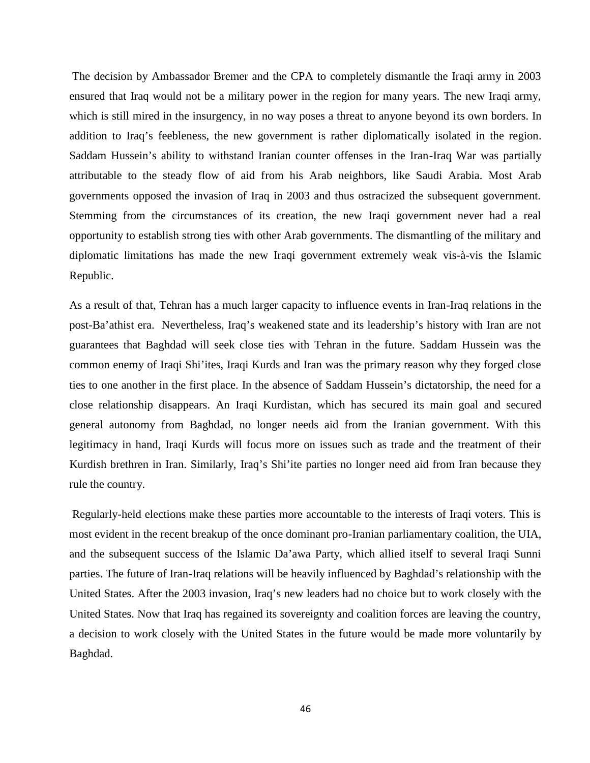The decision by Ambassador Bremer and the CPA to completely dismantle the Iraqi army in 2003 ensured that Iraq would not be a military power in the region for many years. The new Iraqi army, which is still mired in the insurgency, in no way poses a threat to anyone beyond its own borders. In addition to Iraq's feebleness, the new government is rather diplomatically isolated in the region. Saddam Hussein's ability to withstand Iranian counter offenses in the Iran-Iraq War was partially attributable to the steady flow of aid from his Arab neighbors, like Saudi Arabia. Most Arab governments opposed the invasion of Iraq in 2003 and thus ostracized the subsequent government. Stemming from the circumstances of its creation, the new Iraqi government never had a real opportunity to establish strong ties with other Arab governments. The dismantling of the military and diplomatic limitations has made the new Iraqi government extremely weak vis-à-vis the Islamic Republic.

As a result of that, Tehran has a much larger capacity to influence events in Iran-Iraq relations in the post-Ba'athist era. Nevertheless, Iraq's weakened state and its leadership's history with Iran are not guarantees that Baghdad will seek close ties with Tehran in the future. Saddam Hussein was the common enemy of Iraqi Shi'ites, Iraqi Kurds and Iran was the primary reason why they forged close ties to one another in the first place. In the absence of Saddam Hussein's dictatorship, the need for a close relationship disappears. An Iraqi Kurdistan, which has secured its main goal and secured general autonomy from Baghdad, no longer needs aid from the Iranian government. With this legitimacy in hand, Iraqi Kurds will focus more on issues such as trade and the treatment of their Kurdish brethren in Iran. Similarly, Iraq's Shi'ite parties no longer need aid from Iran because they rule the country.

Regularly-held elections make these parties more accountable to the interests of Iraqi voters. This is most evident in the recent breakup of the once dominant pro-Iranian parliamentary coalition, the UIA, and the subsequent success of the Islamic Da'awa Party, which allied itself to several Iraqi Sunni parties. The future of Iran-Iraq relations will be heavily influenced by Baghdad's relationship with the United States. After the 2003 invasion, Iraq's new leaders had no choice but to work closely with the United States. Now that Iraq has regained its sovereignty and coalition forces are leaving the country, a decision to work closely with the United States in the future would be made more voluntarily by Baghdad.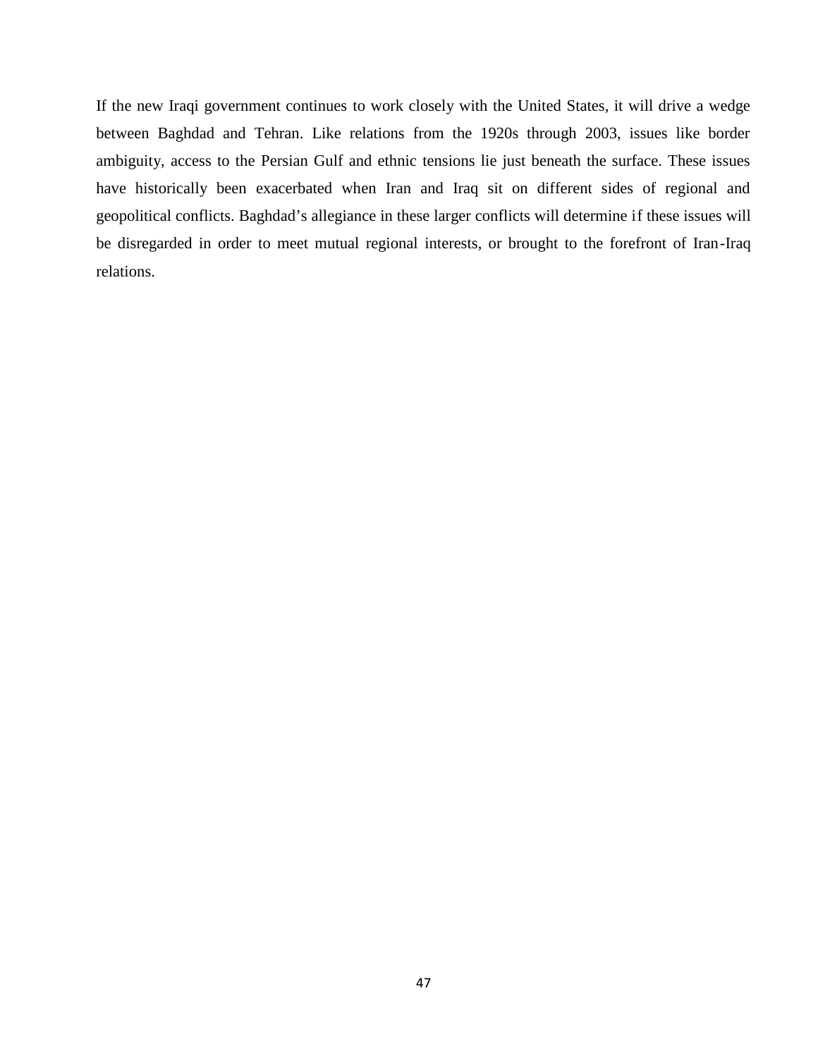If the new Iraqi government continues to work closely with the United States, it will drive a wedge between Baghdad and Tehran. Like relations from the 1920s through 2003, issues like border ambiguity, access to the Persian Gulf and ethnic tensions lie just beneath the surface. These issues have historically been exacerbated when Iran and Iraq sit on different sides of regional and geopolitical conflicts. Baghdad's allegiance in these larger conflicts will determine if these issues will be disregarded in order to meet mutual regional interests, or brought to the forefront of Iran-Iraq relations.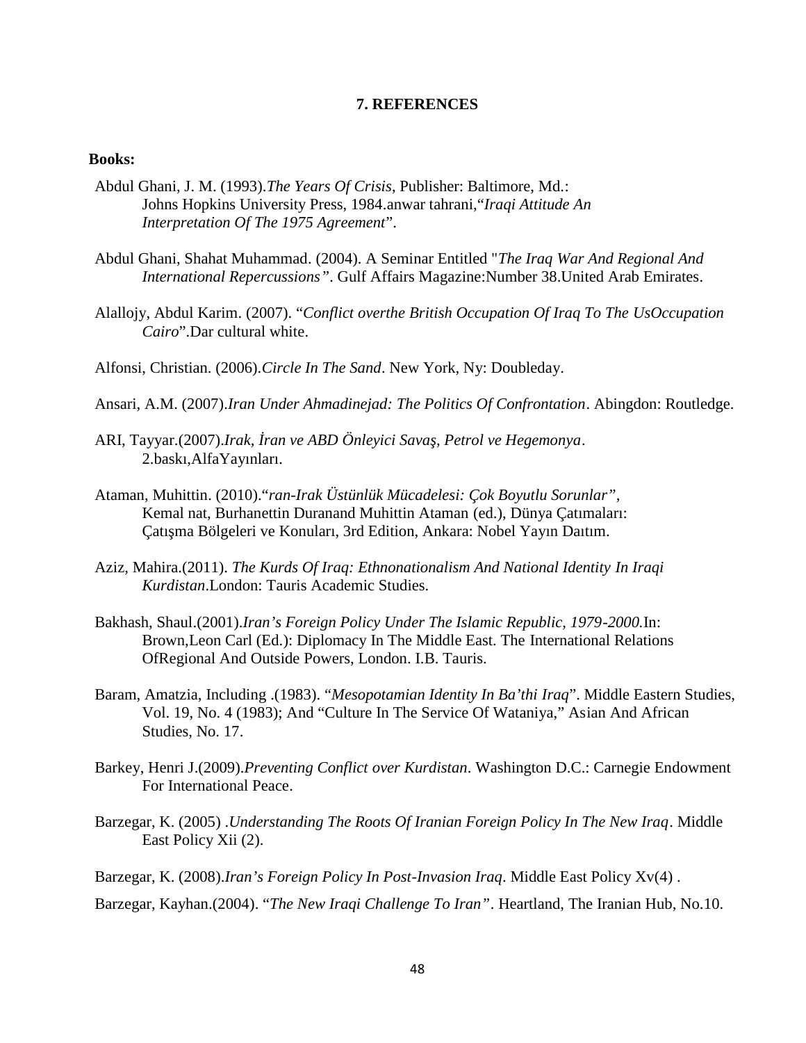## 7. REFERENCES

**Books:**

Abdul Ghani, J. M. (1993).*The Years Of Crisis*, Publisher: Baltimore, Md.: Johns Hopkins University Press, 1984.anwar tahrani,"*Iraqi Attitude An Interpretation Of The 1975 Agreement*".

Abdul Ghani, Shahat Muhammad. (2004). A Seminar Entitled "*The Iraq War And Regional And International Repercussions"*. Gulf Affairs Magazine:Number 38.United Arab Emirates.

Alallojy, Abdul Karim. (2007). "*Conflict overthe British Occupation Of Iraq To The UsOccupation Cairo*".Dar cultural white.

Alfonsi, Christian. (2006).*Circle In The Sand*. New York, Ny: Doubleday.

Ansari, A.M. (2007).*Iran Under Ahmadinejad: The Politics Of Confrontation*. Abingdon: Routledge.

ARI, Tayyar.(2007).*Irak, İran ve ABD Önleyici Savaş, Petrol ve Hegemonya*. 2.baskı,AlfaYayınları.

Ataman, Muhittin. (2010)."*ran-Irak Üstünlük Mücadelesi: Çok Boyutlu Sorunlar",* Kemal nat, Burhanettin Duranand Muhittin Ataman (ed.), Dünya Çatımaları: Çatışma Bölgeleri ve Konuları, 3rd Edition, Ankara: Nobel Yayın Daıtım.

Aziz, Mahira.(2011). *The Kurds Of Iraq: Ethnonationalism And National Identity In Iraqi Kurdistan*.London: Tauris Academic Studies.

Bakhash, Shaul.(2001).*Iran's Foreign Policy Under The Islamic Republic, 1979-2000.*In: Brown,Leon Carl (Ed.): Diplomacy In The Middle East. The International Relations OfRegional And Outside Powers, London. I.B. Tauris.

Baram, Amatzia, Including .(1983). "*Mesopotamian Identity In Ba'thi Iraq*". Middle Eastern Studies, Vol. 19, No. 4 (1983); And "Culture In The Service Of Wataniya," Asian And African Studies, No. 17.

Barkey, Henri J.(2009).*Preventing Conflict over Kurdistan*. Washington D.C.: Carnegie Endowment For International Peace.

Barzegar, K. (2005) .*Understanding The Roots Of Iranian Foreign Policy In The New Iraq*. Middle East Policy Xii (2).

Barzegar, K. (2008).*Iran's Foreign Policy In Post-Invasion Iraq*. Middle East Policy Xv(4) .

Barzegar, Kayhan.(2004). "*The New Iraqi Challenge To Iran"*. Heartland, The Iranian Hub, No.10.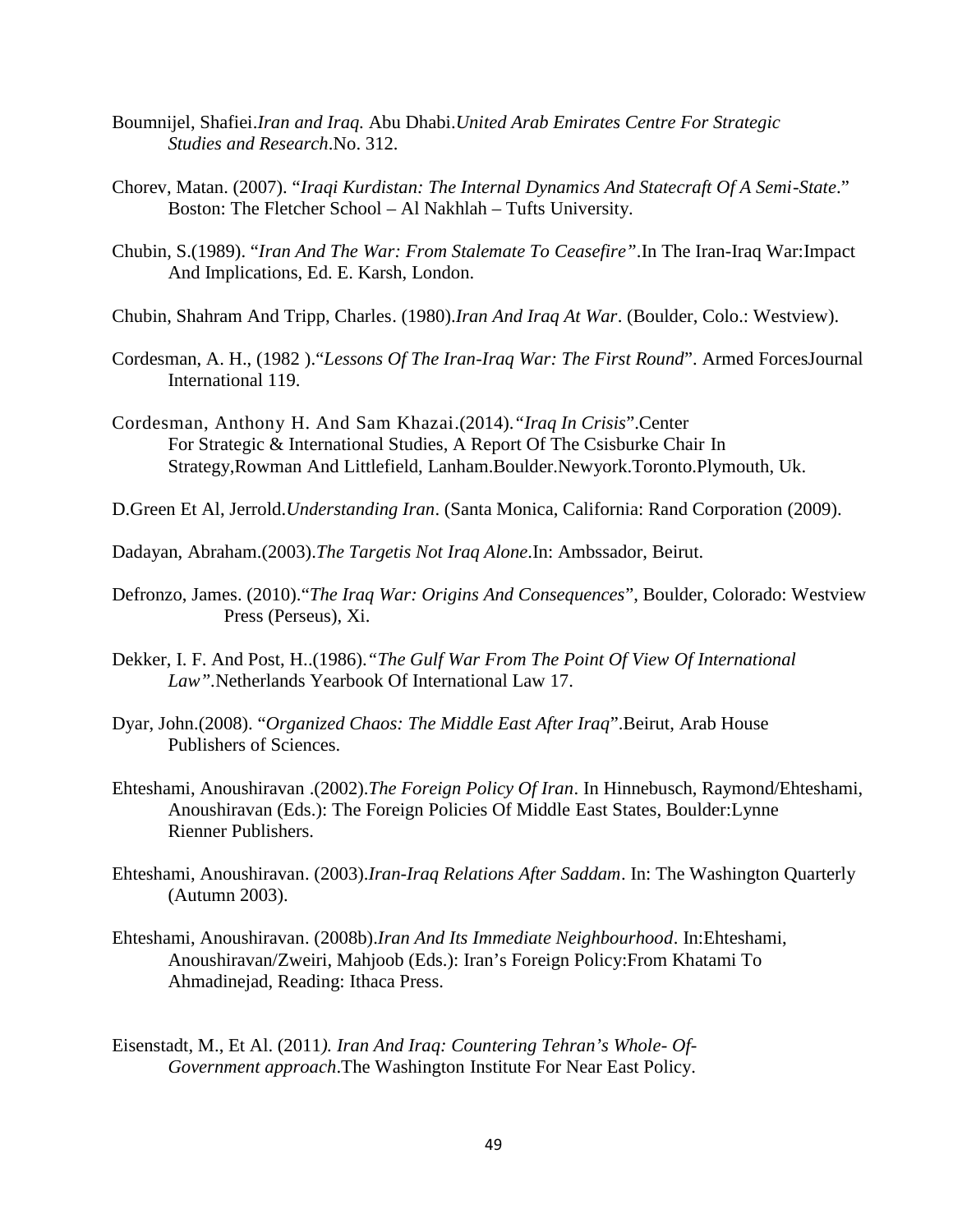Boumnijel, Shafiei.*Iran and Iraq.* Abu Dhabi.*United Arab Emirates Centre For Strategic Studies and Research*.No. 312.

Chorev, Matan. (2007). "*Iraqi Kurdistan: The Internal Dynamics And Statecraft Of A Semi-State*." Boston: The Fletcher School – Al Nakhlah – Tufts University.

Chubin, S.(1989). "*Iran And The War: From Stalemate To Ceasefire"*.In The Iran-Iraq War:Impact And Implications, Ed. E. Karsh, London.

Chubin, Shahram And Tripp, Charles. (1980).*Iran And Iraq At War*. (Boulder, Colo.: Westview).

Cordesman, A. H., (1982 )."*Lessons Of The Iran-Iraq War: The First Round*". Armed ForcesJournal International 119.

Cordesman, Anthony H. And Sam Khazai.(2014).*"Iraq In Crisis*".Center For Strategic & International Studies, A Report Of The Csisburke Chair In Strategy,Rowman And Littlefield, Lanham.Boulder.Newyork.Toronto.Plymouth, Uk.

D.Green Et Al, Jerrold.*Understanding Iran*. (Santa Monica, California: Rand Corporation (2009).

Dadayan, Abraham.(2003).*The Targetis Not Iraq Alone*.In: Ambssador, Beirut.

Defronzo, James. (2010)."*The Iraq War: Origins And Consequences*", Boulder, Colorado: Westview Press (Perseus), Xi.

Dekker, I. F. And Post, H..(1986).*"The Gulf War From The Point Of View Of International Law"*.Netherlands Yearbook Of International Law 17.

Dyar, John.(2008). "*Organized Chaos: The Middle East After Iraq*".Beirut, Arab House Publishers of Sciences.

Ehteshami, Anoushiravan .(2002).*The Foreign Policy Of Iran*. In Hinnebusch, Raymond/Ehteshami, Anoushiravan (Eds.): The Foreign Policies Of Middle East States, Boulder:Lynne Rienner Publishers.

Ehteshami, Anoushiravan. (2003).*Iran-Iraq Relations After Saddam*. In: The Washington Quarterly (Autumn 2003).

Ehteshami, Anoushiravan. (2008b).*Iran And Its Immediate Neighbourhood*. In:Ehteshami, Anoushiravan/Zweiri, Mahjoob (Eds.): Iran's Foreign Policy:From Khatami To Ahmadinejad, Reading: Ithaca Press.

Eisenstadt, M., Et Al. (2011*). Iran And Iraq: Countering Tehran's Whole- Of-Government approach*.The Washington Institute For Near East Policy.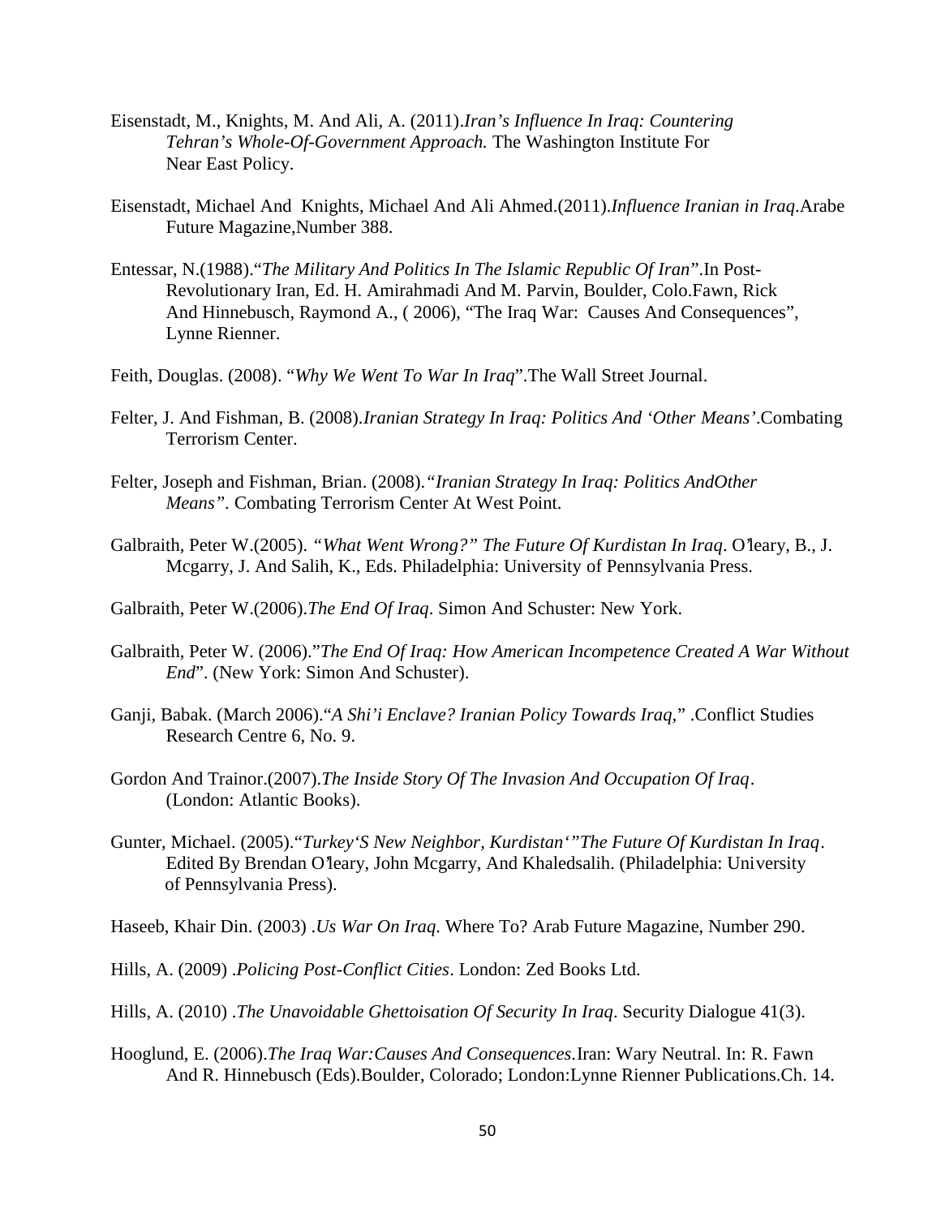Eisenstadt, M., Knights, M. And Ali, A. (2011).*Iran's Influence In Iraq: Countering Tehran's Whole-Of-Government Approach.* The Washington Institute For Near East Policy.

Eisenstadt, Michael And Knights, Michael And Ali Ahmed.(2011).*Influence Iranian in Iraq*.Arabe Future Magazine,Number 388.

Entessar, N.(1988).“*The Military And Politics In The Islamic Republic Of Iran*”.In Post-Revolutionary Iran, Ed. H. Amirahmadi And M. Parvin, Boulder, Colo.Fawn, Rick And Hinnebusch, Raymond A., ( 2006), “The Iraq War: Causes And Consequences”, Lynne Rienner.

Feith, Douglas. (2008). “*Why We Went To War In Iraq*”.The Wall Street Journal.

Felter, J. And Fishman, B. (2008).*Iranian Strategy In Iraq: Politics And ‘Other Means’*.Combating Terrorism Center.

Felter, Joseph and Fishman, Brian. (2008).*“Iranian Strategy In Iraq: Politics AndOther Means”.* Combating Terrorism Center At West Point.

Galbraith, Peter W.(2005). *“What Went Wrong?” The Future Of Kurdistan In Iraq*. O’leary, B., J. Mcgarry, J. And Salih, K., Eds. Philadelphia: University of Pennsylvania Press.

Galbraith, Peter W.(2006).*The End Of Iraq*. Simon And Schuster: New York.

Galbraith, Peter W. (2006).”*The End Of Iraq: How American Incompetence Created A War Without End*”. (New York: Simon And Schuster).

Ganji, Babak. (March 2006).“*A Shi’i Enclave? Iranian Policy Towards Iraq*,” .Conflict Studies Research Centre 6, No. 9.

Gordon And Trainor.(2007).*The Inside Story Of The Invasion And Occupation Of Iraq*. (London: Atlantic Books).

Gunter, Michael. (2005).“*Turkey‘S New Neighbor, Kurdistan‘”The Future Of Kurdistan In Iraq*. Edited By Brendan O’leary, John Mcgarry, And Khaledsalih. (Philadelphia: University of Pennsylvania Press).

Haseeb, Khair Din. (2003) .*Us War On Iraq*. Where To? Arab Future Magazine, Number 290.

Hills, A. (2009) .*Policing Post-Conflict Cities*. London: Zed Books Ltd.

Hills, A. (2010) .*The Unavoidable Ghettoisation Of Security In Iraq*. Security Dialogue 41(3).

Hooglund, E. (2006).*The Iraq War:Causes And Consequences*.Iran: Wary Neutral. In: R. Fawn And R. Hinnebusch (Eds).Boulder, Colorado; London:Lynne Rienner Publications.Ch. 14.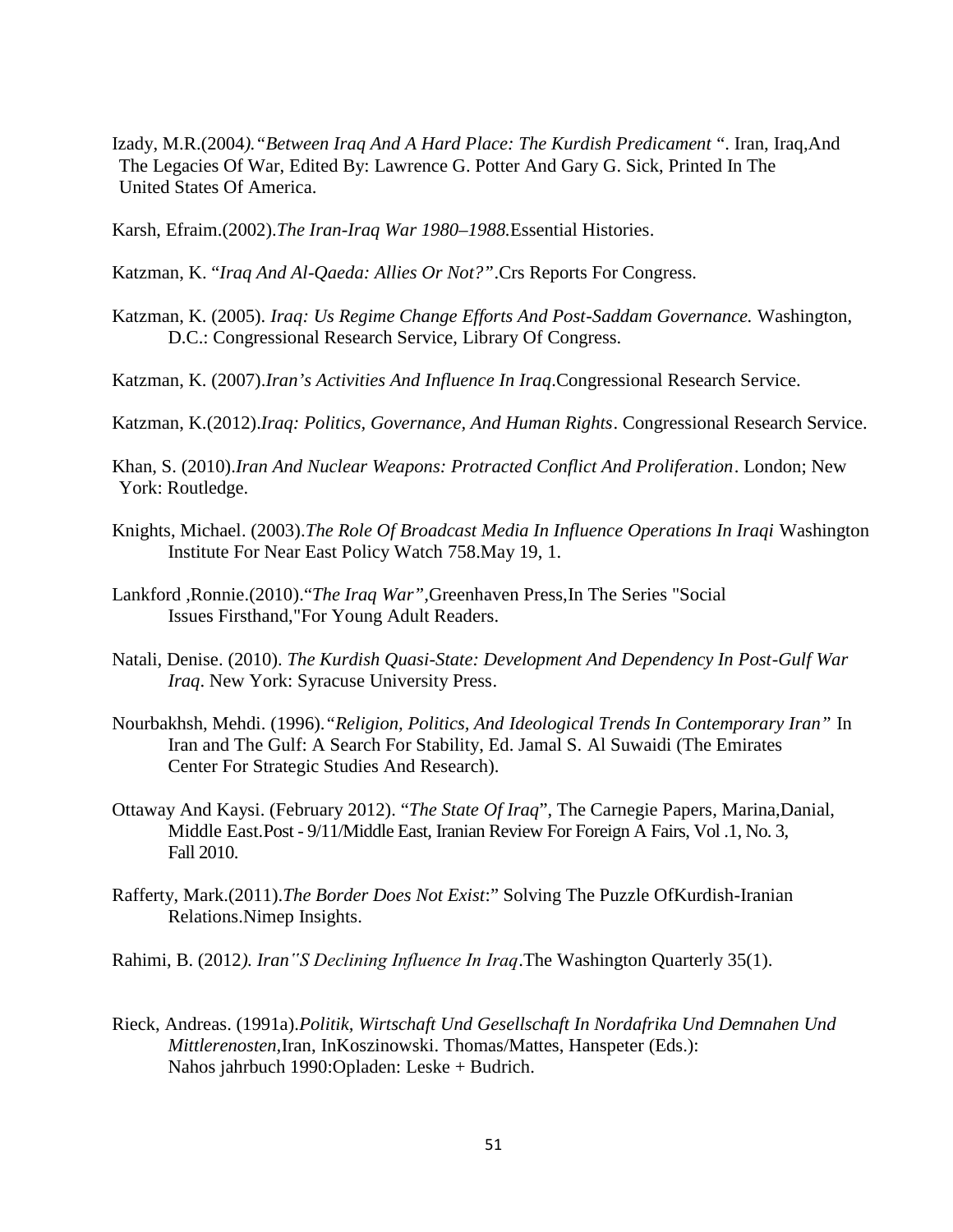Izady, M.R.(2004*).*"*Between Iraq And A Hard Place: The Kurdish Predicament* ". Iran, Iraq,And The Legacies Of War, Edited By: Lawrence G. Potter And Gary G. Sick, Printed In The United States Of America.

Karsh, Efraim.(2002).*The Iran-Iraq War 1980–1988.*Essential Histories.

Katzman, K. "*Iraq And Al-Qaeda: Allies Or Not?"*.Crs Reports For Congress.

Katzman, K. (2005). *Iraq: Us Regime Change Efforts And Post-Saddam Governance.* Washington, D.C.: Congressional Research Service, Library Of Congress.

Katzman, K. (2007).*Iran's Activities And Influence In Iraq*.Congressional Research Service.

Katzman, K.(2012).*Iraq: Politics, Governance, And Human Rights*. Congressional Research Service.

Khan, S. (2010).*Iran And Nuclear Weapons: Protracted Conflict And Proliferation*. London; New York: Routledge.

Knights, Michael. (2003).*The Role Of Broadcast Media In Influence Operations In Iraqi* Washington Institute For Near East Policy Watch 758.May 19, 1.

Lankford ,Ronnie.(2010)."*The Iraq War",*Greenhaven Press,In The Series "Social Issues Firsthand,"For Young Adult Readers.

Natali, Denise. (2010). *The Kurdish Quasi-State: Development And Dependency In Post-Gulf War Iraq*. New York: Syracuse University Press.

Nourbakhsh, Mehdi. (1996).*"Religion, Politics, And Ideological Trends In Contemporary Iran"* In Iran and The Gulf: A Search For Stability, Ed. Jamal S. Al Suwaidi (The Emirates Center For Strategic Studies And Research).

Ottaway And Kaysi. (February 2012). "*The State Of Iraq*", The Carnegie Papers, Marina,Danial, Middle East.Post - 9/11/Middle East, Iranian Review For Foreign A Fairs, Vol .1, No. 3, Fall 2010.

Rafferty, Mark.(2011).*The Border Does Not Exist*:" Solving The Puzzle OfKurdish-Iranian Relations.Nimep Insights.

Rahimi, B. (2012*). Iran"S Declining Influence In Iraq*.The Washington Quarterly 35(1).

Rieck, Andreas. (1991a).*Politik, Wirtschaft Und Gesellschaft In Nordafrika Und Demnahen Und Mittlerenosten,*Iran, InKoszinowski. Thomas/Mattes, Hanspeter (Eds.): Nahos jahrbuch 1990:Opladen: Leske + Budrich.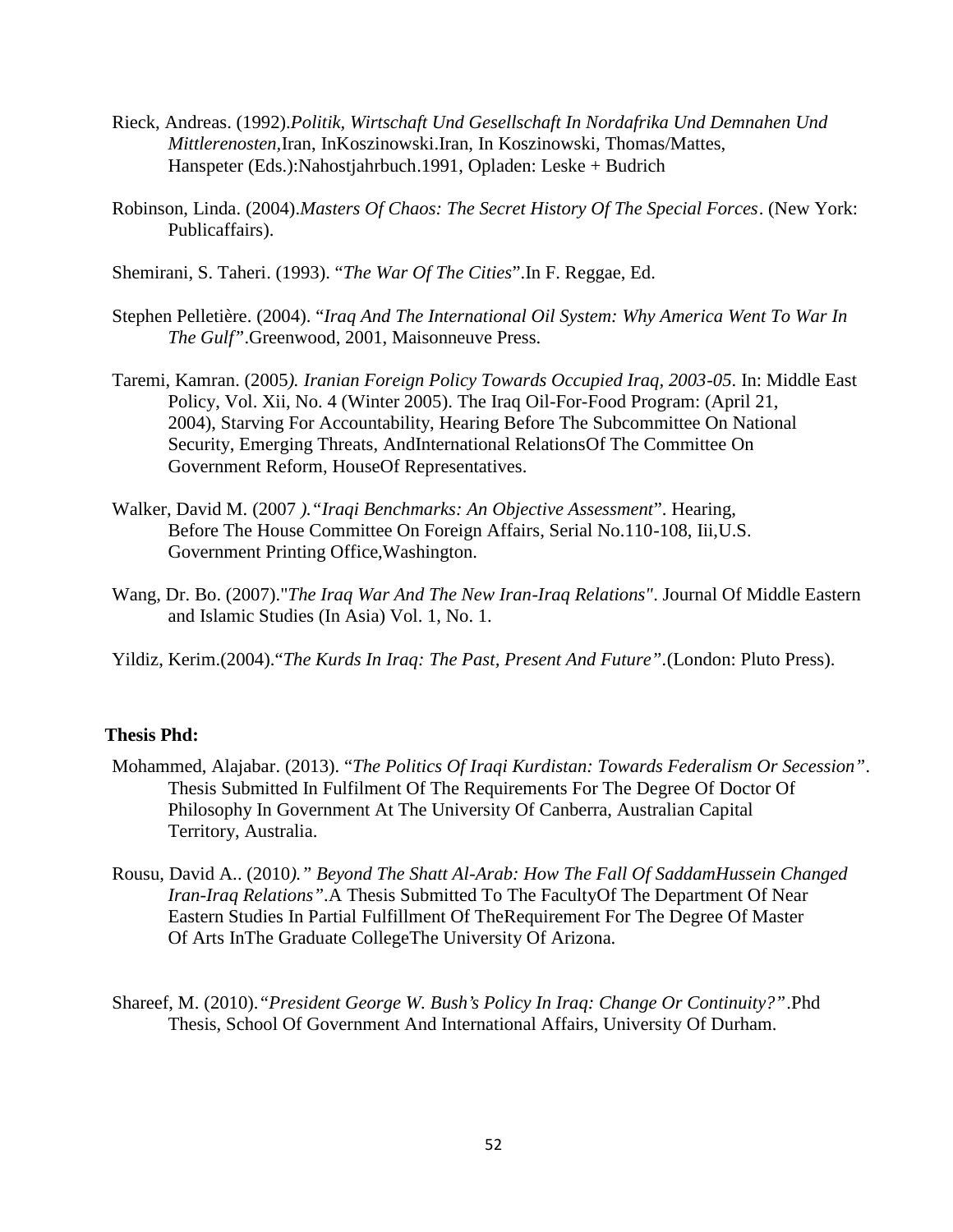Rieck, Andreas. (1992).*Politik, Wirtschaft Und Gesellschaft In Nordafrika Und Demnahen Und Mittlerenosten*,Iran, InKoszinowski.Iran, In Koszinowski, Thomas/Mattes, Hanspeter (Eds.):Nahostjahrbuch.1991, Opladen: Leske + Budrich

Robinson, Linda. (2004).*Masters Of Chaos: The Secret History Of The Special Forces*. (New York: Publicaffairs).

Shemirani, S. Taheri. (1993). "*The War Of The Cities*".In F. Reggae, Ed.

Stephen Pelletière. (2004). "*Iraq And The International Oil System: Why America Went To War In The Gulf*".Greenwood, 2001, Maisonneuve Press.

Taremi, Kamran. (2005*). Iranian Foreign Policy Towards Occupied Iraq, 2003-05*. In: Middle East Policy, Vol. Xii, No. 4 (Winter 2005). The Iraq Oil-For-Food Program: (April 21, 2004), Starving For Accountability, Hearing Before The Subcommittee On National Security, Emerging Threats, AndInternational RelationsOf The Committee On Government Reform, HouseOf Representatives.

Walker, David M. (2007 *)."Iraqi Benchmarks: An Objective Assessment*". Hearing, Before The House Committee On Foreign Affairs, Serial No.110-108, Iii,U.S. Government Printing Office,Washington.

Wang, Dr. Bo. (2007)."*The Iraq War And The New Iran-Iraq Relations"*. Journal Of Middle Eastern and Islamic Studies (In Asia) Vol. 1, No. 1.

Yildiz, Kerim.(2004)."*The Kurds In Iraq: The Past, Present And Future"*.(London: Pluto Press).

**Thesis Phd:**

Mohammed, Alajabar. (2013). "*The Politics Of Iraqi Kurdistan: Towards Federalism Or Secession"*. Thesis Submitted In Fulfilment Of The Requirements For The Degree Of Doctor Of Philosophy In Government At The University Of Canberra, Australian Capital Territory, Australia.

Rousu, David A.. (2010*)." Beyond The Shatt Al-Arab: How The Fall Of SaddamHussein Changed Iran-Iraq Relations"*.A Thesis Submitted To The FacultyOf The Department Of Near Eastern Studies In Partial Fulfillment Of TheRequirement For The Degree Of Master Of Arts InThe Graduate CollegeThe University Of Arizona.

Shareef, M. (2010).*"President George W. Bush's Policy In Iraq: Change Or Continuity?"*.Phd Thesis, School Of Government And International Affairs, University Of Durham.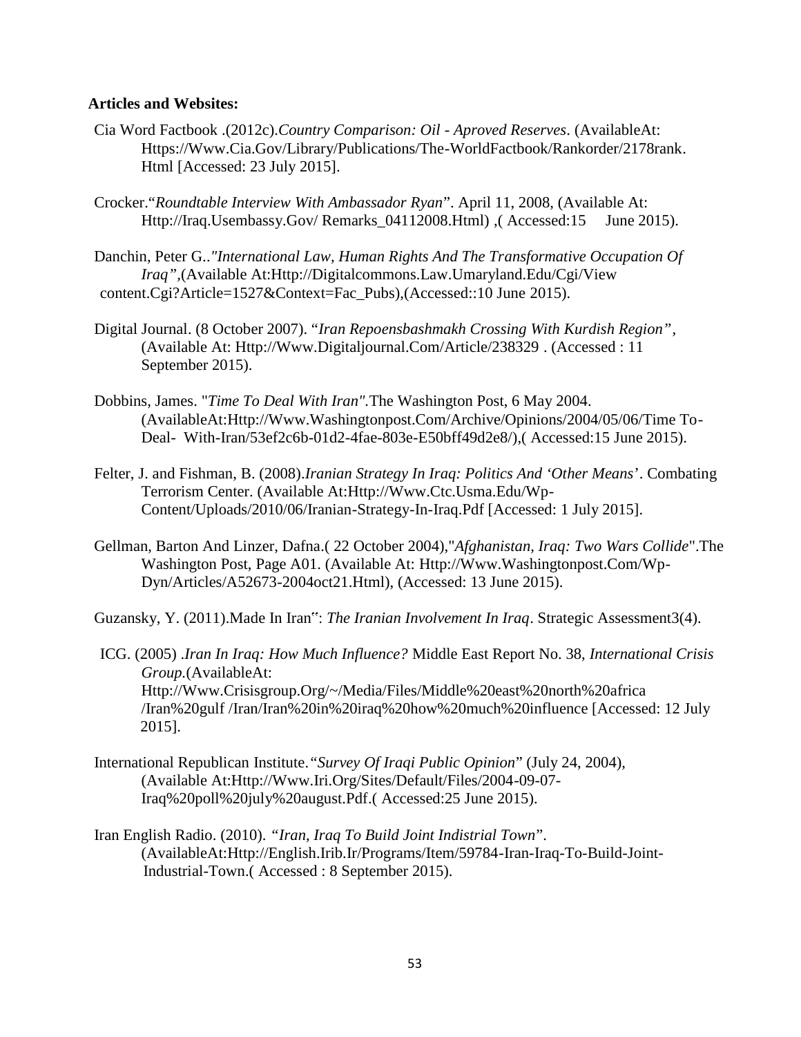**Articles and Websites:**

Cia Word Factbook .(2012c).*Country Comparison: Oil - Aproved Reserves*. (AvailableAt: Https://Www.Cia.Gov/Library/Publications/The-WorldFactbook/Rankorder/2178rank. Html [Accessed: 23 July 2015].

Crocker.“*Roundtable Interview With Ambassador Ryan*”. April 11, 2008, (Available At: Http://Iraq.Usembassy.Gov/ Remarks_04112008.Html) ,( Accessed:15 June 2015).

Danchin, Peter G..*"International Law, Human Rights And The Transformative Occupation Of Iraq"*,(Available At:Http://Digitalcommons.Law.Umaryland.Edu/Cgi/View content.Cgi?Article=1527&Context=Fac_Pubs),(Accessed::10 June 2015).

Digital Journal. (8 October 2007). “*Iran Repoensbashmakh Crossing With Kurdish Region”*, (Available At: Http://Www.Digitaljournal.Com/Article/238329 . (Accessed : 11 September 2015).

Dobbins, James. "*Time To Deal With Iran"*.The Washington Post, 6 May 2004. (AvailableAt:Http://Www.Washingtonpost.Com/Archive/Opinions/2004/05/06/Time To-Deal- With-Iran/53ef2c6b-01d2-4fae-803e-E50bff49d2e8/),( Accessed:15 June 2015).

Felter, J. and Fishman, B. (2008).*Iranian Strategy In Iraq: Politics And ‘Other Means’*. Combating Terrorism Center. (Available At:Http://Www.Ctc.Usma.Edu/Wp-Content/Uploads/2010/06/Iranian-Strategy-In-Iraq.Pdf [Accessed: 1 July 2015].

Gellman, Barton And Linzer, Dafna.( 22 October 2004),"*Afghanistan, Iraq: Two Wars Collide*".The Washington Post, Page A01. (Available At: Http://Www.Washingtonpost.Com/Wp-Dyn/Articles/A52673-2004oct21.Html), (Accessed: 13 June 2015).

Guzansky, Y. (2011).Made In Iran‟: *The Iranian Involvement In Iraq*. Strategic Assessment3(4).

ICG. (2005) .*Iran In Iraq: How Much Influence?* Middle East Report No. 38, *International Crisis Group.*(AvailableAt: Http://Www.Crisisgroup.Org/~/Media/Files/Middle%20east%20north%20africa /Iran%20gulf /Iran/Iran%20in%20iraq%20how%20much%20influence [Accessed: 12 July 2015].

International Republican Institute.*“Survey Of Iraqi Public Opinion*” (July 24, 2004), (Available At:Http://Www.Iri.Org/Sites/Default/Files/2004-09-07-Iraq%20poll%20july%20august.Pdf.( Accessed:25 June 2015).

Iran English Radio. (2010). *“Iran, Iraq To Build Joint Indistrial Town*”. (AvailableAt:Http://English.Irib.Ir/Programs/Item/59784-Iran-Iraq-To-Build-Joint-Industrial-Town.( Accessed : 8 September 2015).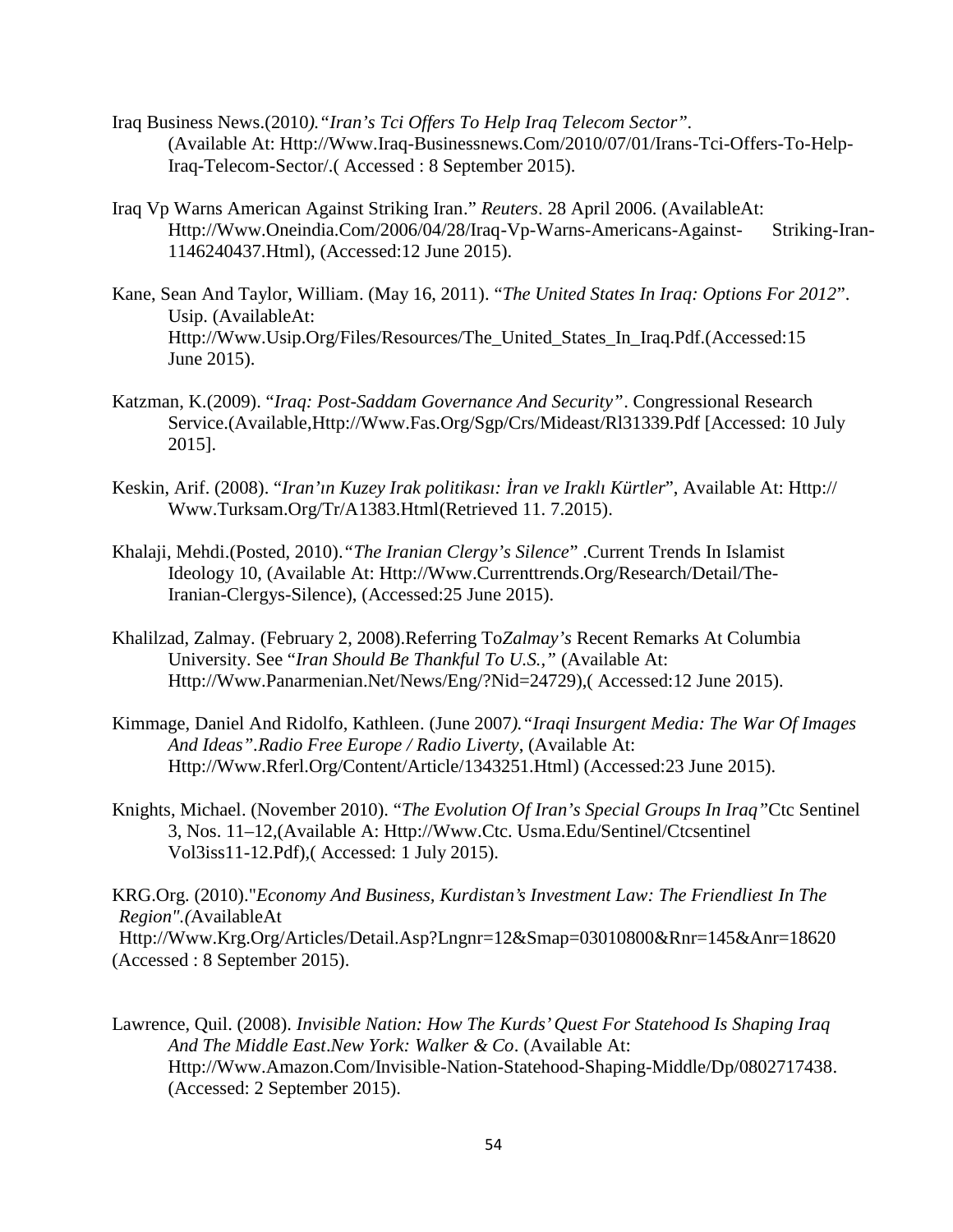Iraq Business News.(2010*)."Iran's Tci Offers To Help Iraq Telecom Sector"*. (Available At: Http://Www.Iraq-Businessnews.Com/2010/07/01/Irans-Tci-Offers-To-Help-Iraq-Telecom-Sector/.( Accessed : 8 September 2015).

Iraq Vp Warns American Against Striking Iran." *Reuters*. 28 April 2006. (AvailableAt: Http://Www.Oneindia.Com/2006/04/28/Iraq-Vp-Warns-Americans-Against- Striking-Iran-1146240437.Html), (Accessed:12 June 2015).

Kane, Sean And Taylor, William. (May 16, 2011). "*The United States In Iraq: Options For 2012*". Usip. (AvailableAt: Http://Www.Usip.Org/Files/Resources/The_United_States_In_Iraq.Pdf.(Accessed:15 June 2015).

Katzman, K.(2009). "*Iraq: Post-Saddam Governance And Security"*. Congressional Research Service.(Available,Http://Www.Fas.Org/Sgp/Crs/Mideast/Rl31339.Pdf [Accessed: 10 July 2015].

Keskin, Arif. (2008). "*Iran'ın Kuzey Irak politikası: İran ve Iraklı Kürtler*", Available At: Http:// Www.Turksam.Org/Tr/A1383.Html(Retrieved 11. 7.2015).

Khalaji, Mehdi.(Posted, 2010).*"The Iranian Clergy's Silence*" .Current Trends In Islamist Ideology 10, (Available At: Http://Www.Currenttrends.Org/Research/Detail/The-Iranian-Clergys-Silence), (Accessed:25 June 2015).

Khalilzad, Zalmay. (February 2, 2008).Referring To*Zalmay's* Recent Remarks At Columbia University. See "*Iran Should Be Thankful To U.S.,"* (Available At: Http://Www.Panarmenian.Net/News/Eng/?Nid=24729),( Accessed:12 June 2015).

Kimmage, Daniel And Ridolfo, Kathleen. (June 2007*)."Iraqi Insurgent Media: The War Of Images And Ideas".Radio Free Europe / Radio Liverty*, (Available At: Http://Www.Rferl.Org/Content/Article/1343251.Html) (Accessed:23 June 2015).

Knights, Michael. (November 2010). "*The Evolution Of Iran's Special Groups In Iraq"*Ctc Sentinel 3, Nos. 11–12,(Available A: Http://Www.Ctc. Usma.Edu/Sentinel/Ctcsentinel Vol3iss11-12.Pdf),( Accessed: 1 July 2015).

KRG.Org. (2010)."*Economy And Business, Kurdistan's Investment Law: The Friendliest In The Region".(*AvailableAt Http://Www.Krg.Org/Articles/Detail.Asp?Lngnr=12&Smap=03010800&Rnr=145&Anr=18620 (Accessed : 8 September 2015).

Lawrence, Quil. (2008). *Invisible Nation: How The Kurds' Quest For Statehood Is Shaping Iraq And The Middle East*.*New York: Walker & Co*. (Available At: Http://Www.Amazon.Com/Invisible-Nation-Statehood-Shaping-Middle/Dp/0802717438. (Accessed: 2 September 2015).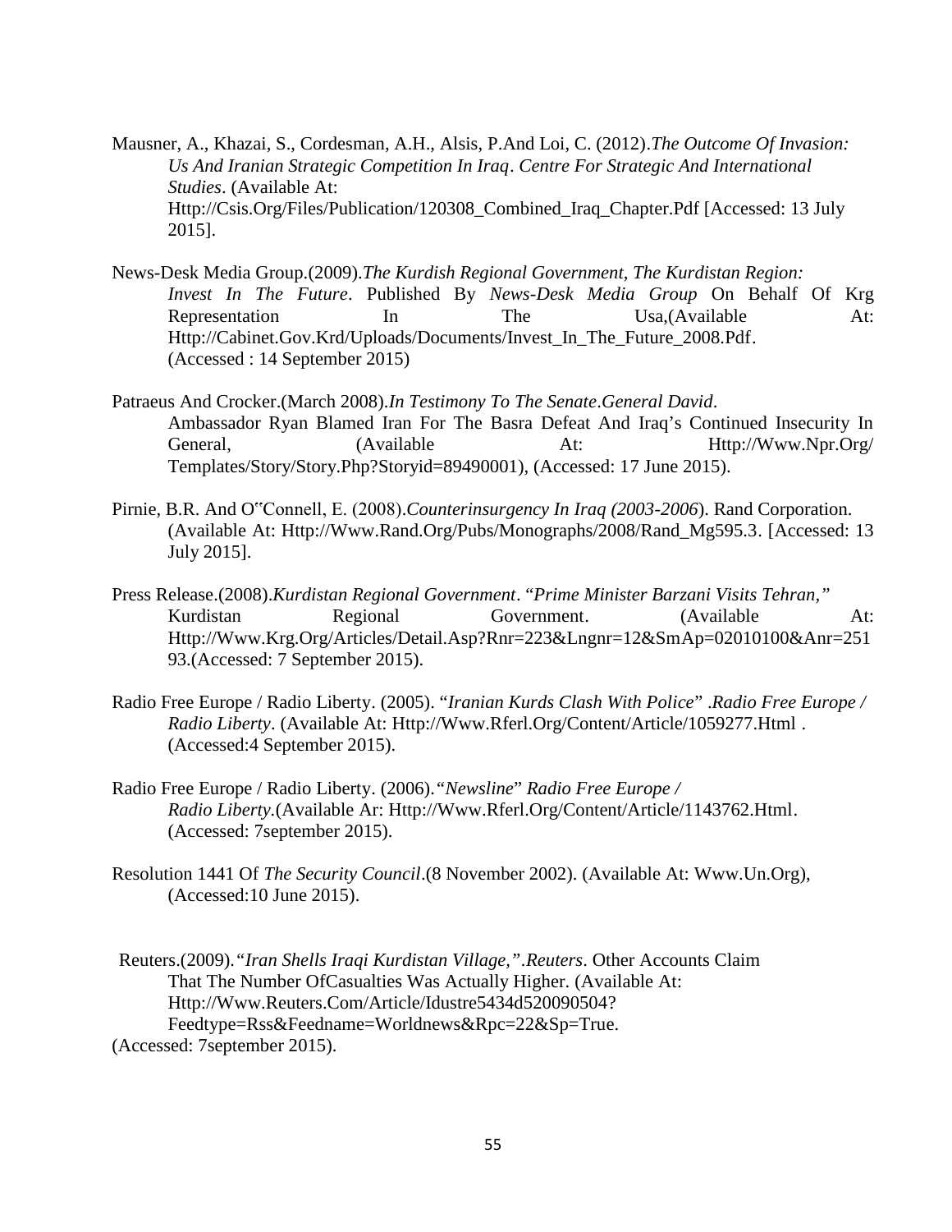Mausner, A., Khazai, S., Cordesman, A.H., Alsis, P.And Loi, C. (2012).*The Outcome Of Invasion: Us And Iranian Strategic Competition In Iraq*. *Centre For Strategic And International Studies*. (Available At: Http://Csis.Org/Files/Publication/120308_Combined_Iraq_Chapter.Pdf [Accessed: 13 July 2015].

News-Desk Media Group.(2009).*The Kurdish Regional Government, The Kurdistan Region: Invest In The Future*. Published By *News-Desk Media Group* On Behalf Of Krg Representation In The Usa,(Available At: Http://Cabinet.Gov.Krd/Uploads/Documents/Invest_In_The_Future_2008.Pdf. (Accessed : 14 September 2015)

Patraeus And Crocker.(March 2008).*In Testimony To The Senate*.*General David*. Ambassador Ryan Blamed Iran For The Basra Defeat And Iraq's Continued Insecurity In General, (Available At: Http://Www.Npr.Org/ Templates/Story/Story.Php?Storyid=89490001), (Accessed: 17 June 2015).

Pirnie, B.R. And O‟Connell, E. (2008).*Counterinsurgency In Iraq (2003-2006*). Rand Corporation. (Available At: Http://Www.Rand.Org/Pubs/Monographs/2008/Rand_Mg595.3. [Accessed: 13 July 2015].

Press Release.(2008).*Kurdistan Regional Government*. "*Prime Minister Barzani Visits Tehran,"* Kurdistan Regional Government. (Available At: Http://Www.Krg.Org/Articles/Detail.Asp?Rnr=223&Lngnr=12&SmAp=02010100&Anr=25193.(Accessed: 7 September 2015).

Radio Free Europe / Radio Liberty. (2005). "*Iranian Kurds Clash With Police*" .*Radio Free Europe / Radio Liberty*. (Available At: Http://Www.Rferl.Org/Content/Article/1059277.Html . (Accessed:4 September 2015).

Radio Free Europe / Radio Liberty. (2006).*"Newsline*" *Radio Free Europe / Radio Liberty*.(Available Ar: Http://Www.Rferl.Org/Content/Article/1143762.Html. (Accessed: 7september 2015).

Resolution 1441 Of *The Security Council*.(8 November 2002). (Available At: Www.Un.Org), (Accessed:10 June 2015).

Reuters.(2009).*"Iran Shells Iraqi Kurdistan Village,"*.*Reuters*. Other Accounts Claim That The Number OfCasualties Was Actually Higher. (Available At: Http://Www.Reuters.Com/Article/Idustre5434d520090504? Feedtype=Rss&Feedname=Worldnews&Rpc=22&Sp=True. (Accessed: 7september 2015).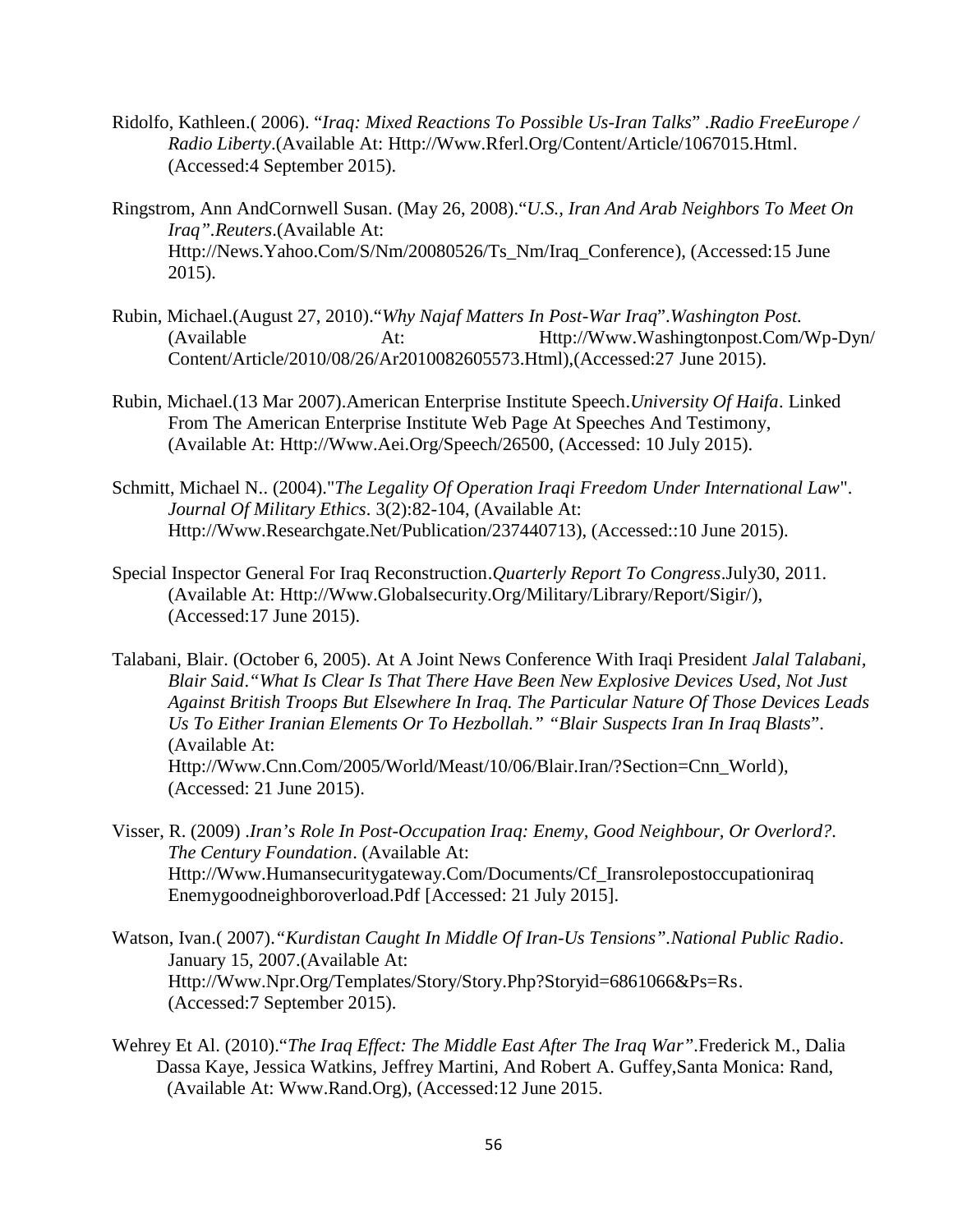Ridolfo, Kathleen.( 2006). "*Iraq: Mixed Reactions To Possible Us-Iran Talks*" .*Radio FreeEurope / Radio Liberty*.(Available At: Http://Www.Rferl.Org/Content/Article/1067015.Html. (Accessed:4 September 2015).

Ringstrom, Ann AndCornwell Susan. (May 26, 2008)."*U.S., Iran And Arab Neighbors To Meet On Iraq"*.*Reuters*.(Available At: Http://News.Yahoo.Com/S/Nm/20080526/Ts_Nm/Iraq_Conference), (Accessed:15 June 2015).

Rubin, Michael.(August 27, 2010)."*Why Najaf Matters In Post-War Iraq*".*Washington Post.* (Available At: Http://Www.Washingtonpost.Com/Wp-Dyn/ Content/Article/2010/08/26/Ar2010082605573.Html),(Accessed:27 June 2015).

Rubin, Michael.(13 Mar 2007).American Enterprise Institute Speech.*University Of Haifa*. Linked From The American Enterprise Institute Web Page At Speeches And Testimony, (Available At: Http://Www.Aei.Org/Speech/26500, (Accessed: 10 July 2015).

Schmitt, Michael N.. (2004)."*The Legality Of Operation Iraqi Freedom Under International Law*". *Journal Of Military Ethics*. 3(2):82-104, (Available At: Http://Www.Researchgate.Net/Publication/237440713), (Accessed::10 June 2015).

Special Inspector General For Iraq Reconstruction.*Quarterly Report To Congress*.July30, 2011. (Available At: Http://Www.Globalsecurity.Org/Military/Library/Report/Sigir/), (Accessed:17 June 2015).

Talabani, Blair. (October 6, 2005). At A Joint News Conference With Iraqi President *Jalal Talabani, Blair Said."What Is Clear Is That There Have Been New Explosive Devices Used, Not Just Against British Troops But Elsewhere In Iraq. The Particular Nature Of Those Devices Leads Us To Either Iranian Elements Or To Hezbollah." "Blair Suspects Iran In Iraq Blasts*". (Available At: Http://Www.Cnn.Com/2005/World/Meast/10/06/Blair.Iran/?Section=Cnn_World), (Accessed: 21 June 2015).

Visser, R. (2009) .*Iran's Role In Post-Occupation Iraq: Enemy, Good Neighbour, Or Overlord?. The Century Foundation*. (Available At: Http://Www.Humansecuritygateway.Com/Documents/Cf_Iransrolepostoccupationiraq Enemygoodneighboroverload.Pdf [Accessed: 21 July 2015].

Watson, Ivan.( 2007).*"Kurdistan Caught In Middle Of Iran-Us Tensions"*.*National Public Radio*. January 15, 2007.(Available At: Http://Www.Npr.Org/Templates/Story/Story.Php?Storyid=6861066&Ps=Rs. (Accessed:7 September 2015).

Wehrey Et Al. (2010)."*The Iraq Effect: The Middle East After The Iraq War"*.Frederick M., Dalia Dassa Kaye, Jessica Watkins, Jeffrey Martini, And Robert A. Guffey,Santa Monica: Rand, (Available At: Www.Rand.Org), (Accessed:12 June 2015.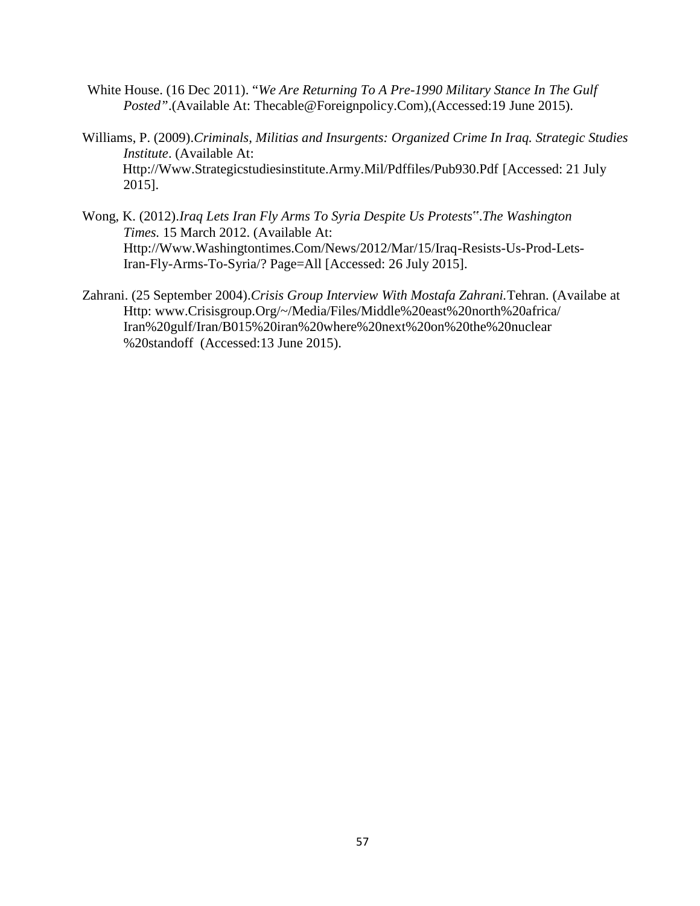White House. (16 Dec 2011). "*We Are Returning To A Pre-1990 Military Stance In The Gulf Posted"*.(Available At: Thecable@Foreignpolicy.Com),(Accessed:19 June 2015).

Williams, P. (2009).*Criminals, Militias and Insurgents: Organized Crime In Iraq. Strategic Studies Institute*. (Available At: Http://Www.Strategicstudiesinstitute.Army.Mil/Pdffiles/Pub930.Pdf [Accessed: 21 July 2015].

Wong, K. (2012).*Iraq Lets Iran Fly Arms To Syria Despite Us Protests*‟.*The Washington Times.* 15 March 2012. (Available At: Http://Www.Washingtontimes.Com/News/2012/Mar/15/Iraq-Resists-Us-Prod-Lets-Iran-Fly-Arms-To-Syria/? Page=All [Accessed: 26 July 2015].

Zahrani. (25 September 2004).*Crisis Group Interview With Mostafa Zahrani.*Tehran. (Availabe at Http: www.Crisisgroup.Org/~/Media/Files/Middle%20east%20north%20africa/Iran%20gulf/Iran/B015%20iran%20where%20next%20on%20the%20nuclear%20standoff (Accessed:13 June 2015).